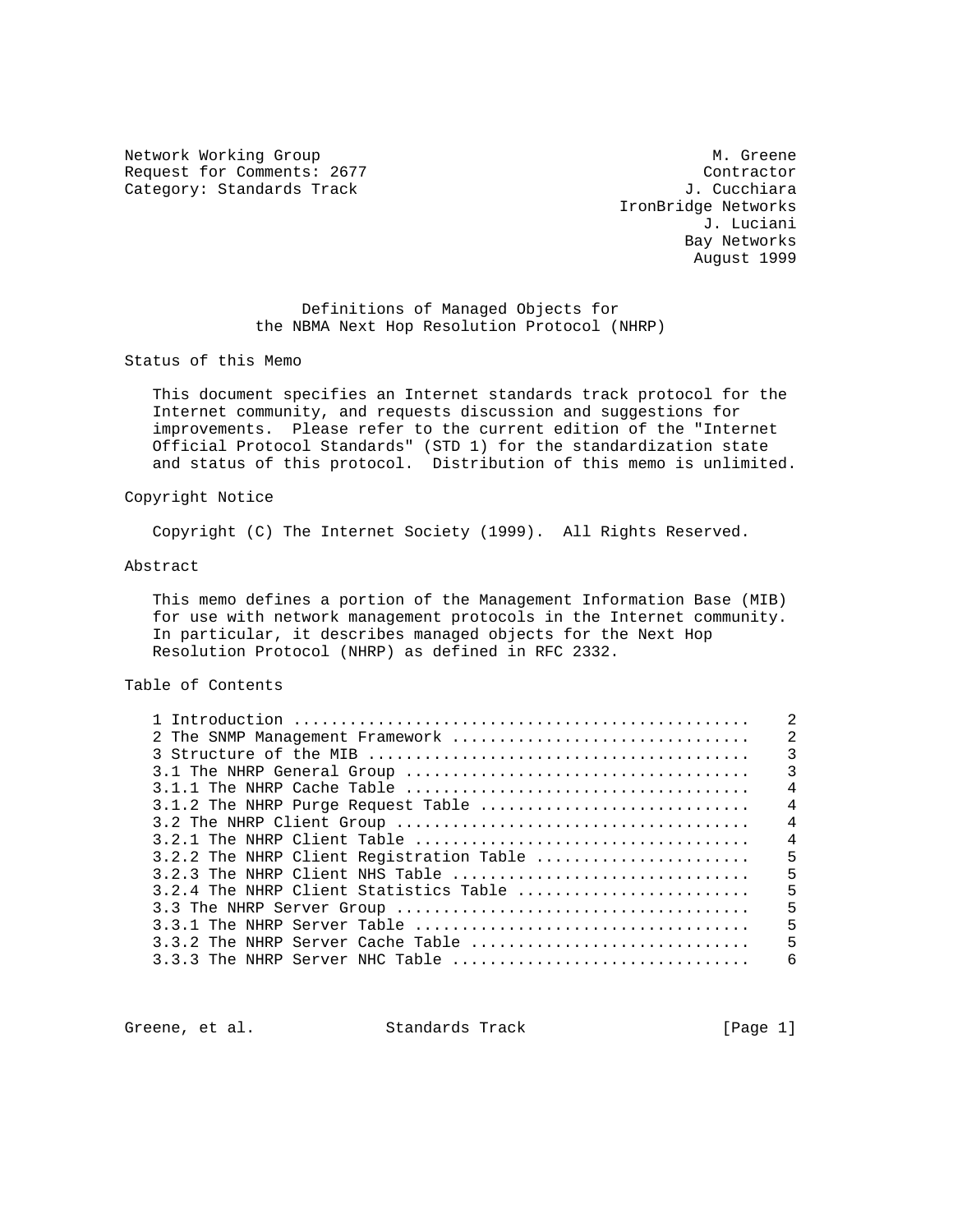Network Working Group M. Greene
Request for Comments: 2677 Contractor
Category: Standards Track J. Cucchiara
IronBridge Networks
J. Luciani
Bay Networks
August 1999

# Definitions of Managed Objects for the NBMA Next Hop Resolution Protocol (NHRP)

## Status of this Memo

This document specifies an Internet standards track protocol for the Internet community, and requests discussion and suggestions for improvements. Please refer to the current edition of the "Internet Official Protocol Standards" (STD 1) for the standardization state and status of this protocol. Distribution of this memo is unlimited.

## Copyright Notice

Copyright (C) The Internet Society (1999). All Rights Reserved.

## Abstract

This memo defines a portion of the Management Information Base (MIB) for use with network management protocols in the Internet community. In particular, it describes managed objects for the Next Hop Resolution Protocol (NHRP) as defined in RFC 2332.

## Table of Contents

```
1 Introduction ................................................   2
2 The SNMP Management Framework ...............................   2
3 Structure of the MIB ........................................   3
3.1 The NHRP General Group ....................................   3
3.1.1 The NHRP Cache Table ....................................   4
3.1.2 The NHRP Purge Request Table ............................   4
3.2 The NHRP Client Group .....................................   4
3.2.1 The NHRP Client Table ...................................   4
3.2.2 The NHRP Client Registration Table ......................   5
3.2.3 The NHRP Client NHS Table ...............................   5
3.2.4 The NHRP Client Statistics Table ........................   5
3.3 The NHRP Server Group .....................................   5
3.3.1 The NHRP Server Table ...................................   5
3.3.2 The NHRP Server Cache Table .............................   5
3.3.3 The NHRP Server NHC Table ...............................   6
```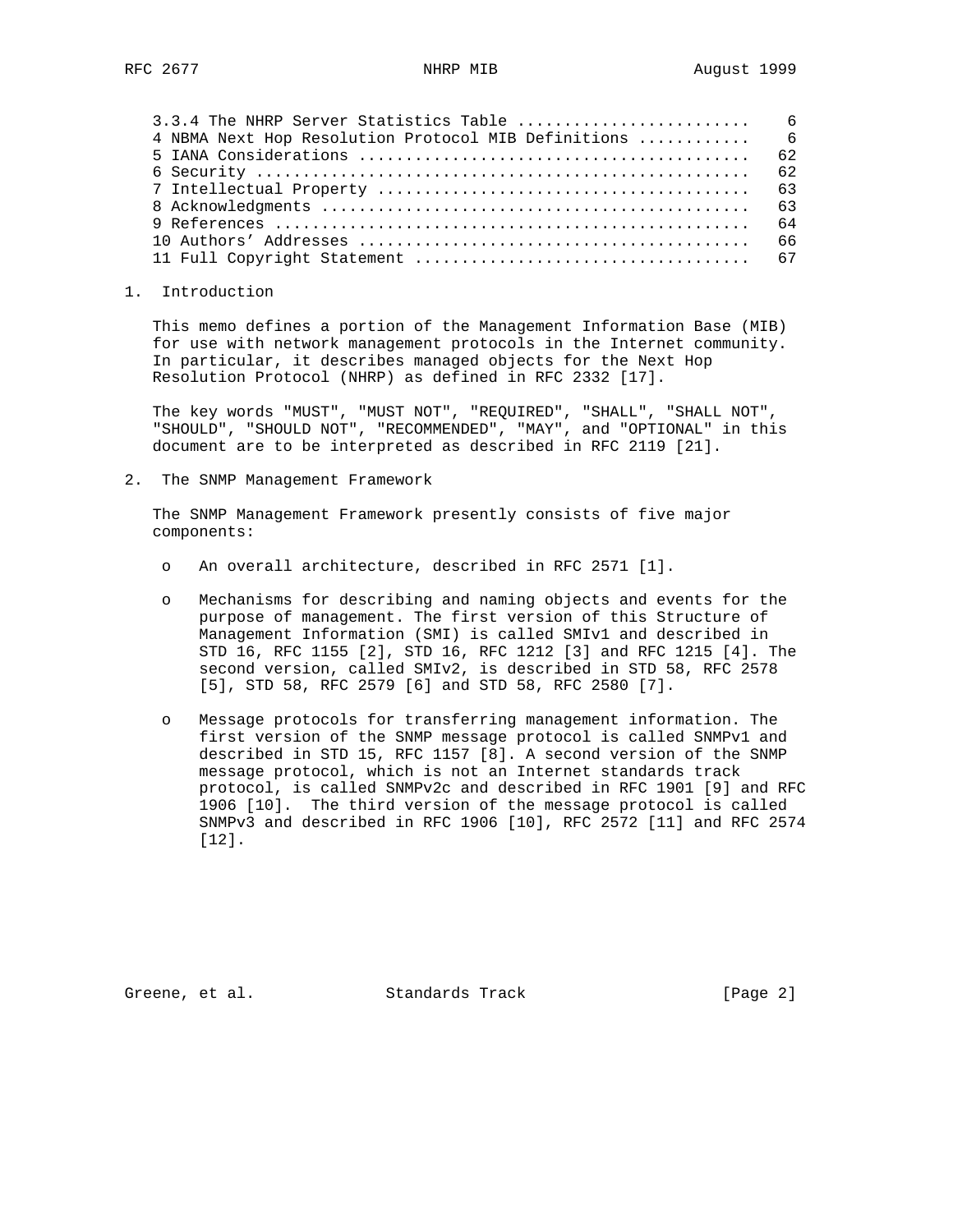3.3.4 The NHRP Server Statistics Table ........................ 6
4 NBMA Next Hop Resolution Protocol MIB Definitions ........... 6
5 IANA Considerations ......................................... 62
6 Security .................................................... 62
7 Intellectual Property ....................................... 63
8 Acknowledgments ............................................. 63
9 References .................................................. 64
10 Authors’ Addresses ......................................... 66
11 Full Copyright Statement ................................... 67

## 1. Introduction

This memo defines a portion of the Management Information Base (MIB) for use with network management protocols in the Internet community. In particular, it describes managed objects for the Next Hop Resolution Protocol (NHRP) as defined in RFC 2332 [17].

The key words "MUST", "MUST NOT", "REQUIRED", "SHALL", "SHALL NOT", "SHOULD", "SHOULD NOT", "RECOMMENDED", "MAY", and "OPTIONAL" in this document are to be interpreted as described in RFC 2119 [21].

## 2. The SNMP Management Framework

The SNMP Management Framework presently consists of five major components:

- An overall architecture, described in RFC 2571 [1].

- Mechanisms for describing and naming objects and events for the purpose of management. The first version of this Structure of Management Information (SMI) is called SMIv1 and described in STD 16, RFC 1155 [2], STD 16, RFC 1212 [3] and RFC 1215 [4]. The second version, called SMIv2, is described in STD 58, RFC 2578 [5], STD 58, RFC 2579 [6] and STD 58, RFC 2580 [7].

- Message protocols for transferring management information. The first version of the SNMP message protocol is called SNMPv1 and described in STD 15, RFC 1157 [8]. A second version of the SNMP message protocol, which is not an Internet standards track protocol, is called SNMPv2c and described in RFC 1901 [9] and RFC 1906 [10]. The third version of the message protocol is called SNMPv3 and described in RFC 1906 [10], RFC 2572 [11] and RFC 2574 [12].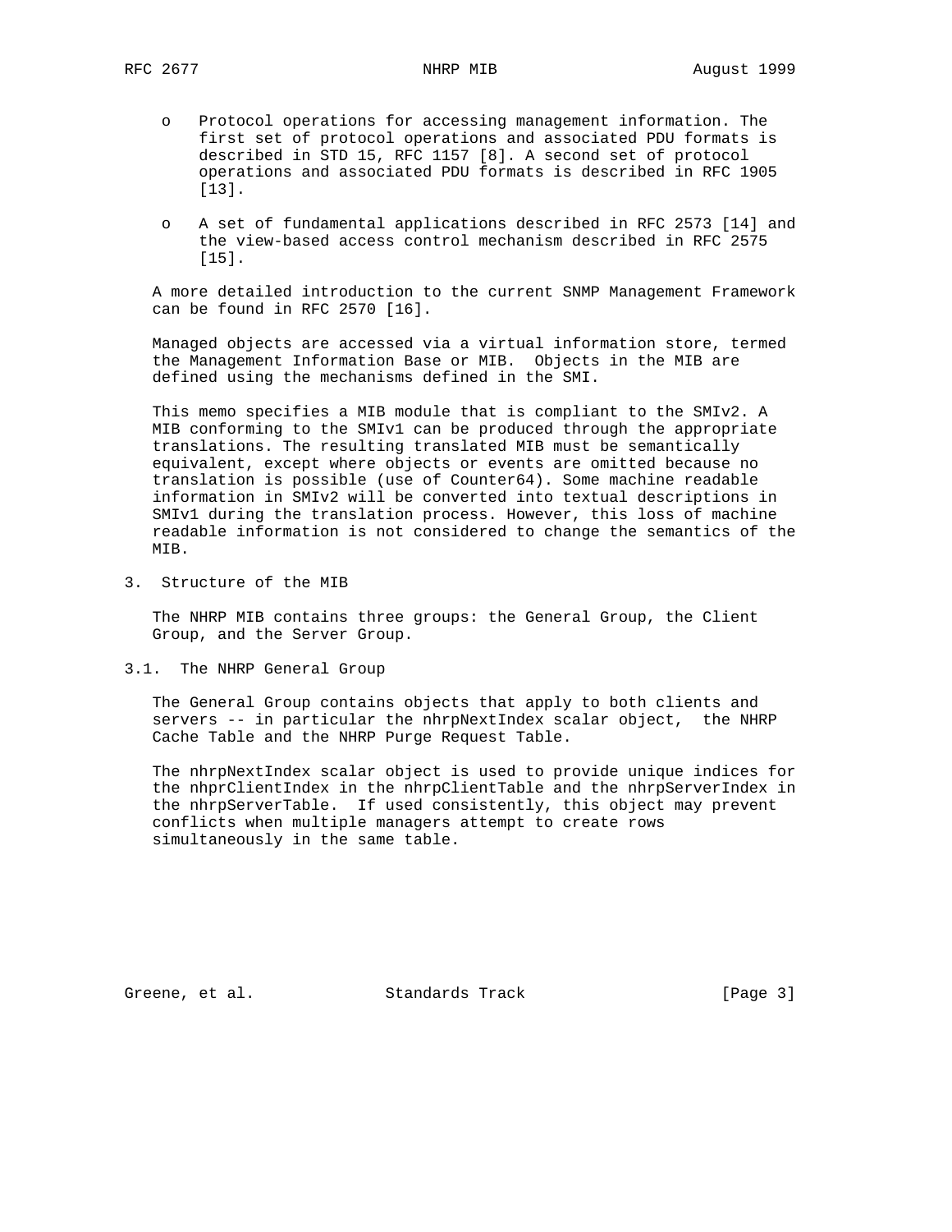- Protocol operations for accessing management information. The first set of protocol operations and associated PDU formats is described in STD 15, RFC 1157 [8]. A second set of protocol operations and associated PDU formats is described in RFC 1905 [13].

- A set of fundamental applications described in RFC 2573 [14] and the view-based access control mechanism described in RFC 2575 [15].

A more detailed introduction to the current SNMP Management Framework can be found in RFC 2570 [16].

Managed objects are accessed via a virtual information store, termed the Management Information Base or MIB. Objects in the MIB are defined using the mechanisms defined in the SMI.

This memo specifies a MIB module that is compliant to the SMIv2. A MIB conforming to the SMIv1 can be produced through the appropriate translations. The resulting translated MIB must be semantically equivalent, except where objects or events are omitted because no translation is possible (use of Counter64). Some machine readable information in SMIv2 will be converted into textual descriptions in SMIv1 during the translation process. However, this loss of machine readable information is not considered to change the semantics of the MIB.

## 3. Structure of the MIB

The NHRP MIB contains three groups: the General Group, the Client Group, and the Server Group.

### 3.1. The NHRP General Group

The General Group contains objects that apply to both clients and servers -- in particular the nhrpNextIndex scalar object, the NHRP Cache Table and the NHRP Purge Request Table.

The nhrpNextIndex scalar object is used to provide unique indices for the nhprClientIndex in the nhrpClientTable and the nhrpServerIndex in the nhrpServerTable. If used consistently, this object may prevent conflicts when multiple managers attempt to create rows simultaneously in the same table.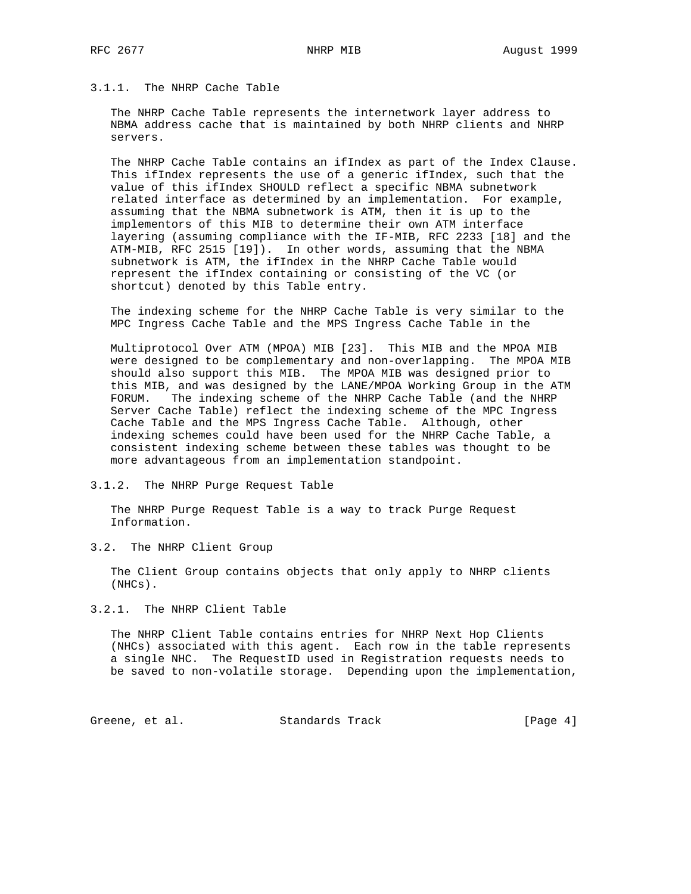### 3.1.1. The NHRP Cache Table

The NHRP Cache Table represents the internetwork layer address to NBMA address cache that is maintained by both NHRP clients and NHRP servers.

The NHRP Cache Table contains an ifIndex as part of the Index Clause. This ifIndex represents the use of a generic ifIndex, such that the value of this ifIndex SHOULD reflect a specific NBMA subnetwork related interface as determined by an implementation. For example, assuming that the NBMA subnetwork is ATM, then it is up to the implementors of this MIB to determine their own ATM interface layering (assuming compliance with the IF-MIB, RFC 2233 [18] and the ATM-MIB, RFC 2515 [19]). In other words, assuming that the NBMA subnetwork is ATM, the ifIndex in the NHRP Cache Table would represent the ifIndex containing or consisting of the VC (or shortcut) denoted by this Table entry.

The indexing scheme for the NHRP Cache Table is very similar to the MPC Ingress Cache Table and the MPS Ingress Cache Table in the Multiprotocol Over ATM (MPOA) MIB [23]. This MIB and the MPOA MIB were designed to be complementary and non-overlapping. The MPOA MIB should also support this MIB. The MPOA MIB was designed prior to this MIB, and was designed by the LANE/MPOA Working Group in the ATM FORUM. The indexing scheme of the NHRP Cache Table (and the NHRP Server Cache Table) reflect the indexing scheme of the MPC Ingress Cache Table and the MPS Ingress Cache Table. Although, other indexing schemes could have been used for the NHRP Cache Table, a consistent indexing scheme between these tables was thought to be more advantageous from an implementation standpoint.

### 3.1.2. The NHRP Purge Request Table

The NHRP Purge Request Table is a way to track Purge Request Information.

## 3.2. The NHRP Client Group

The Client Group contains objects that only apply to NHRP clients (NHCs).

### 3.2.1. The NHRP Client Table

The NHRP Client Table contains entries for NHRP Next Hop Clients (NHCs) associated with this agent. Each row in the table represents a single NHC. The RequestID used in Registration requests needs to be saved to non-volatile storage. Depending upon the implementation,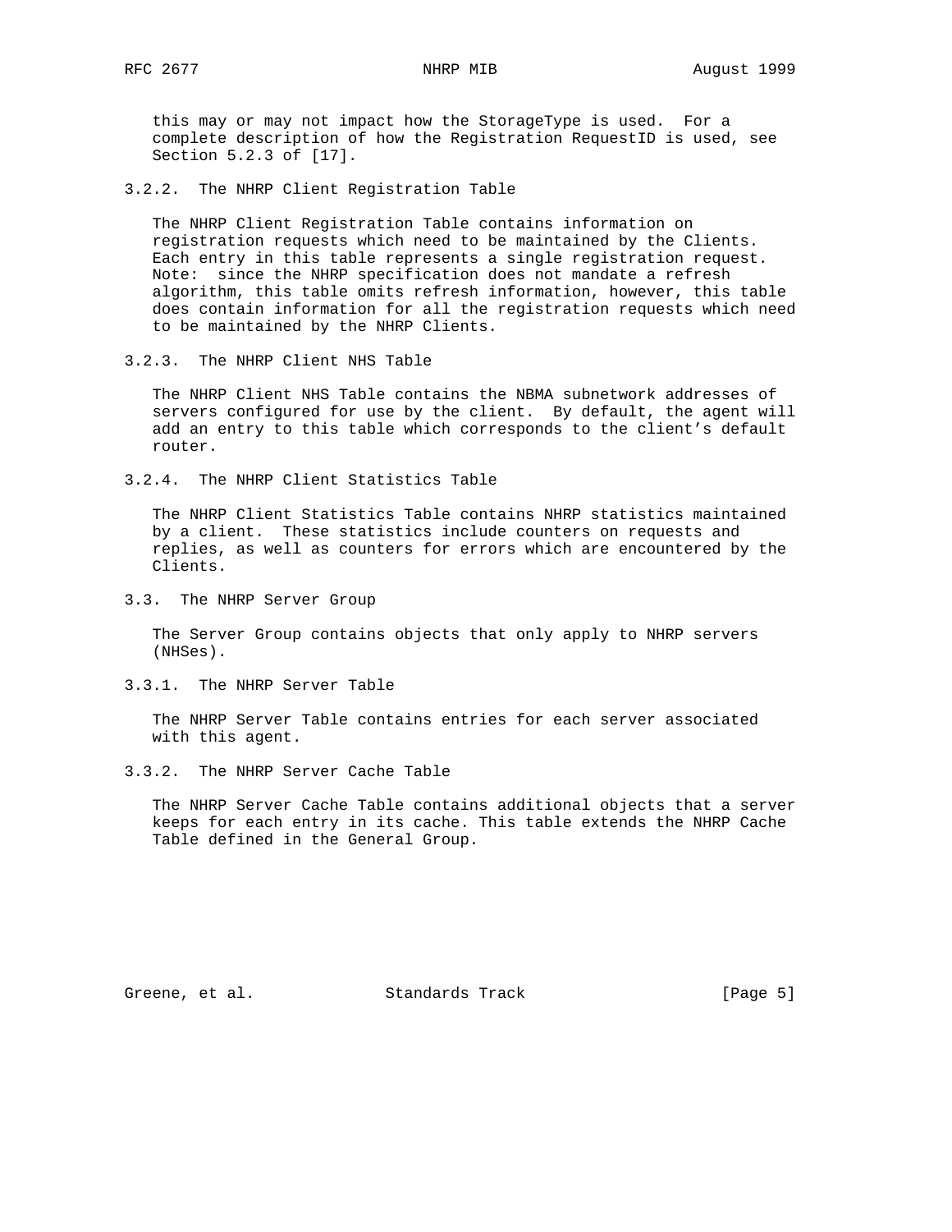this may or may not impact how the StorageType is used. For a complete description of how the Registration RequestID is used, see Section 5.2.3 of [17].

### 3.2.2. The NHRP Client Registration Table

The NHRP Client Registration Table contains information on registration requests which need to be maintained by the Clients. Each entry in this table represents a single registration request. Note: since the NHRP specification does not mandate a refresh algorithm, this table omits refresh information, however, this table does contain information for all the registration requests which need to be maintained by the NHRP Clients.

### 3.2.3. The NHRP Client NHS Table

The NHRP Client NHS Table contains the NBMA subnetwork addresses of servers configured for use by the client. By default, the agent will add an entry to this table which corresponds to the client's default router.

### 3.2.4. The NHRP Client Statistics Table

The NHRP Client Statistics Table contains NHRP statistics maintained by a client. These statistics include counters on requests and replies, as well as counters for errors which are encountered by the Clients.

## 3.3. The NHRP Server Group

The Server Group contains objects that only apply to NHRP servers (NHSes).

### 3.3.1. The NHRP Server Table

The NHRP Server Table contains entries for each server associated with this agent.

### 3.3.2. The NHRP Server Cache Table

The NHRP Server Cache Table contains additional objects that a server keeps for each entry in its cache. This table extends the NHRP Cache Table defined in the General Group.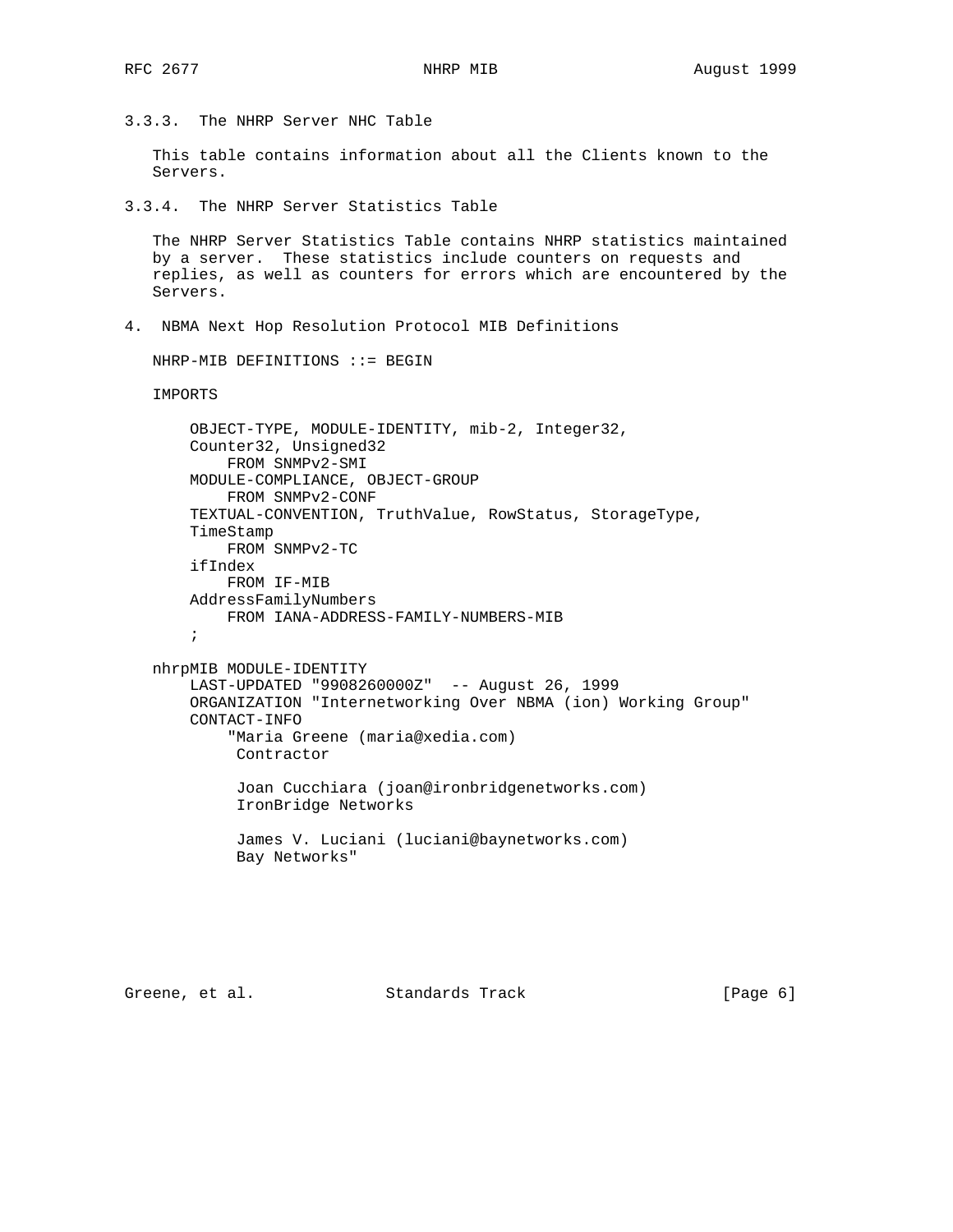### 3.3.3. The NHRP Server NHC Table

This table contains information about all the Clients known to the Servers.

### 3.3.4. The NHRP Server Statistics Table

The NHRP Server Statistics Table contains NHRP statistics maintained by a server. These statistics include counters on requests and replies, as well as counters for errors which are encountered by the Servers.

## 4. NBMA Next Hop Resolution Protocol MIB Definitions

```
NHRP-MIB DEFINITIONS ::= BEGIN

IMPORTS

    OBJECT-TYPE, MODULE-IDENTITY, mib-2, Integer32,
    Counter32, Unsigned32
        FROM SNMPv2-SMI
    MODULE-COMPLIANCE, OBJECT-GROUP
        FROM SNMPv2-CONF
    TEXTUAL-CONVENTION, TruthValue, RowStatus, StorageType,
    TimeStamp
        FROM SNMPv2-TC
    ifIndex
        FROM IF-MIB
    AddressFamilyNumbers
        FROM IANA-ADDRESS-FAMILY-NUMBERS-MIB
    ;

nhrpMIB MODULE-IDENTITY
    LAST-UPDATED "9908260000Z"  -- August 26, 1999
    ORGANIZATION "Internetworking Over NBMA (ion) Working Group"
    CONTACT-INFO
        "Maria Greene (maria@xedia.com)
         Contractor

         Joan Cucchiara (joan@ironbridgenetworks.com)
         IronBridge Networks

         James V. Luciani (luciani@baynetworks.com)
         Bay Networks"
```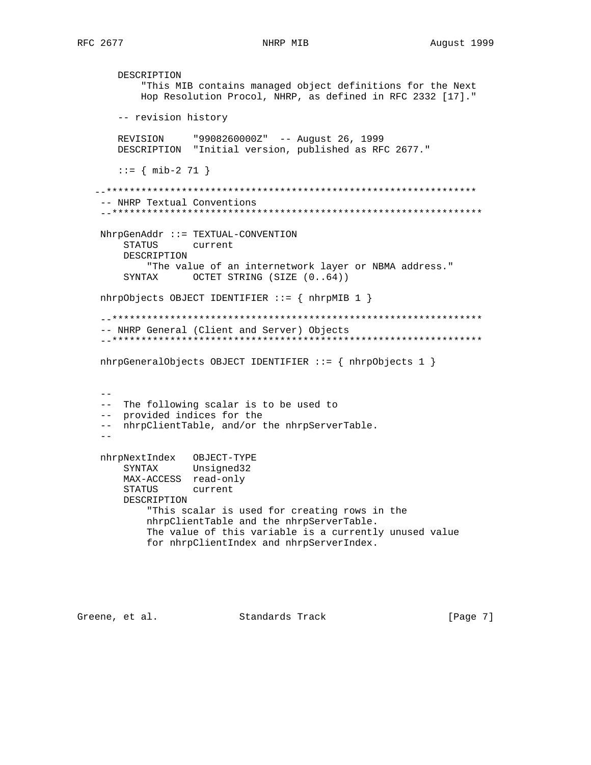```
       DESCRIPTION
           "This MIB contains managed object definitions for the Next
           Hop Resolution Procol, NHRP, as defined in RFC 2332 [17]."

       -- revision history

       REVISION     "9908260000Z"  -- August 26, 1999
       DESCRIPTION  "Initial version, published as RFC 2677."

       ::= { mib-2 71 }

   --****************************************************************
   -- NHRP Textual Conventions
   --****************************************************************

   NhrpGenAddr ::= TEXTUAL-CONVENTION
       STATUS      current
       DESCRIPTION
           "The value of an internetwork layer or NBMA address."
       SYNTAX      OCTET STRING (SIZE (0..64))

   nhrpObjects OBJECT IDENTIFIER ::= { nhrpMIB 1 }

   --****************************************************************
   -- NHRP General (Client and Server) Objects
   --****************************************************************

   nhrpGeneralObjects OBJECT IDENTIFIER ::= { nhrpObjects 1 }


   --
   --  The following scalar is to be used to
   --  provided indices for the
   --  nhrpClientTable, and/or the nhrpServerTable.
   --

   nhrpNextIndex   OBJECT-TYPE
       SYNTAX      Unsigned32
       MAX-ACCESS  read-only
       STATUS      current
       DESCRIPTION
           "This scalar is used for creating rows in the
           nhrpClientTable and the nhrpServerTable.
           The value of this variable is a currently unused value
           for nhrpClientIndex and nhrpServerIndex.
```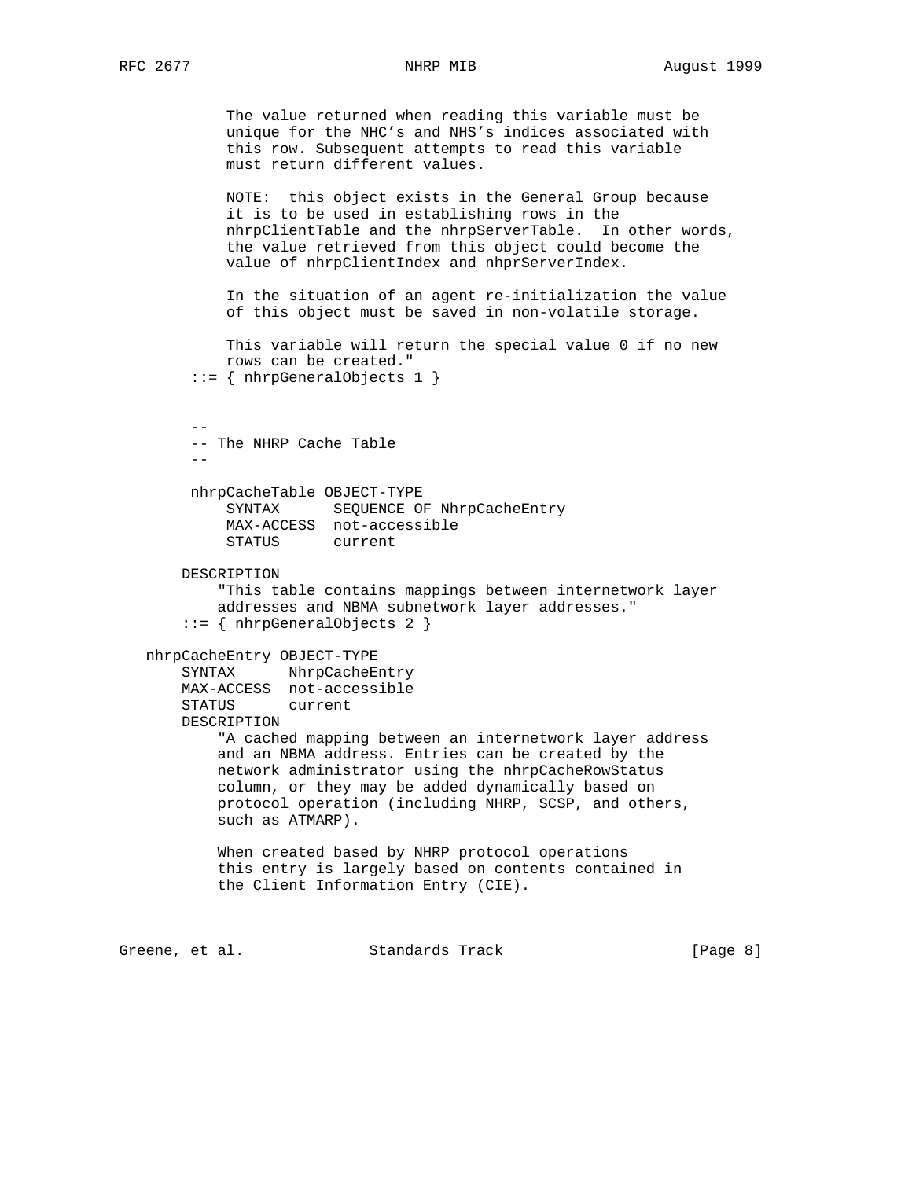```
            The value returned when reading this variable must be
            unique for the NHC's and NHS's indices associated with
            this row. Subsequent attempts to read this variable
            must return different values.

            NOTE:  this object exists in the General Group because
            it is to be used in establishing rows in the
            nhrpClientTable and the nhrpServerTable.  In other words,
            the value retrieved from this object could become the
            value of nhrpClientIndex and nhprServerIndex.

            In the situation of an agent re-initialization the value
            of this object must be saved in non-volatile storage.

            This variable will return the special value 0 if no new
            rows can be created."
        ::= { nhrpGeneralObjects 1 }


        --
        -- The NHRP Cache Table
        --

        nhrpCacheTable OBJECT-TYPE
            SYNTAX      SEQUENCE OF NhrpCacheEntry
            MAX-ACCESS  not-accessible
            STATUS      current

       DESCRIPTION
           "This table contains mappings between internetwork layer
           addresses and NBMA subnetwork layer addresses."
       ::= { nhrpGeneralObjects 2 }

   nhrpCacheEntry OBJECT-TYPE
       SYNTAX      NhrpCacheEntry
       MAX-ACCESS  not-accessible
       STATUS      current
       DESCRIPTION
           "A cached mapping between an internetwork layer address
           and an NBMA address. Entries can be created by the
           network administrator using the nhrpCacheRowStatus
           column, or they may be added dynamically based on
           protocol operation (including NHRP, SCSP, and others,
           such as ATMARP).

           When created based by NHRP protocol operations
           this entry is largely based on contents contained in
           the Client Information Entry (CIE).
```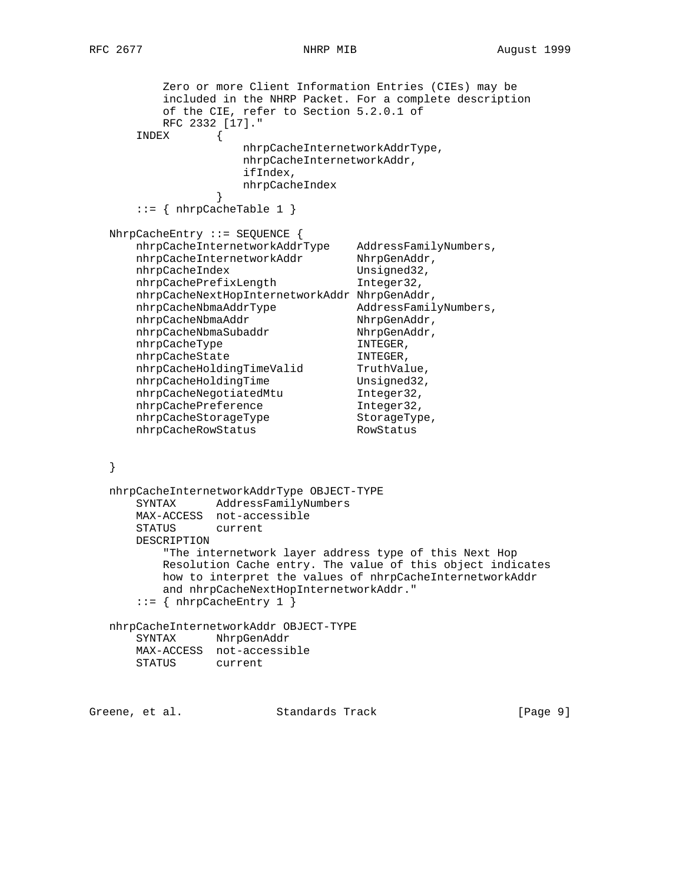```
          Zero or more Client Information Entries (CIEs) may be
          included in the NHRP Packet. For a complete description
          of the CIE, refer to Section 5.2.0.1 of
          RFC 2332 [17]."
      INDEX       {
                      nhrpCacheInternetworkAddrType,
                      nhrpCacheInternetworkAddr,
                      ifIndex,
                      nhrpCacheIndex
                  }
      ::= { nhrpCacheTable 1 }

  NhrpCacheEntry ::= SEQUENCE {
      nhrpCacheInternetworkAddrType    AddressFamilyNumbers,
      nhrpCacheInternetworkAddr        NhrpGenAddr,
      nhrpCacheIndex                   Unsigned32,
      nhrpCachePrefixLength            Integer32,
      nhrpCacheNextHopInternetworkAddr NhrpGenAddr,
      nhrpCacheNbmaAddrType            AddressFamilyNumbers,
      nhrpCacheNbmaAddr                NhrpGenAddr,
      nhrpCacheNbmaSubaddr             NhrpGenAddr,
      nhrpCacheType                    INTEGER,
      nhrpCacheState                   INTEGER,
      nhrpCacheHoldingTimeValid        TruthValue,
      nhrpCacheHoldingTime             Unsigned32,
      nhrpCacheNegotiatedMtu           Integer32,
      nhrpCachePreference              Integer32,
      nhrpCacheStorageType             StorageType,
      nhrpCacheRowStatus               RowStatus


  }

  nhrpCacheInternetworkAddrType OBJECT-TYPE
      SYNTAX      AddressFamilyNumbers
      MAX-ACCESS  not-accessible
      STATUS      current
      DESCRIPTION
          "The internetwork layer address type of this Next Hop
          Resolution Cache entry. The value of this object indicates
          how to interpret the values of nhrpCacheInternetworkAddr
          and nhrpCacheNextHopInternetworkAddr."
      ::= { nhrpCacheEntry 1 }

  nhrpCacheInternetworkAddr OBJECT-TYPE
      SYNTAX      NhrpGenAddr
      MAX-ACCESS  not-accessible
      STATUS      current
```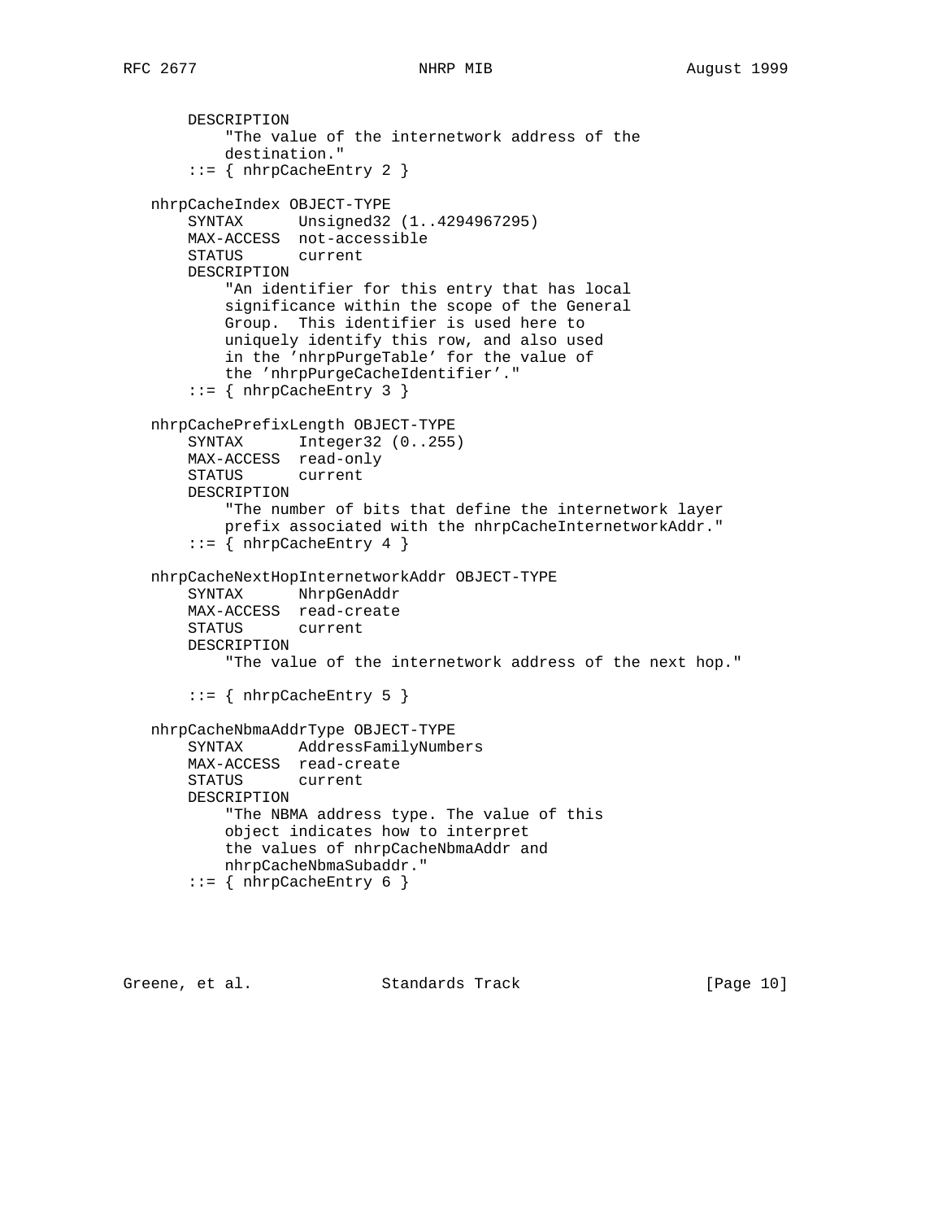```
       DESCRIPTION
           "The value of the internetwork address of the
           destination."
       ::= { nhrpCacheEntry 2 }

   nhrpCacheIndex OBJECT-TYPE
       SYNTAX      Unsigned32 (1..4294967295)
       MAX-ACCESS  not-accessible
       STATUS      current
       DESCRIPTION
           "An identifier for this entry that has local
           significance within the scope of the General
           Group.  This identifier is used here to
           uniquely identify this row, and also used
           in the 'nhrpPurgeTable' for the value of
           the 'nhrpPurgeCacheIdentifier'."
       ::= { nhrpCacheEntry 3 }

   nhrpCachePrefixLength OBJECT-TYPE
       SYNTAX      Integer32 (0..255)
       MAX-ACCESS  read-only
       STATUS      current
       DESCRIPTION
           "The number of bits that define the internetwork layer
           prefix associated with the nhrpCacheInternetworkAddr."
       ::= { nhrpCacheEntry 4 }

   nhrpCacheNextHopInternetworkAddr OBJECT-TYPE
       SYNTAX      NhrpGenAddr
       MAX-ACCESS  read-create
       STATUS      current
       DESCRIPTION
           "The value of the internetwork address of the next hop."

       ::= { nhrpCacheEntry 5 }

   nhrpCacheNbmaAddrType OBJECT-TYPE
       SYNTAX      AddressFamilyNumbers
       MAX-ACCESS  read-create
       STATUS      current
       DESCRIPTION
           "The NBMA address type. The value of this
           object indicates how to interpret
           the values of nhrpCacheNbmaAddr and
           nhrpCacheNbmaSubaddr."
       ::= { nhrpCacheEntry 6 }
```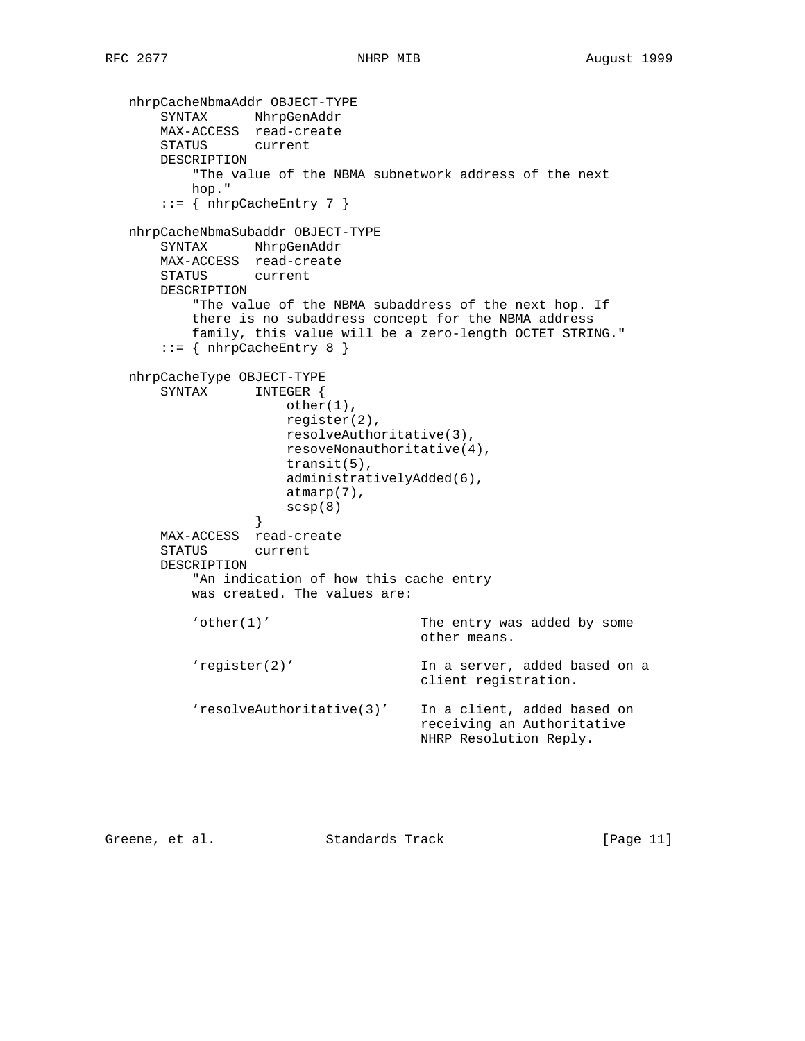```
   nhrpCacheNbmaAddr OBJECT-TYPE
       SYNTAX      NhrpGenAddr
       MAX-ACCESS  read-create
       STATUS      current
       DESCRIPTION
           "The value of the NBMA subnetwork address of the next
           hop."
       ::= { nhrpCacheEntry 7 }

   nhrpCacheNbmaSubaddr OBJECT-TYPE
       SYNTAX      NhrpGenAddr
       MAX-ACCESS  read-create
       STATUS      current
       DESCRIPTION
           "The value of the NBMA subaddress of the next hop. If
           there is no subaddress concept for the NBMA address
           family, this value will be a zero-length OCTET STRING."
       ::= { nhrpCacheEntry 8 }

   nhrpCacheType OBJECT-TYPE
       SYNTAX      INTEGER {
                       other(1),
                       register(2),
                       resolveAuthoritative(3),
                       resoveNonauthoritative(4),
                       transit(5),
                       administrativelyAdded(6),
                       atmarp(7),
                       scsp(8)
                   }
       MAX-ACCESS  read-create
       STATUS      current
       DESCRIPTION
           "An indication of how this cache entry
           was created. The values are:

           'other(1)'                 The entry was added by some
                                      other means.

           'register(2)'              In a server, added based on a
                                      client registration.

           'resolveAuthoritative(3)'  In a client, added based on
                                      receiving an Authoritative
                                      NHRP Resolution Reply.
```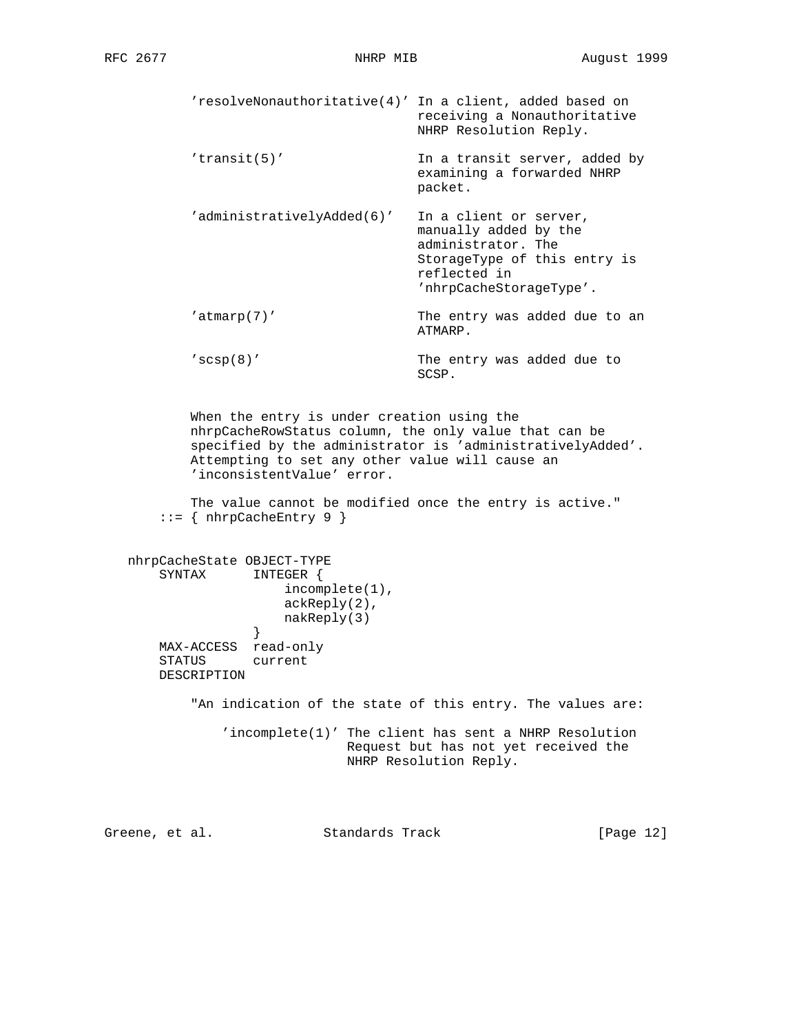```
          'resolveNonauthoritative(4)' In a client, added based on
                                       receiving a Nonauthoritative
                                       NHRP Resolution Reply.

          'transit(5)'                 In a transit server, added by
                                       examining a forwarded NHRP
                                       packet.

          'administrativelyAdded(6)'   In a client or server,
                                       manually added by the
                                       administrator. The
                                       StorageType of this entry is
                                       reflected in
                                       'nhrpCacheStorageType'.

          'atmarp(7)'                  The entry was added due to an
                                       ATMARP.

          'scsp(8)'                    The entry was added due to
                                       SCSP.


          When the entry is under creation using the
          nhrpCacheRowStatus column, the only value that can be
          specified by the administrator is 'administrativelyAdded'.
          Attempting to set any other value will cause an
          'inconsistentValue' error.

          The value cannot be modified once the entry is active."
      ::= { nhrpCacheEntry 9 }


   nhrpCacheState OBJECT-TYPE
       SYNTAX      INTEGER {
                       incomplete(1),
                       ackReply(2),
                       nakReply(3)
                   }
       MAX-ACCESS  read-only
       STATUS      current
       DESCRIPTION

           "An indication of the state of this entry. The values are:

               'incomplete(1)' The client has sent a NHRP Resolution
                               Request but has not yet received the
                               NHRP Resolution Reply.
```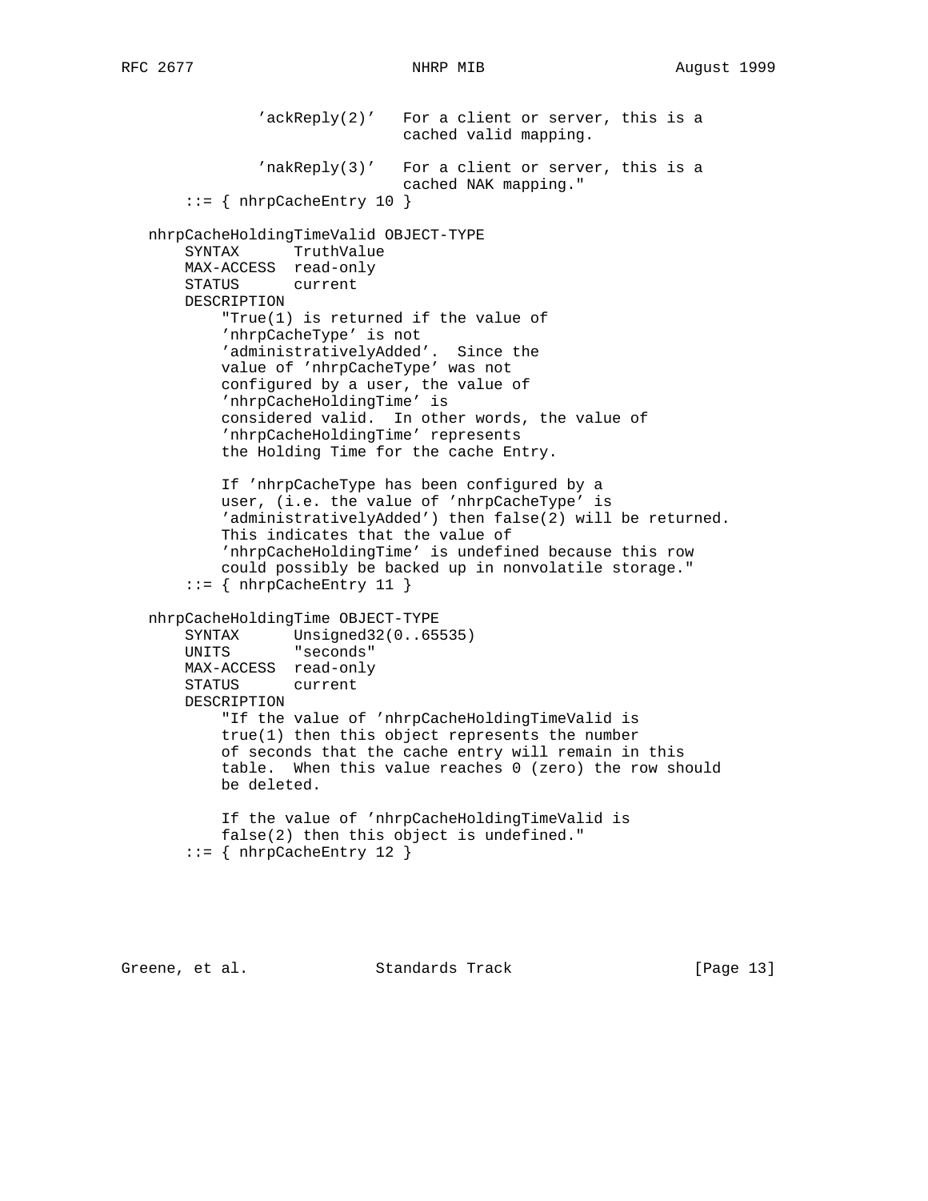```
              'ackReply(2)'   For a client or server, this is a
                              cached valid mapping.

              'nakReply(3)'   For a client or server, this is a
                              cached NAK mapping."
       ::= { nhrpCacheEntry 10 }

   nhrpCacheHoldingTimeValid OBJECT-TYPE
       SYNTAX      TruthValue
       MAX-ACCESS  read-only
       STATUS      current
       DESCRIPTION
           "True(1) is returned if the value of
           'nhrpCacheType' is not
           'administrativelyAdded'.  Since the
           value of 'nhrpCacheType' was not
           configured by a user, the value of
           'nhrpCacheHoldingTime' is
           considered valid.  In other words, the value of
           'nhrpCacheHoldingTime' represents
           the Holding Time for the cache Entry.

           If 'nhrpCacheType has been configured by a
           user, (i.e. the value of 'nhrpCacheType' is
           'administrativelyAdded') then false(2) will be returned.
           This indicates that the value of
           'nhrpCacheHoldingTime' is undefined because this row
           could possibly be backed up in nonvolatile storage."
       ::= { nhrpCacheEntry 11 }

   nhrpCacheHoldingTime OBJECT-TYPE
       SYNTAX      Unsigned32(0..65535)
       UNITS       "seconds"
       MAX-ACCESS  read-only
       STATUS      current
       DESCRIPTION
           "If the value of 'nhrpCacheHoldingTimeValid is
           true(1) then this object represents the number
           of seconds that the cache entry will remain in this
           table.  When this value reaches 0 (zero) the row should
           be deleted.

           If the value of 'nhrpCacheHoldingTimeValid is
           false(2) then this object is undefined."
       ::= { nhrpCacheEntry 12 }
```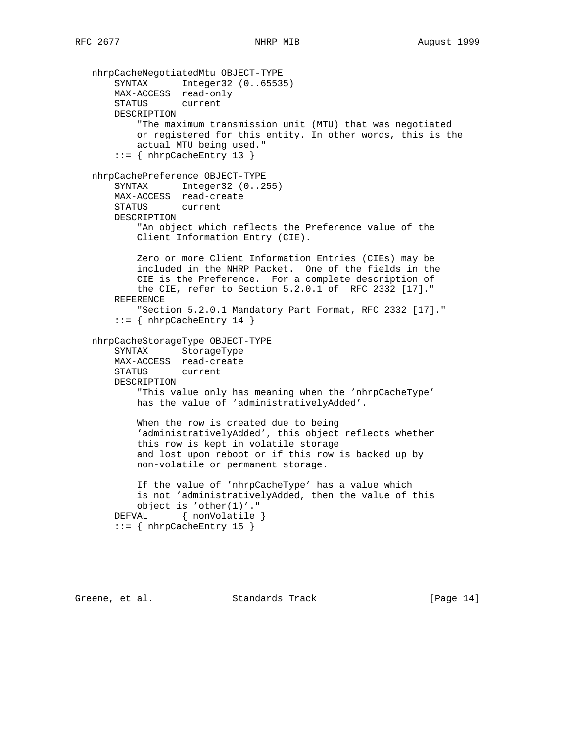```
   nhrpCacheNegotiatedMtu OBJECT-TYPE
       SYNTAX      Integer32 (0..65535)
       MAX-ACCESS  read-only
       STATUS      current
       DESCRIPTION
           "The maximum transmission unit (MTU) that was negotiated
           or registered for this entity. In other words, this is the
           actual MTU being used."
       ::= { nhrpCacheEntry 13 }

   nhrpCachePreference OBJECT-TYPE
       SYNTAX      Integer32 (0..255)
       MAX-ACCESS  read-create
       STATUS      current
       DESCRIPTION
           "An object which reflects the Preference value of the
           Client Information Entry (CIE).

           Zero or more Client Information Entries (CIEs) may be
           included in the NHRP Packet.  One of the fields in the
           CIE is the Preference.  For a complete description of
           the CIE, refer to Section 5.2.0.1 of  RFC 2332 [17]."
       REFERENCE
           "Section 5.2.0.1 Mandatory Part Format, RFC 2332 [17]."
       ::= { nhrpCacheEntry 14 }

   nhrpCacheStorageType OBJECT-TYPE
       SYNTAX      StorageType
       MAX-ACCESS  read-create
       STATUS      current
       DESCRIPTION
           "This value only has meaning when the 'nhrpCacheType'
           has the value of 'administrativelyAdded'.

           When the row is created due to being
           'administrativelyAdded', this object reflects whether
           this row is kept in volatile storage
           and lost upon reboot or if this row is backed up by
           non-volatile or permanent storage.

           If the value of 'nhrpCacheType' has a value which
           is not 'administrativelyAdded, then the value of this
           object is 'other(1)'."
       DEFVAL      { nonVolatile }
       ::= { nhrpCacheEntry 15 }
```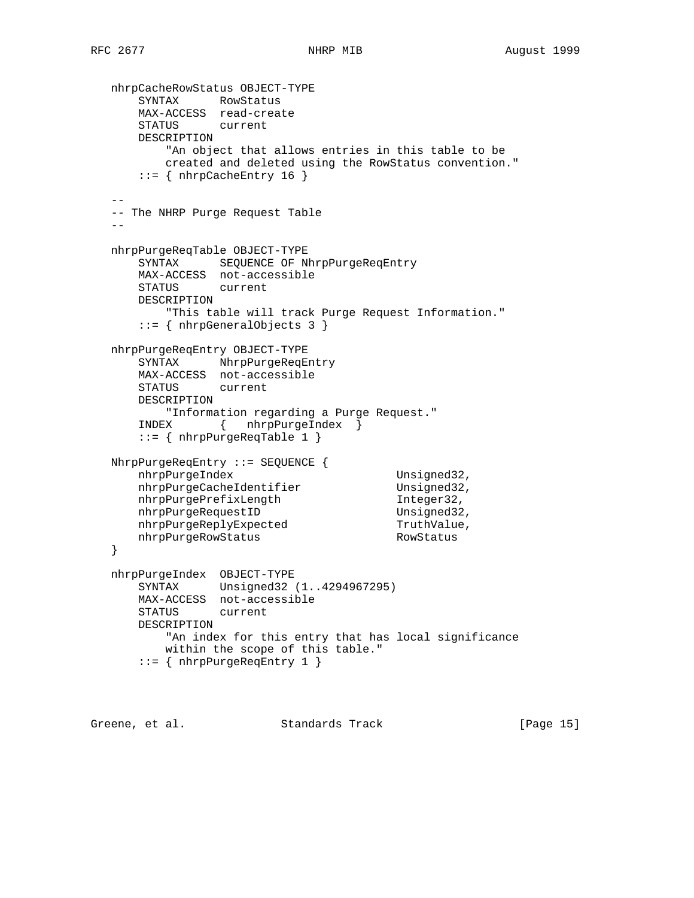```
   nhrpCacheRowStatus OBJECT-TYPE
       SYNTAX      RowStatus
       MAX-ACCESS  read-create
       STATUS      current
       DESCRIPTION
           "An object that allows entries in this table to be
           created and deleted using the RowStatus convention."
       ::= { nhrpCacheEntry 16 }

   --
   -- The NHRP Purge Request Table
   --

   nhrpPurgeReqTable OBJECT-TYPE
       SYNTAX      SEQUENCE OF NhrpPurgeReqEntry
       MAX-ACCESS  not-accessible
       STATUS      current
       DESCRIPTION
           "This table will track Purge Request Information."
       ::= { nhrpGeneralObjects 3 }

   nhrpPurgeReqEntry OBJECT-TYPE
       SYNTAX      NhrpPurgeReqEntry
       MAX-ACCESS  not-accessible
       STATUS      current
       DESCRIPTION
           "Information regarding a Purge Request."
       INDEX       {   nhrpPurgeIndex  }
       ::= { nhrpPurgeReqTable 1 }

   NhrpPurgeReqEntry ::= SEQUENCE {
       nhrpPurgeIndex                      Unsigned32,
       nhrpPurgeCacheIdentifier            Unsigned32,
       nhrpPurgePrefixLength               Integer32,
       nhrpPurgeRequestID                  Unsigned32,
       nhrpPurgeReplyExpected              TruthValue,
       nhrpPurgeRowStatus                  RowStatus
   }

   nhrpPurgeIndex  OBJECT-TYPE
       SYNTAX      Unsigned32 (1..4294967295)
       MAX-ACCESS  not-accessible
       STATUS      current
       DESCRIPTION
           "An index for this entry that has local significance
           within the scope of this table."
       ::= { nhrpPurgeReqEntry 1 }
```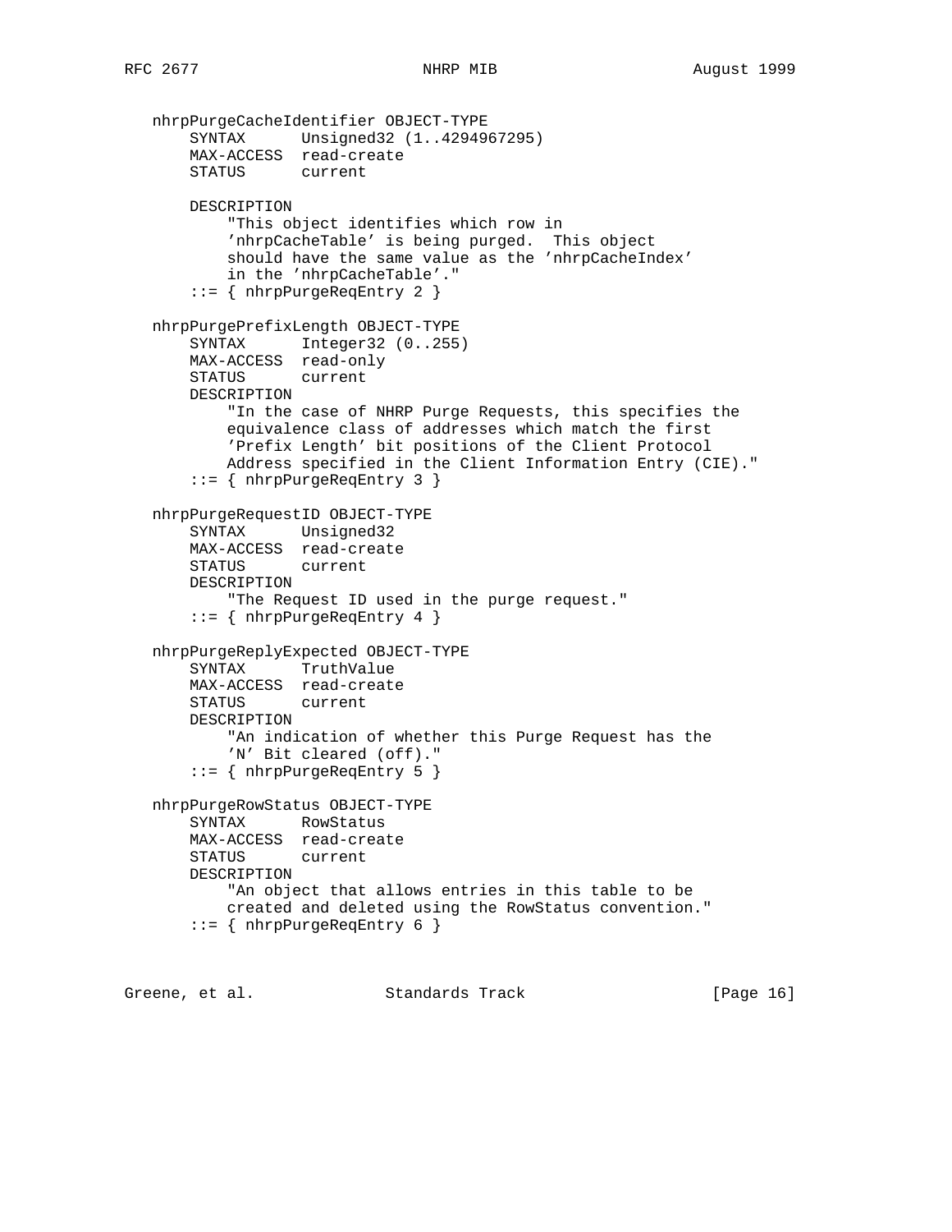```
   nhrpPurgeCacheIdentifier OBJECT-TYPE
       SYNTAX      Unsigned32 (1..4294967295)
       MAX-ACCESS  read-create
       STATUS      current

       DESCRIPTION
           "This object identifies which row in
           'nhrpCacheTable' is being purged.  This object
           should have the same value as the 'nhrpCacheIndex'
           in the 'nhrpCacheTable'."
       ::= { nhrpPurgeReqEntry 2 }

   nhrpPurgePrefixLength OBJECT-TYPE
       SYNTAX      Integer32 (0..255)
       MAX-ACCESS  read-only
       STATUS      current
       DESCRIPTION
           "In the case of NHRP Purge Requests, this specifies the
           equivalence class of addresses which match the first
           'Prefix Length' bit positions of the Client Protocol
           Address specified in the Client Information Entry (CIE)."
       ::= { nhrpPurgeReqEntry 3 }

   nhrpPurgeRequestID OBJECT-TYPE
       SYNTAX      Unsigned32
       MAX-ACCESS  read-create
       STATUS      current
       DESCRIPTION
           "The Request ID used in the purge request."
       ::= { nhrpPurgeReqEntry 4 }

   nhrpPurgeReplyExpected OBJECT-TYPE
       SYNTAX      TruthValue
       MAX-ACCESS  read-create
       STATUS      current
       DESCRIPTION
           "An indication of whether this Purge Request has the
           'N' Bit cleared (off)."
       ::= { nhrpPurgeReqEntry 5 }

   nhrpPurgeRowStatus OBJECT-TYPE
       SYNTAX      RowStatus
       MAX-ACCESS  read-create
       STATUS      current
       DESCRIPTION
           "An object that allows entries in this table to be
           created and deleted using the RowStatus convention."
       ::= { nhrpPurgeReqEntry 6 }
```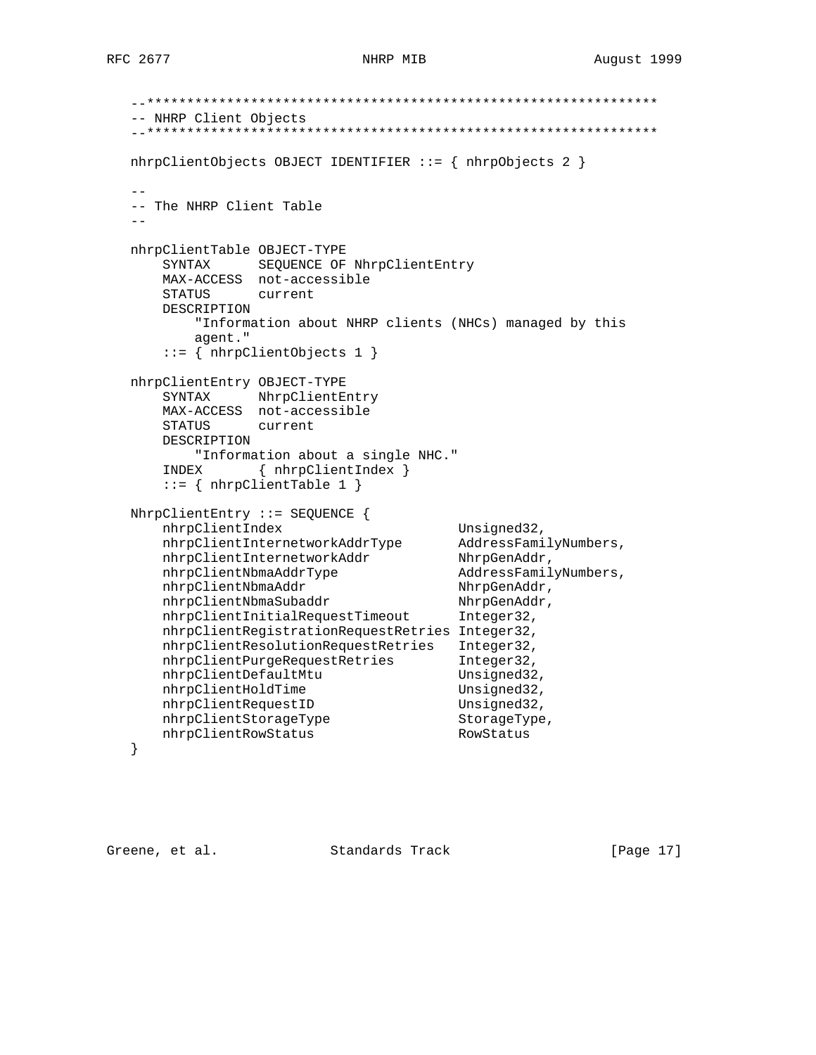```
   --****************************************************************
   -- NHRP Client Objects
   --****************************************************************

   nhrpClientObjects OBJECT IDENTIFIER ::= { nhrpObjects 2 }

   --
   -- The NHRP Client Table
   --

   nhrpClientTable OBJECT-TYPE
       SYNTAX      SEQUENCE OF NhrpClientEntry
       MAX-ACCESS  not-accessible
       STATUS      current
       DESCRIPTION
           "Information about NHRP clients (NHCs) managed by this
           agent."
       ::= { nhrpClientObjects 1 }

   nhrpClientEntry OBJECT-TYPE
       SYNTAX      NhrpClientEntry
       MAX-ACCESS  not-accessible
       STATUS      current
       DESCRIPTION
           "Information about a single NHC."
       INDEX       { nhrpClientIndex }
       ::= { nhrpClientTable 1 }

   NhrpClientEntry ::= SEQUENCE {
       nhrpClientIndex                     Unsigned32,
       nhrpClientInternetworkAddrType      AddressFamilyNumbers,
       nhrpClientInternetworkAddr          NhrpGenAddr,
       nhrpClientNbmaAddrType              AddressFamilyNumbers,
       nhrpClientNbmaAddr                  NhrpGenAddr,
       nhrpClientNbmaSubaddr               NhrpGenAddr,
       nhrpClientInitialRequestTimeout     Integer32,
       nhrpClientRegistrationRequestRetries Integer32,
       nhrpClientResolutionRequestRetries  Integer32,
       nhrpClientPurgeRequestRetries       Integer32,
       nhrpClientDefaultMtu                Unsigned32,
       nhrpClientHoldTime                  Unsigned32,
       nhrpClientRequestID                 Unsigned32,
       nhrpClientStorageType               StorageType,
       nhrpClientRowStatus                 RowStatus
   }
```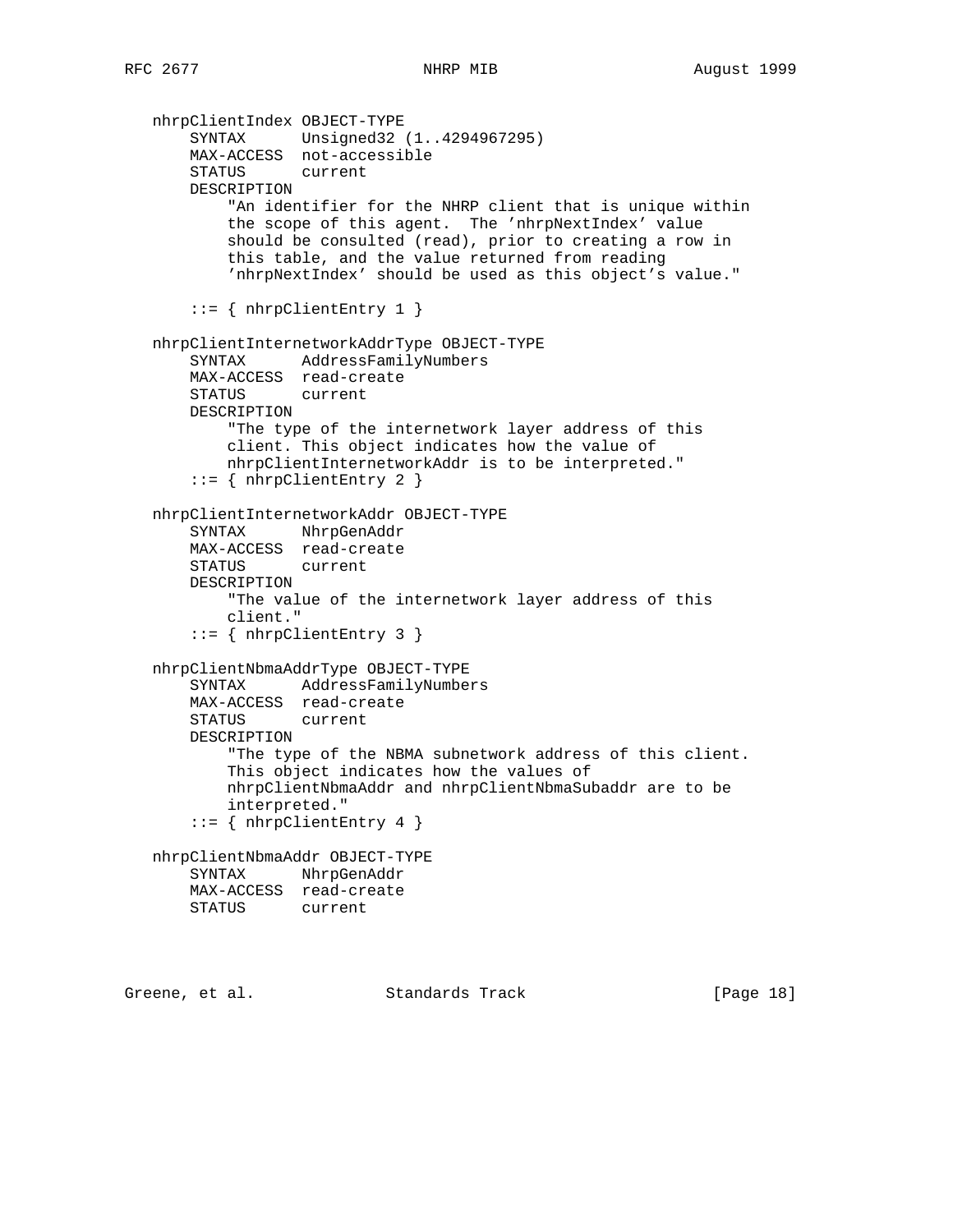```
   nhrpClientIndex OBJECT-TYPE
       SYNTAX      Unsigned32 (1..4294967295)
       MAX-ACCESS  not-accessible
       STATUS      current
       DESCRIPTION
           "An identifier for the NHRP client that is unique within
           the scope of this agent.  The 'nhrpNextIndex' value
           should be consulted (read), prior to creating a row in
           this table, and the value returned from reading
           'nhrpNextIndex' should be used as this object's value."

       ::= { nhrpClientEntry 1 }

   nhrpClientInternetworkAddrType OBJECT-TYPE
       SYNTAX      AddressFamilyNumbers
       MAX-ACCESS  read-create
       STATUS      current
       DESCRIPTION
           "The type of the internetwork layer address of this
           client. This object indicates how the value of
           nhrpClientInternetworkAddr is to be interpreted."
       ::= { nhrpClientEntry 2 }

   nhrpClientInternetworkAddr OBJECT-TYPE
       SYNTAX      NhrpGenAddr
       MAX-ACCESS  read-create
       STATUS      current
       DESCRIPTION
           "The value of the internetwork layer address of this
           client."
       ::= { nhrpClientEntry 3 }

   nhrpClientNbmaAddrType OBJECT-TYPE
       SYNTAX      AddressFamilyNumbers
       MAX-ACCESS  read-create
       STATUS      current
       DESCRIPTION
           "The type of the NBMA subnetwork address of this client.
           This object indicates how the values of
           nhrpClientNbmaAddr and nhrpClientNbmaSubaddr are to be
           interpreted."
       ::= { nhrpClientEntry 4 }

   nhrpClientNbmaAddr OBJECT-TYPE
       SYNTAX      NhrpGenAddr
       MAX-ACCESS  read-create
       STATUS      current
```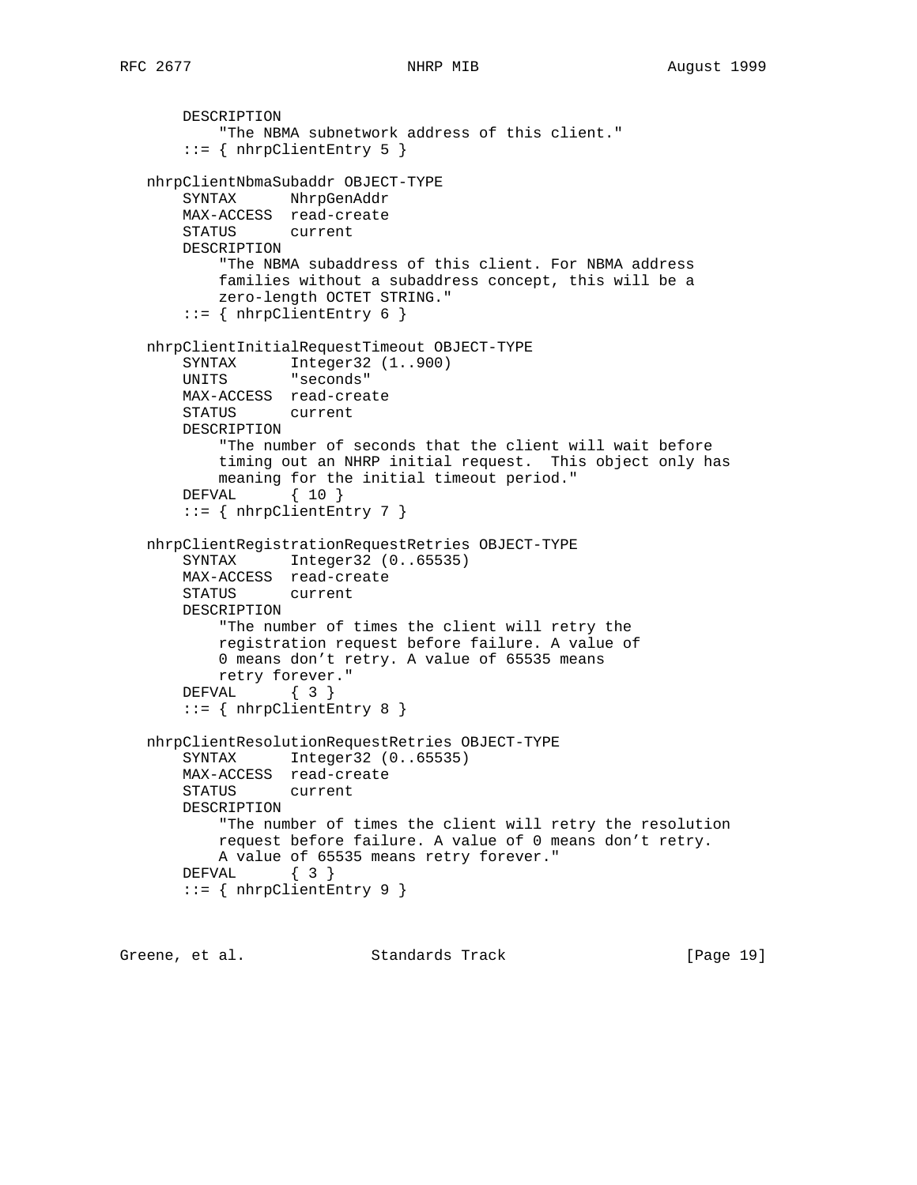```
       DESCRIPTION
           "The NBMA subnetwork address of this client."
       ::= { nhrpClientEntry 5 }

   nhrpClientNbmaSubaddr OBJECT-TYPE
       SYNTAX      NhrpGenAddr
       MAX-ACCESS  read-create
       STATUS      current
       DESCRIPTION
           "The NBMA subaddress of this client. For NBMA address
           families without a subaddress concept, this will be a
           zero-length OCTET STRING."
       ::= { nhrpClientEntry 6 }

   nhrpClientInitialRequestTimeout OBJECT-TYPE
       SYNTAX      Integer32 (1..900)
       UNITS       "seconds"
       MAX-ACCESS  read-create
       STATUS      current
       DESCRIPTION
           "The number of seconds that the client will wait before
           timing out an NHRP initial request.  This object only has
           meaning for the initial timeout period."
       DEFVAL      { 10 }
       ::= { nhrpClientEntry 7 }

   nhrpClientRegistrationRequestRetries OBJECT-TYPE
       SYNTAX      Integer32 (0..65535)
       MAX-ACCESS  read-create
       STATUS      current
       DESCRIPTION
           "The number of times the client will retry the
           registration request before failure. A value of
           0 means don't retry. A value of 65535 means
           retry forever."
       DEFVAL      { 3 }
       ::= { nhrpClientEntry 8 }

   nhrpClientResolutionRequestRetries OBJECT-TYPE
       SYNTAX      Integer32 (0..65535)
       MAX-ACCESS  read-create
       STATUS      current
       DESCRIPTION
           "The number of times the client will retry the resolution
           request before failure. A value of 0 means don't retry.
           A value of 65535 means retry forever."
       DEFVAL      { 3 }
       ::= { nhrpClientEntry 9 }
```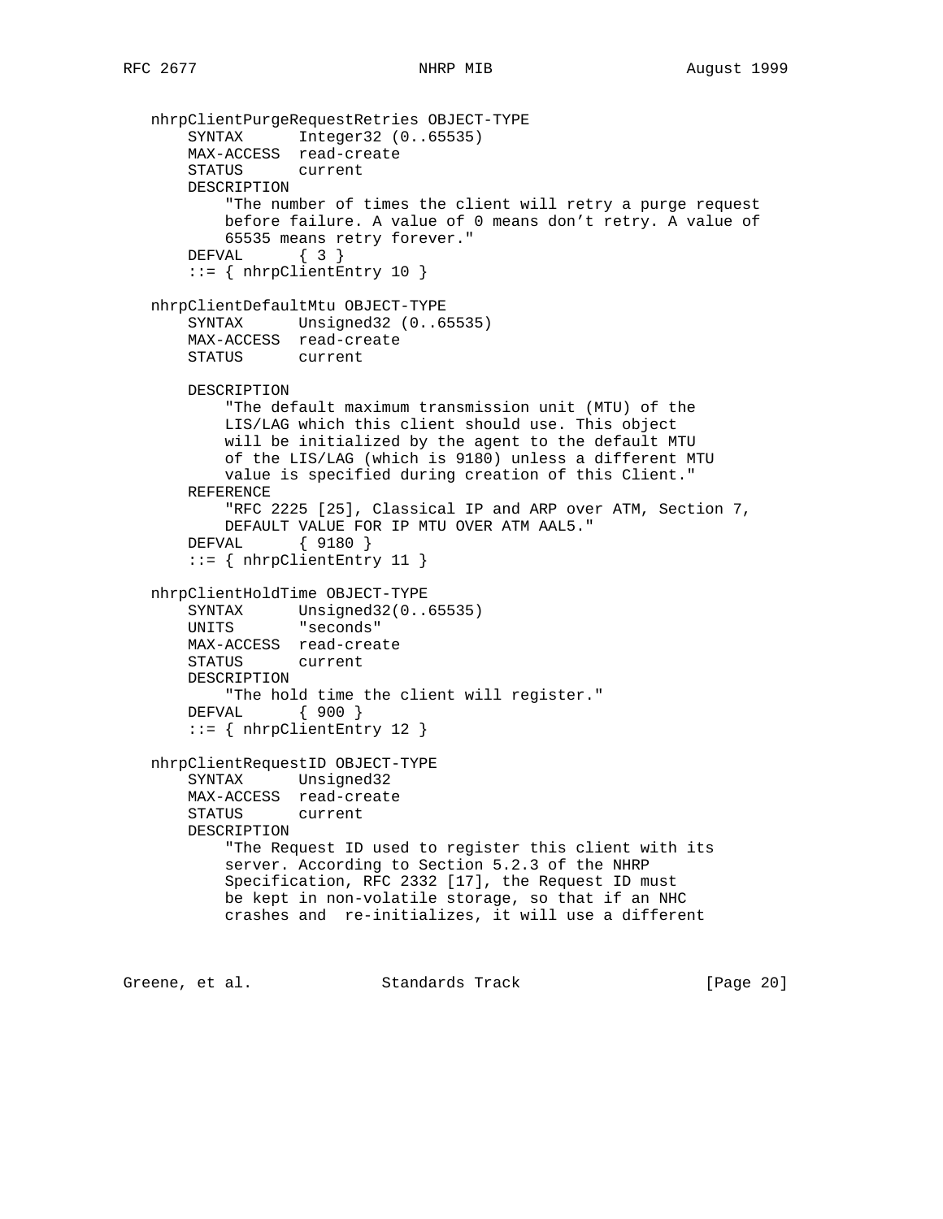```
   nhrpClientPurgeRequestRetries OBJECT-TYPE
       SYNTAX      Integer32 (0..65535)
       MAX-ACCESS  read-create
       STATUS      current
       DESCRIPTION
           "The number of times the client will retry a purge request
           before failure. A value of 0 means don't retry. A value of
           65535 means retry forever."
       DEFVAL      { 3 }
       ::= { nhrpClientEntry 10 }

   nhrpClientDefaultMtu OBJECT-TYPE
       SYNTAX      Unsigned32 (0..65535)
       MAX-ACCESS  read-create
       STATUS      current

       DESCRIPTION
           "The default maximum transmission unit (MTU) of the
           LIS/LAG which this client should use. This object
           will be initialized by the agent to the default MTU
           of the LIS/LAG (which is 9180) unless a different MTU
           value is specified during creation of this Client."
       REFERENCE
           "RFC 2225 [25], Classical IP and ARP over ATM, Section 7,
           DEFAULT VALUE FOR IP MTU OVER ATM AAL5."
       DEFVAL      { 9180 }
       ::= { nhrpClientEntry 11 }

   nhrpClientHoldTime OBJECT-TYPE
       SYNTAX      Unsigned32(0..65535)
       UNITS       "seconds"
       MAX-ACCESS  read-create
       STATUS      current
       DESCRIPTION
           "The hold time the client will register."
       DEFVAL      { 900 }
       ::= { nhrpClientEntry 12 }

   nhrpClientRequestID OBJECT-TYPE
       SYNTAX      Unsigned32
       MAX-ACCESS  read-create
       STATUS      current
       DESCRIPTION
           "The Request ID used to register this client with its
           server. According to Section 5.2.3 of the NHRP
           Specification, RFC 2332 [17], the Request ID must
           be kept in non-volatile storage, so that if an NHC
           crashes and  re-initializes, it will use a different
```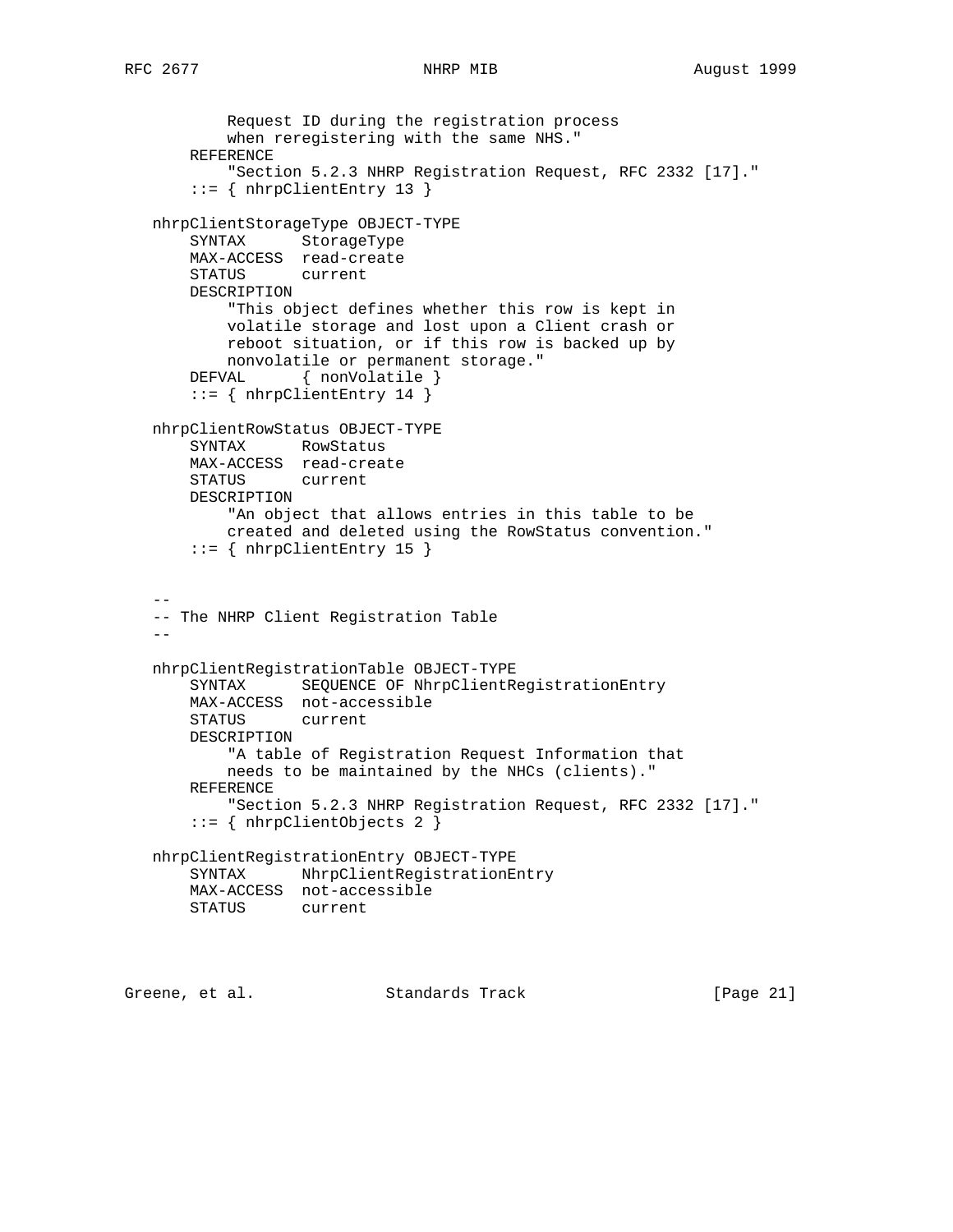```
           Request ID during the registration process
           when reregistering with the same NHS."
       REFERENCE
           "Section 5.2.3 NHRP Registration Request, RFC 2332 [17]."
       ::= { nhrpClientEntry 13 }

   nhrpClientStorageType OBJECT-TYPE
       SYNTAX      StorageType
       MAX-ACCESS  read-create
       STATUS      current
       DESCRIPTION
           "This object defines whether this row is kept in
           volatile storage and lost upon a Client crash or
           reboot situation, or if this row is backed up by
           nonvolatile or permanent storage."
       DEFVAL      { nonVolatile }
       ::= { nhrpClientEntry 14 }

   nhrpClientRowStatus OBJECT-TYPE
       SYNTAX      RowStatus
       MAX-ACCESS  read-create
       STATUS      current
       DESCRIPTION
           "An object that allows entries in this table to be
           created and deleted using the RowStatus convention."
       ::= { nhrpClientEntry 15 }


   --
   -- The NHRP Client Registration Table
   --

   nhrpClientRegistrationTable OBJECT-TYPE
       SYNTAX      SEQUENCE OF NhrpClientRegistrationEntry
       MAX-ACCESS  not-accessible
       STATUS      current
       DESCRIPTION
           "A table of Registration Request Information that
           needs to be maintained by the NHCs (clients)."
       REFERENCE
           "Section 5.2.3 NHRP Registration Request, RFC 2332 [17]."
       ::= { nhrpClientObjects 2 }

   nhrpClientRegistrationEntry OBJECT-TYPE
       SYNTAX      NhrpClientRegistrationEntry
       MAX-ACCESS  not-accessible
       STATUS      current
```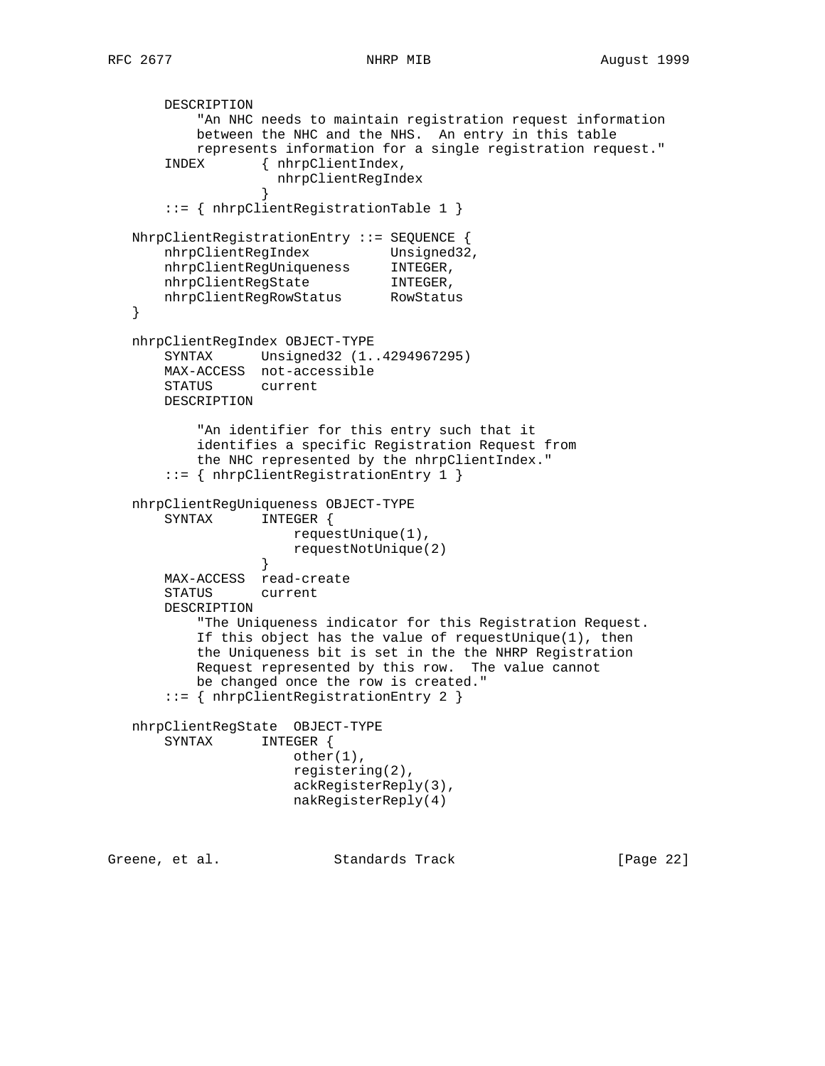```
       DESCRIPTION
           "An NHC needs to maintain registration request information
           between the NHC and the NHS.  An entry in this table
           represents information for a single registration request."
       INDEX       { nhrpClientIndex,
                     nhrpClientRegIndex
                   }
       ::= { nhrpClientRegistrationTable 1 }

   NhrpClientRegistrationEntry ::= SEQUENCE {
       nhrpClientRegIndex          Unsigned32,
       nhrpClientRegUniqueness     INTEGER,
       nhrpClientRegState          INTEGER,
       nhrpClientRegRowStatus      RowStatus
   }

   nhrpClientRegIndex OBJECT-TYPE
       SYNTAX      Unsigned32 (1..4294967295)
       MAX-ACCESS  not-accessible
       STATUS      current
       DESCRIPTION

           "An identifier for this entry such that it
           identifies a specific Registration Request from
           the NHC represented by the nhrpClientIndex."
       ::= { nhrpClientRegistrationEntry 1 }

   nhrpClientRegUniqueness OBJECT-TYPE
       SYNTAX      INTEGER {
                       requestUnique(1),
                       requestNotUnique(2)
                   }
       MAX-ACCESS  read-create
       STATUS      current
       DESCRIPTION
           "The Uniqueness indicator for this Registration Request.
           If this object has the value of requestUnique(1), then
           the Uniqueness bit is set in the the NHRP Registration
           Request represented by this row.  The value cannot
           be changed once the row is created."
       ::= { nhrpClientRegistrationEntry 2 }

   nhrpClientRegState  OBJECT-TYPE
       SYNTAX      INTEGER {
                       other(1),
                       registering(2),
                       ackRegisterReply(3),
                       nakRegisterReply(4)
```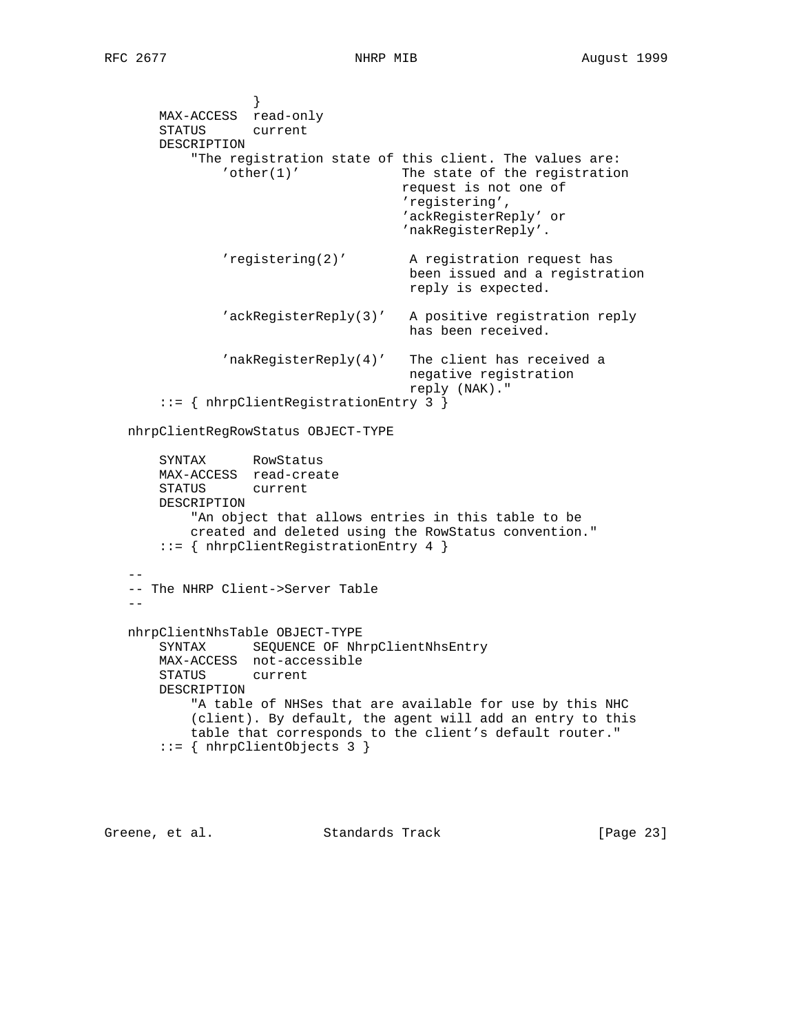```
                  }
       MAX-ACCESS  read-only
       STATUS      current
       DESCRIPTION
           "The registration state of this client. The values are:
               'other(1)'             The state of the registration
                                      request is not one of
                                      'registering',
                                      'ackRegisterReply' or
                                      'nakRegisterReply'.

               'registering(2)'        A registration request has
                                       been issued and a registration
                                       reply is expected.

               'ackRegisterReply(3)'   A positive registration reply
                                       has been received.

               'nakRegisterReply(4)'   The client has received a
                                       negative registration
                                       reply (NAK)."
       ::= { nhrpClientRegistrationEntry 3 }

   nhrpClientRegRowStatus OBJECT-TYPE

       SYNTAX      RowStatus
       MAX-ACCESS  read-create
       STATUS      current
       DESCRIPTION
           "An object that allows entries in this table to be
           created and deleted using the RowStatus convention."
       ::= { nhrpClientRegistrationEntry 4 }

   --
   -- The NHRP Client->Server Table
   --

   nhrpClientNhsTable OBJECT-TYPE
       SYNTAX      SEQUENCE OF NhrpClientNhsEntry
       MAX-ACCESS  not-accessible
       STATUS      current
       DESCRIPTION
           "A table of NHSes that are available for use by this NHC
           (client). By default, the agent will add an entry to this
           table that corresponds to the client's default router."
       ::= { nhrpClientObjects 3 }
```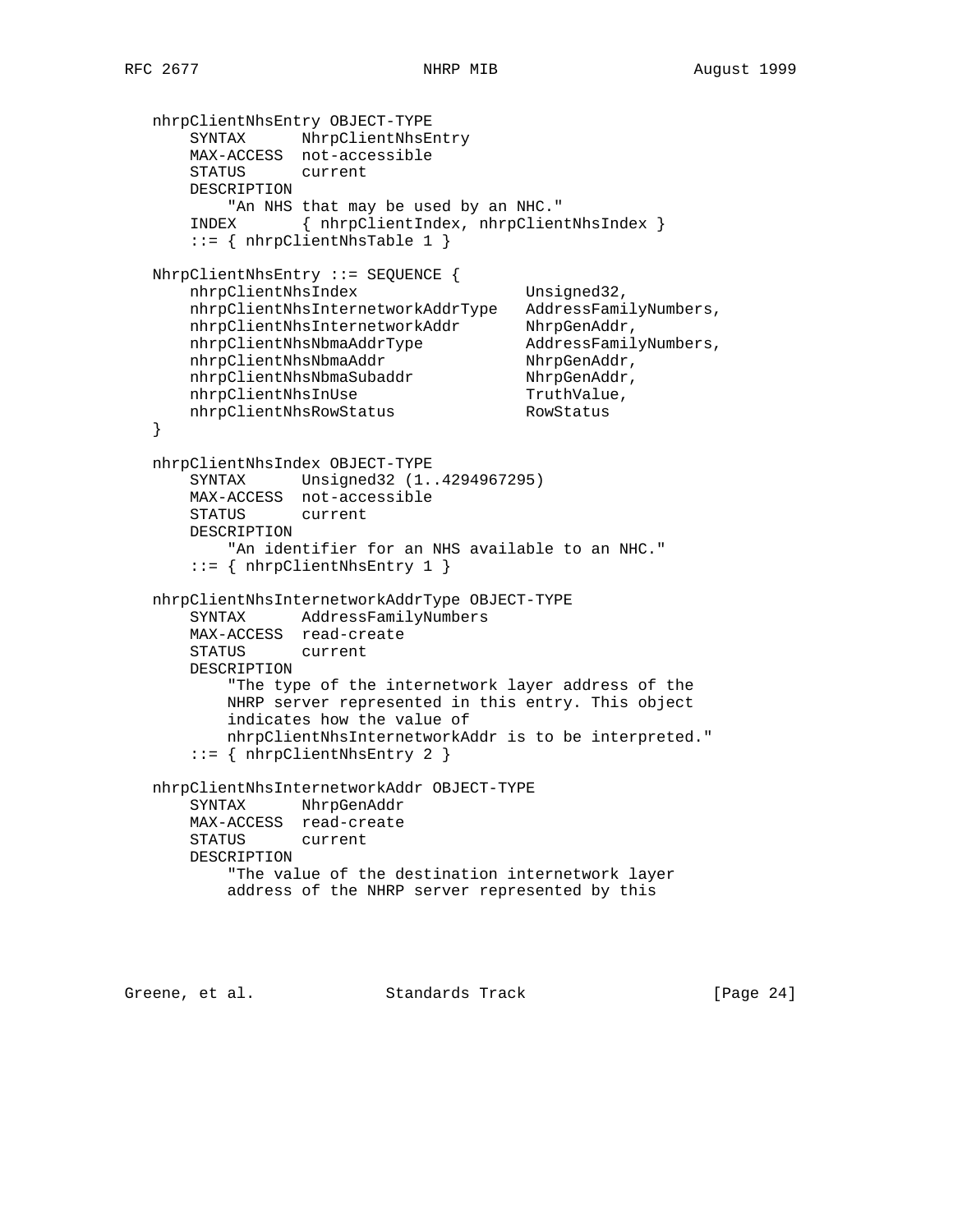```
   nhrpClientNhsEntry OBJECT-TYPE
       SYNTAX      NhrpClientNhsEntry
       MAX-ACCESS  not-accessible
       STATUS      current
       DESCRIPTION
           "An NHS that may be used by an NHC."
       INDEX       { nhrpClientIndex, nhrpClientNhsIndex }
       ::= { nhrpClientNhsTable 1 }

   NhrpClientNhsEntry ::= SEQUENCE {
       nhrpClientNhsIndex                  Unsigned32,
       nhrpClientNhsInternetworkAddrType   AddressFamilyNumbers,
       nhrpClientNhsInternetworkAddr       NhrpGenAddr,
       nhrpClientNhsNbmaAddrType           AddressFamilyNumbers,
       nhrpClientNhsNbmaAddr               NhrpGenAddr,
       nhrpClientNhsNbmaSubaddr            NhrpGenAddr,
       nhrpClientNhsInUse                  TruthValue,
       nhrpClientNhsRowStatus              RowStatus
   }

   nhrpClientNhsIndex OBJECT-TYPE
       SYNTAX      Unsigned32 (1..4294967295)
       MAX-ACCESS  not-accessible
       STATUS      current
       DESCRIPTION
           "An identifier for an NHS available to an NHC."
       ::= { nhrpClientNhsEntry 1 }

   nhrpClientNhsInternetworkAddrType OBJECT-TYPE
       SYNTAX      AddressFamilyNumbers
       MAX-ACCESS  read-create
       STATUS      current
       DESCRIPTION
           "The type of the internetwork layer address of the
           NHRP server represented in this entry. This object
           indicates how the value of
           nhrpClientNhsInternetworkAddr is to be interpreted."
       ::= { nhrpClientNhsEntry 2 }

   nhrpClientNhsInternetworkAddr OBJECT-TYPE
       SYNTAX      NhrpGenAddr
       MAX-ACCESS  read-create
       STATUS      current
       DESCRIPTION
           "The value of the destination internetwork layer
           address of the NHRP server represented by this
```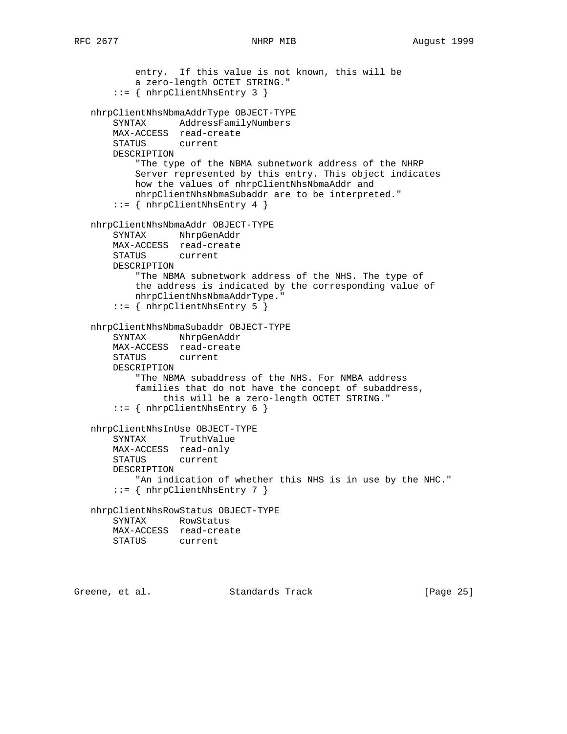```
           entry.  If this value is not known, this will be
           a zero-length OCTET STRING."
       ::= { nhrpClientNhsEntry 3 }

   nhrpClientNhsNbmaAddrType OBJECT-TYPE
       SYNTAX      AddressFamilyNumbers
       MAX-ACCESS  read-create
       STATUS      current
       DESCRIPTION
           "The type of the NBMA subnetwork address of the NHRP
           Server represented by this entry. This object indicates
           how the values of nhrpClientNhsNbmaAddr and
           nhrpClientNhsNbmaSubaddr are to be interpreted."
       ::= { nhrpClientNhsEntry 4 }

   nhrpClientNhsNbmaAddr OBJECT-TYPE
       SYNTAX      NhrpGenAddr
       MAX-ACCESS  read-create
       STATUS      current
       DESCRIPTION
           "The NBMA subnetwork address of the NHS. The type of
           the address is indicated by the corresponding value of
           nhrpClientNhsNbmaAddrType."
       ::= { nhrpClientNhsEntry 5 }

   nhrpClientNhsNbmaSubaddr OBJECT-TYPE
       SYNTAX      NhrpGenAddr
       MAX-ACCESS  read-create
       STATUS      current
       DESCRIPTION
           "The NBMA subaddress of the NHS. For NMBA address
           families that do not have the concept of subaddress,
                this will be a zero-length OCTET STRING."
       ::= { nhrpClientNhsEntry 6 }

   nhrpClientNhsInUse OBJECT-TYPE
       SYNTAX      TruthValue
       MAX-ACCESS  read-only
       STATUS      current
       DESCRIPTION
           "An indication of whether this NHS is in use by the NHC."
       ::= { nhrpClientNhsEntry 7 }

   nhrpClientNhsRowStatus OBJECT-TYPE
       SYNTAX      RowStatus
       MAX-ACCESS  read-create
       STATUS      current
```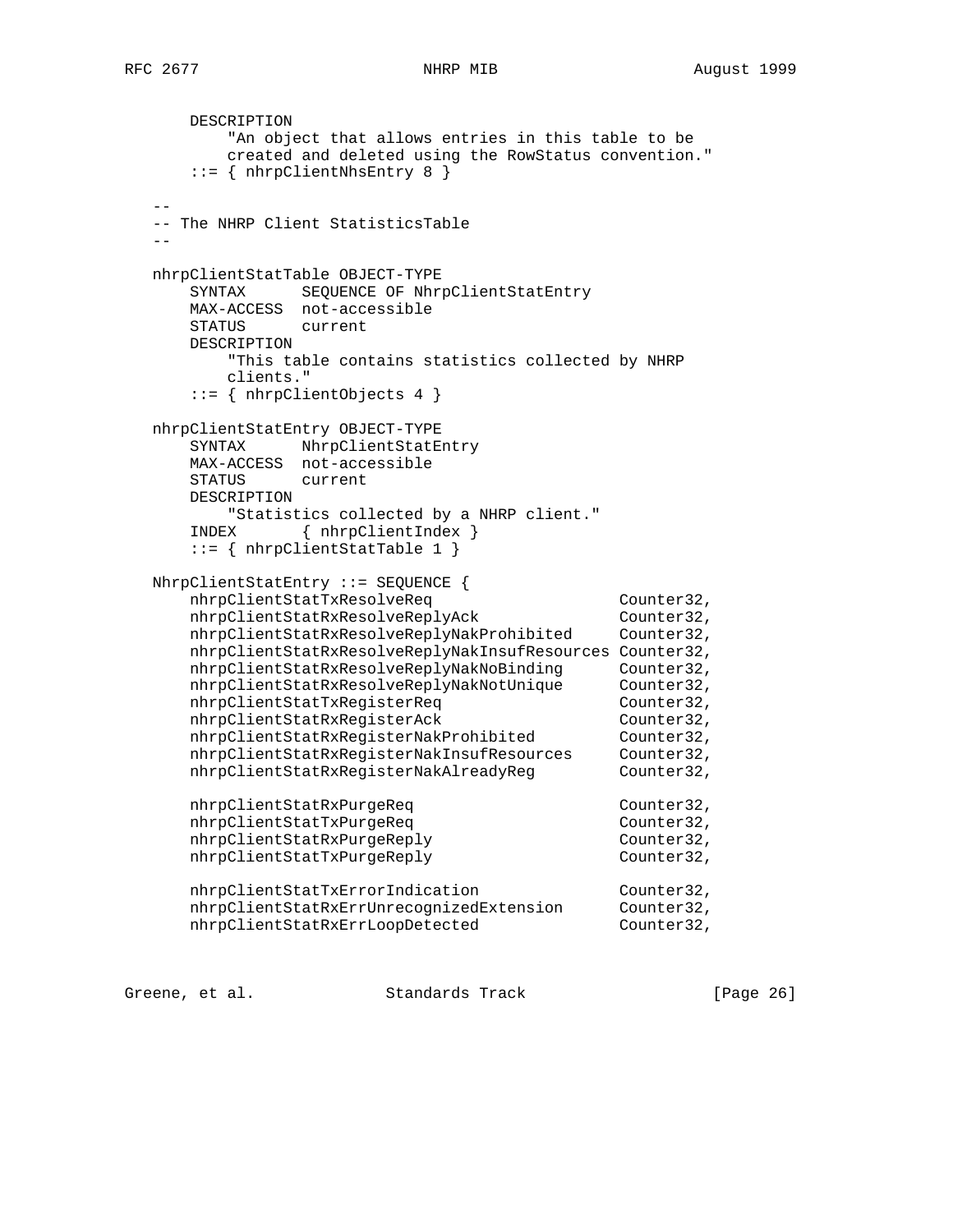```
       DESCRIPTION
           "An object that allows entries in this table to be
           created and deleted using the RowStatus convention."
       ::= { nhrpClientNhsEntry 8 }

   --
   -- The NHRP Client StatisticsTable
   --

   nhrpClientStatTable OBJECT-TYPE
       SYNTAX      SEQUENCE OF NhrpClientStatEntry
       MAX-ACCESS  not-accessible
       STATUS      current
       DESCRIPTION
           "This table contains statistics collected by NHRP
           clients."
       ::= { nhrpClientObjects 4 }

   nhrpClientStatEntry OBJECT-TYPE
       SYNTAX      NhrpClientStatEntry
       MAX-ACCESS  not-accessible
       STATUS      current
       DESCRIPTION
           "Statistics collected by a NHRP client."
       INDEX       { nhrpClientIndex }
       ::= { nhrpClientStatTable 1 }

   NhrpClientStatEntry ::= SEQUENCE {
       nhrpClientStatTxResolveReq                    Counter32,
       nhrpClientStatRxResolveReplyAck               Counter32,
       nhrpClientStatRxResolveReplyNakProhibited     Counter32,
       nhrpClientStatRxResolveReplyNakInsufResources Counter32,
       nhrpClientStatRxResolveReplyNakNoBinding      Counter32,
       nhrpClientStatRxResolveReplyNakNotUnique      Counter32,
       nhrpClientStatTxRegisterReq                   Counter32,
       nhrpClientStatRxRegisterAck                   Counter32,
       nhrpClientStatRxRegisterNakProhibited         Counter32,
       nhrpClientStatRxRegisterNakInsufResources     Counter32,
       nhrpClientStatRxRegisterNakAlreadyReg         Counter32,

       nhrpClientStatRxPurgeReq                      Counter32,
       nhrpClientStatTxPurgeReq                      Counter32,
       nhrpClientStatRxPurgeReply                    Counter32,
       nhrpClientStatTxPurgeReply                    Counter32,

       nhrpClientStatTxErrorIndication               Counter32,
       nhrpClientStatRxErrUnrecognizedExtension      Counter32,
       nhrpClientStatRxErrLoopDetected               Counter32,
```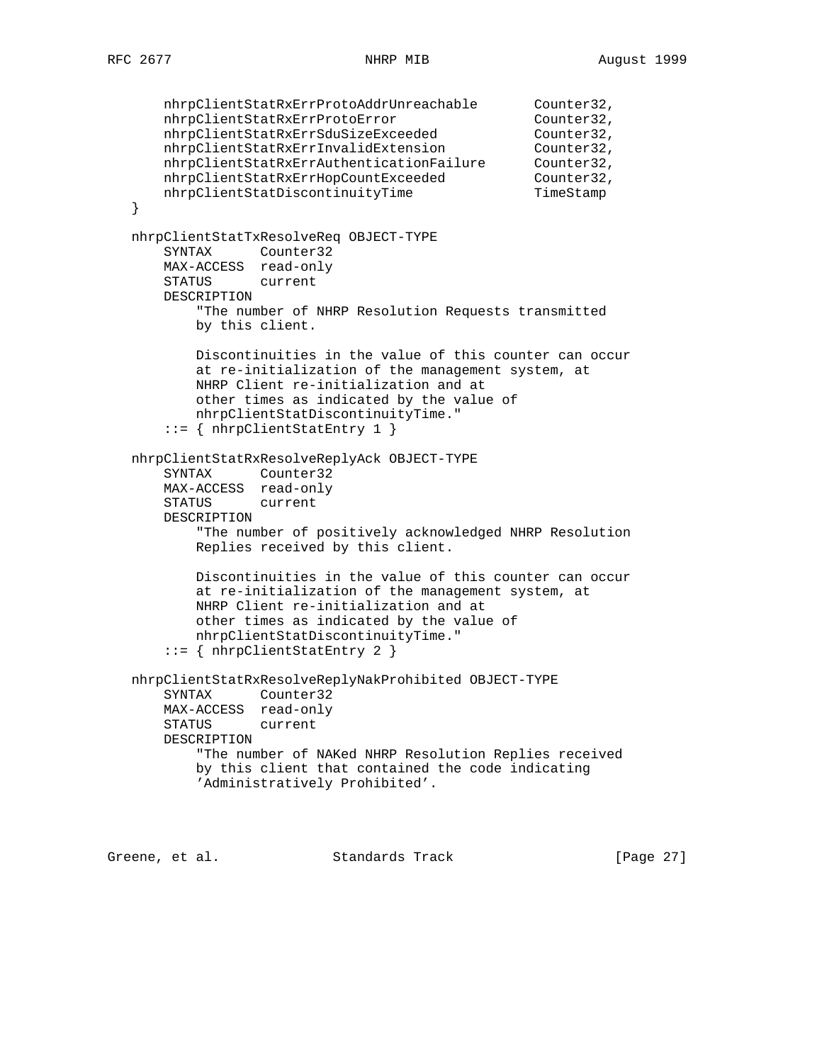```
       nhrpClientStatRxErrProtoAddrUnreachable       Counter32,
       nhrpClientStatRxErrProtoError                 Counter32,
       nhrpClientStatRxErrSduSizeExceeded            Counter32,
       nhrpClientStatRxErrInvalidExtension           Counter32,
       nhrpClientStatRxErrAuthenticationFailure      Counter32,
       nhrpClientStatRxErrHopCountExceeded           Counter32,
       nhrpClientStatDiscontinuityTime               TimeStamp
   }

   nhrpClientStatTxResolveReq OBJECT-TYPE
       SYNTAX      Counter32
       MAX-ACCESS  read-only
       STATUS      current
       DESCRIPTION
           "The number of NHRP Resolution Requests transmitted
           by this client.

           Discontinuities in the value of this counter can occur
           at re-initialization of the management system, at
           NHRP Client re-initialization and at
           other times as indicated by the value of
           nhrpClientStatDiscontinuityTime."
       ::= { nhrpClientStatEntry 1 }

   nhrpClientStatRxResolveReplyAck OBJECT-TYPE
       SYNTAX      Counter32
       MAX-ACCESS  read-only
       STATUS      current
       DESCRIPTION
           "The number of positively acknowledged NHRP Resolution
           Replies received by this client.

           Discontinuities in the value of this counter can occur
           at re-initialization of the management system, at
           NHRP Client re-initialization and at
           other times as indicated by the value of
           nhrpClientStatDiscontinuityTime."
       ::= { nhrpClientStatEntry 2 }

   nhrpClientStatRxResolveReplyNakProhibited OBJECT-TYPE
       SYNTAX      Counter32
       MAX-ACCESS  read-only
       STATUS      current
       DESCRIPTION
           "The number of NAKed NHRP Resolution Replies received
           by this client that contained the code indicating
           'Administratively Prohibited'.
```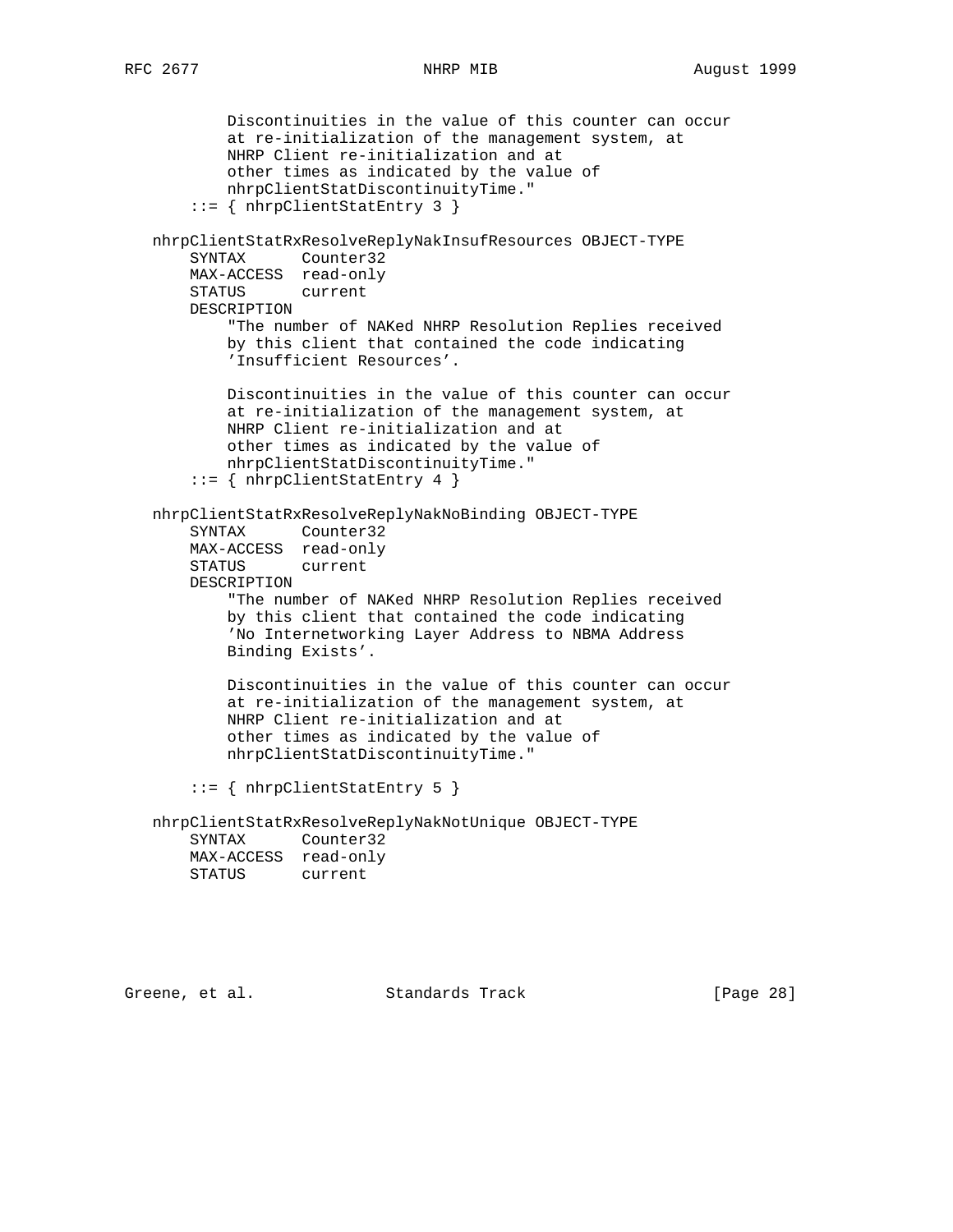```
           Discontinuities in the value of this counter can occur
           at re-initialization of the management system, at
           NHRP Client re-initialization and at
           other times as indicated by the value of
           nhrpClientStatDiscontinuityTime."
       ::= { nhrpClientStatEntry 3 }

   nhrpClientStatRxResolveReplyNakInsufResources OBJECT-TYPE
       SYNTAX      Counter32
       MAX-ACCESS  read-only
       STATUS      current
       DESCRIPTION
           "The number of NAKed NHRP Resolution Replies received
           by this client that contained the code indicating
           'Insufficient Resources'.

           Discontinuities in the value of this counter can occur
           at re-initialization of the management system, at
           NHRP Client re-initialization and at
           other times as indicated by the value of
           nhrpClientStatDiscontinuityTime."
       ::= { nhrpClientStatEntry 4 }

   nhrpClientStatRxResolveReplyNakNoBinding OBJECT-TYPE
       SYNTAX      Counter32
       MAX-ACCESS  read-only
       STATUS      current
       DESCRIPTION
           "The number of NAKed NHRP Resolution Replies received
           by this client that contained the code indicating
           'No Internetworking Layer Address to NBMA Address
           Binding Exists'.

           Discontinuities in the value of this counter can occur
           at re-initialization of the management system, at
           NHRP Client re-initialization and at
           other times as indicated by the value of
           nhrpClientStatDiscontinuityTime."

       ::= { nhrpClientStatEntry 5 }

   nhrpClientStatRxResolveReplyNakNotUnique OBJECT-TYPE
       SYNTAX      Counter32
       MAX-ACCESS  read-only
       STATUS      current
```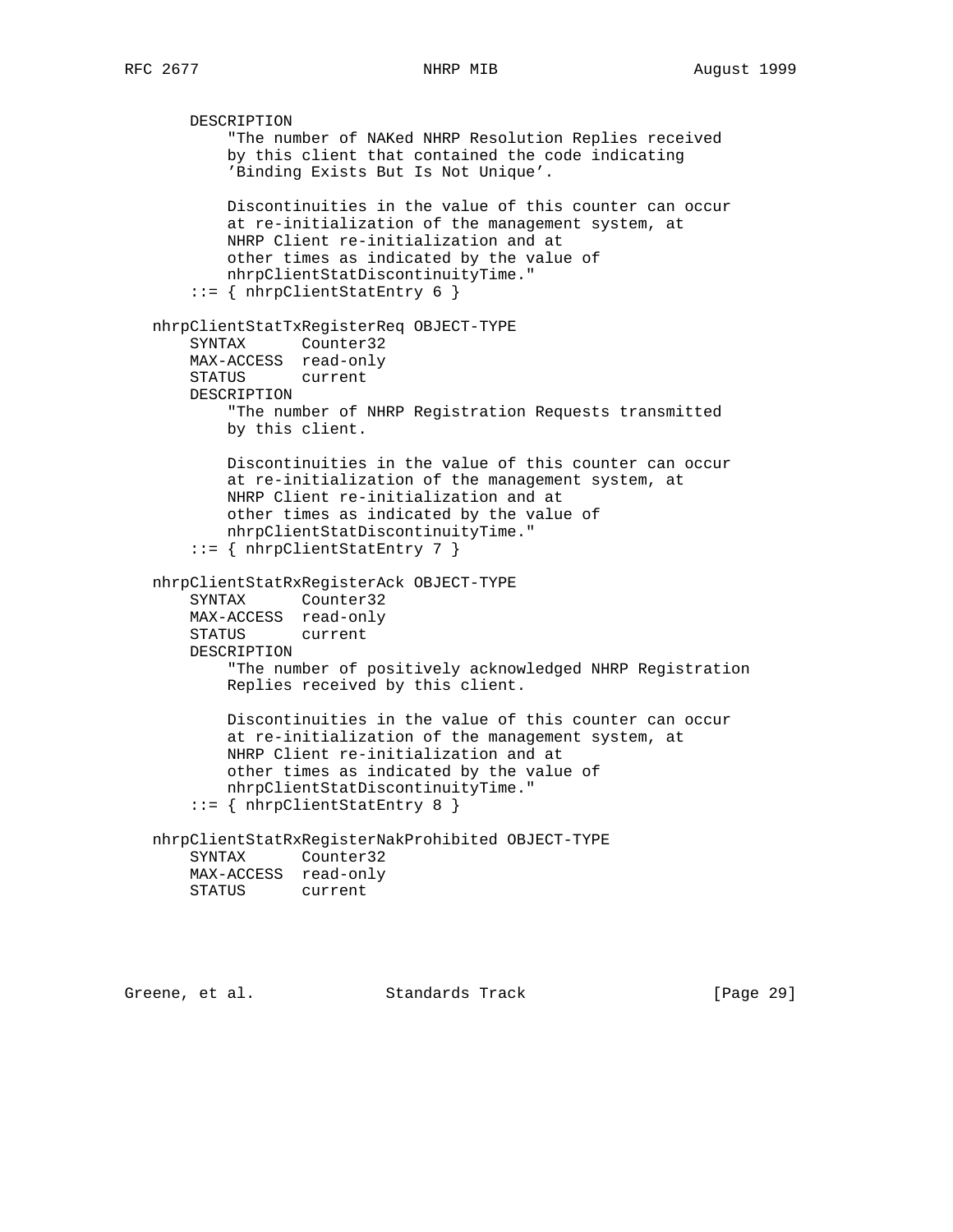```
       DESCRIPTION
           "The number of NAKed NHRP Resolution Replies received
           by this client that contained the code indicating
           'Binding Exists But Is Not Unique'.

           Discontinuities in the value of this counter can occur
           at re-initialization of the management system, at
           NHRP Client re-initialization and at
           other times as indicated by the value of
           nhrpClientStatDiscontinuityTime."
       ::= { nhrpClientStatEntry 6 }

   nhrpClientStatTxRegisterReq OBJECT-TYPE
       SYNTAX      Counter32
       MAX-ACCESS  read-only
       STATUS      current
       DESCRIPTION
           "The number of NHRP Registration Requests transmitted
           by this client.

           Discontinuities in the value of this counter can occur
           at re-initialization of the management system, at
           NHRP Client re-initialization and at
           other times as indicated by the value of
           nhrpClientStatDiscontinuityTime."
       ::= { nhrpClientStatEntry 7 }

   nhrpClientStatRxRegisterAck OBJECT-TYPE
       SYNTAX      Counter32
       MAX-ACCESS  read-only
       STATUS      current
       DESCRIPTION
           "The number of positively acknowledged NHRP Registration
           Replies received by this client.

           Discontinuities in the value of this counter can occur
           at re-initialization of the management system, at
           NHRP Client re-initialization and at
           other times as indicated by the value of
           nhrpClientStatDiscontinuityTime."
       ::= { nhrpClientStatEntry 8 }

   nhrpClientStatRxRegisterNakProhibited OBJECT-TYPE
       SYNTAX      Counter32
       MAX-ACCESS  read-only
       STATUS      current
```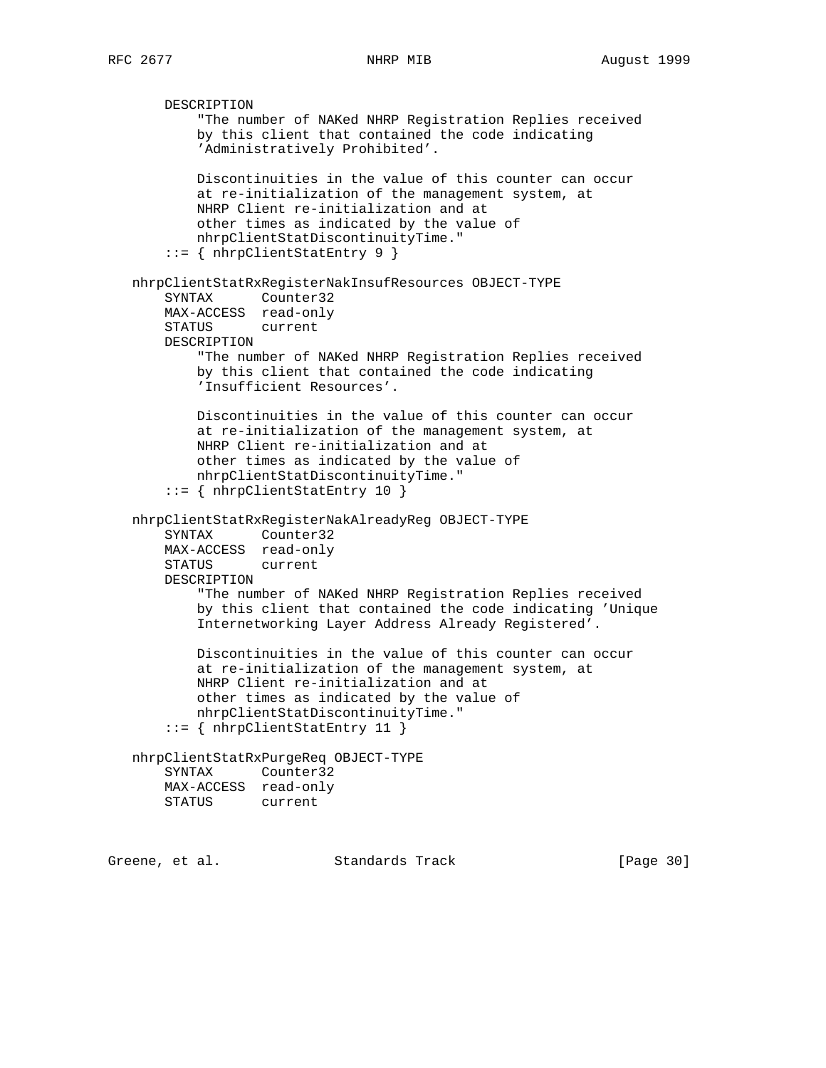```
       DESCRIPTION
           "The number of NAKed NHRP Registration Replies received
           by this client that contained the code indicating
           'Administratively Prohibited'.

           Discontinuities in the value of this counter can occur
           at re-initialization of the management system, at
           NHRP Client re-initialization and at
           other times as indicated by the value of
           nhrpClientStatDiscontinuityTime."
       ::= { nhrpClientStatEntry 9 }

   nhrpClientStatRxRegisterNakInsufResources OBJECT-TYPE
       SYNTAX      Counter32
       MAX-ACCESS  read-only
       STATUS      current
       DESCRIPTION
           "The number of NAKed NHRP Registration Replies received
           by this client that contained the code indicating
           'Insufficient Resources'.

           Discontinuities in the value of this counter can occur
           at re-initialization of the management system, at
           NHRP Client re-initialization and at
           other times as indicated by the value of
           nhrpClientStatDiscontinuityTime."
       ::= { nhrpClientStatEntry 10 }

   nhrpClientStatRxRegisterNakAlreadyReg OBJECT-TYPE
       SYNTAX      Counter32
       MAX-ACCESS  read-only
       STATUS      current
       DESCRIPTION
           "The number of NAKed NHRP Registration Replies received
           by this client that contained the code indicating 'Unique
           Internetworking Layer Address Already Registered'.

           Discontinuities in the value of this counter can occur
           at re-initialization of the management system, at
           NHRP Client re-initialization and at
           other times as indicated by the value of
           nhrpClientStatDiscontinuityTime."
       ::= { nhrpClientStatEntry 11 }

   nhrpClientStatRxPurgeReq OBJECT-TYPE
       SYNTAX      Counter32
       MAX-ACCESS  read-only
       STATUS      current
```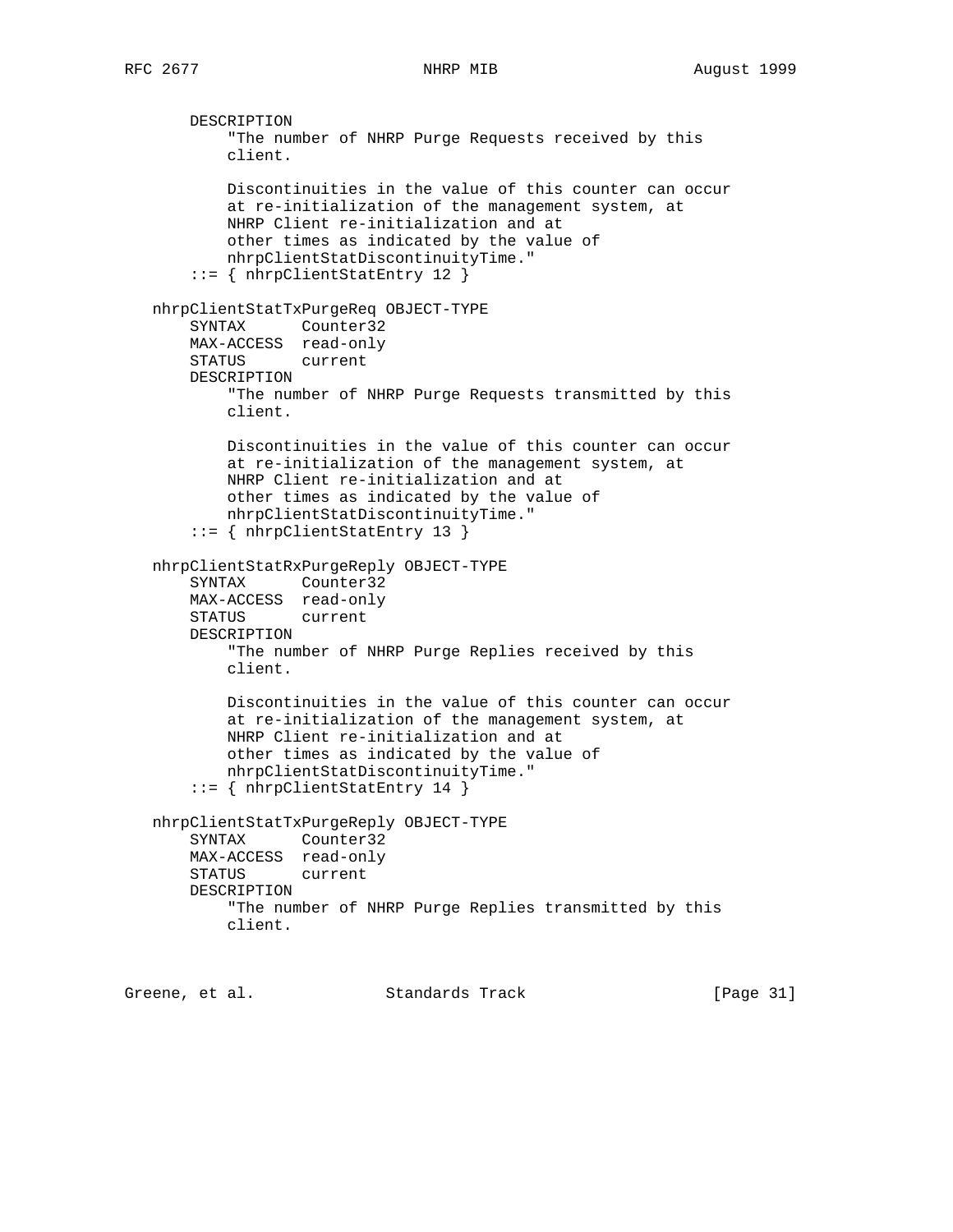```
       DESCRIPTION
           "The number of NHRP Purge Requests received by this
           client.

           Discontinuities in the value of this counter can occur
           at re-initialization of the management system, at
           NHRP Client re-initialization and at
           other times as indicated by the value of
           nhrpClientStatDiscontinuityTime."
       ::= { nhrpClientStatEntry 12 }

   nhrpClientStatTxPurgeReq OBJECT-TYPE
       SYNTAX      Counter32
       MAX-ACCESS  read-only
       STATUS      current
       DESCRIPTION
           "The number of NHRP Purge Requests transmitted by this
           client.

           Discontinuities in the value of this counter can occur
           at re-initialization of the management system, at
           NHRP Client re-initialization and at
           other times as indicated by the value of
           nhrpClientStatDiscontinuityTime."
       ::= { nhrpClientStatEntry 13 }

   nhrpClientStatRxPurgeReply OBJECT-TYPE
       SYNTAX      Counter32
       MAX-ACCESS  read-only
       STATUS      current
       DESCRIPTION
           "The number of NHRP Purge Replies received by this
           client.

           Discontinuities in the value of this counter can occur
           at re-initialization of the management system, at
           NHRP Client re-initialization and at
           other times as indicated by the value of
           nhrpClientStatDiscontinuityTime."
       ::= { nhrpClientStatEntry 14 }

   nhrpClientStatTxPurgeReply OBJECT-TYPE
       SYNTAX      Counter32
       MAX-ACCESS  read-only
       STATUS      current
       DESCRIPTION
           "The number of NHRP Purge Replies transmitted by this
           client.
```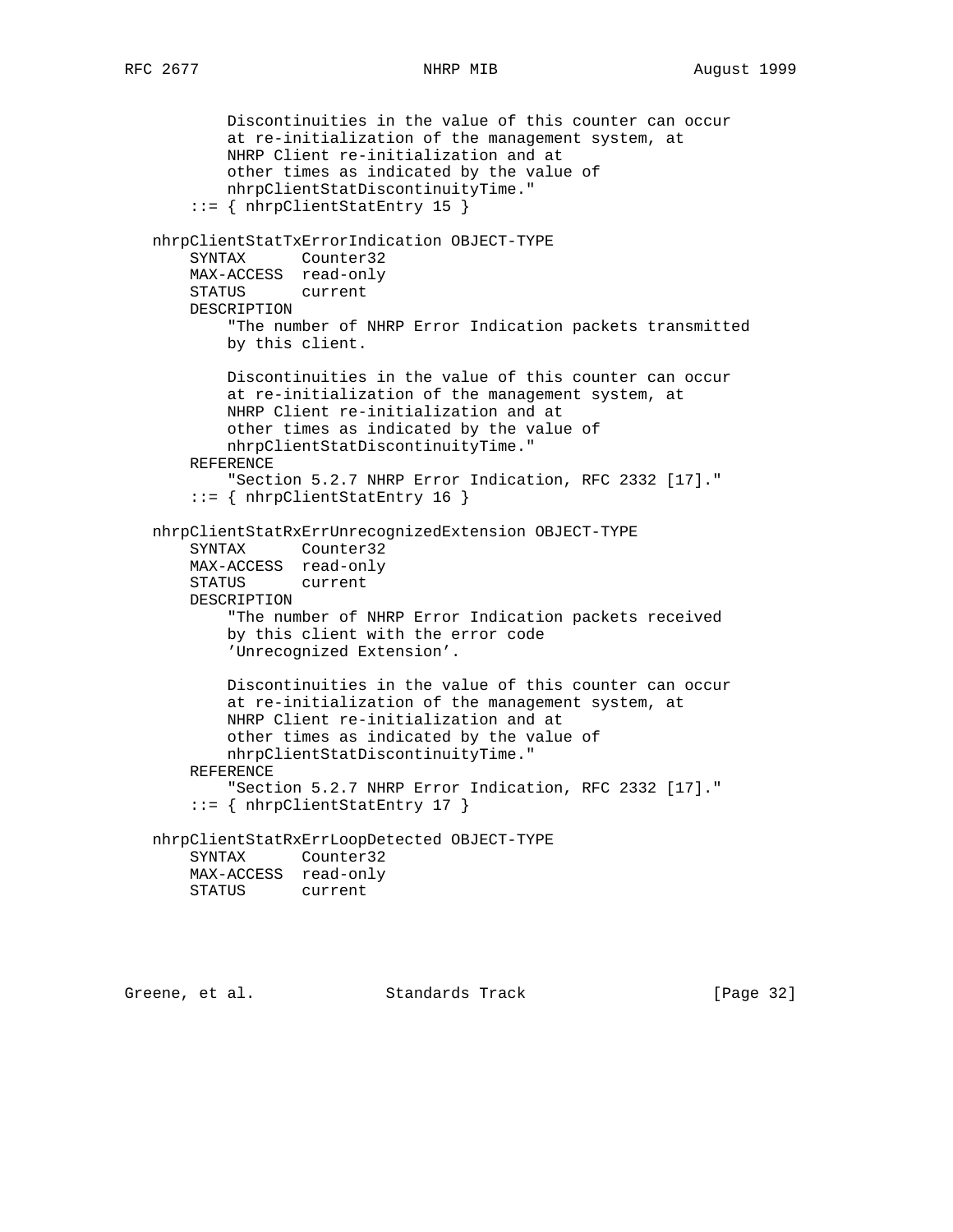```
          Discontinuities in the value of this counter can occur
          at re-initialization of the management system, at
          NHRP Client re-initialization and at
          other times as indicated by the value of
          nhrpClientStatDiscontinuityTime."
      ::= { nhrpClientStatEntry 15 }

   nhrpClientStatTxErrorIndication OBJECT-TYPE
      SYNTAX      Counter32
      MAX-ACCESS  read-only
      STATUS      current
      DESCRIPTION
          "The number of NHRP Error Indication packets transmitted
          by this client.

          Discontinuities in the value of this counter can occur
          at re-initialization of the management system, at
          NHRP Client re-initialization and at
          other times as indicated by the value of
          nhrpClientStatDiscontinuityTime."
      REFERENCE
          "Section 5.2.7 NHRP Error Indication, RFC 2332 [17]."
      ::= { nhrpClientStatEntry 16 }

   nhrpClientStatRxErrUnrecognizedExtension OBJECT-TYPE
      SYNTAX      Counter32
      MAX-ACCESS  read-only
      STATUS      current
      DESCRIPTION
          "The number of NHRP Error Indication packets received
          by this client with the error code
          'Unrecognized Extension'.

          Discontinuities in the value of this counter can occur
          at re-initialization of the management system, at
          NHRP Client re-initialization and at
          other times as indicated by the value of
          nhrpClientStatDiscontinuityTime."
      REFERENCE
          "Section 5.2.7 NHRP Error Indication, RFC 2332 [17]."
      ::= { nhrpClientStatEntry 17 }

   nhrpClientStatRxErrLoopDetected OBJECT-TYPE
      SYNTAX      Counter32
      MAX-ACCESS  read-only
      STATUS      current
```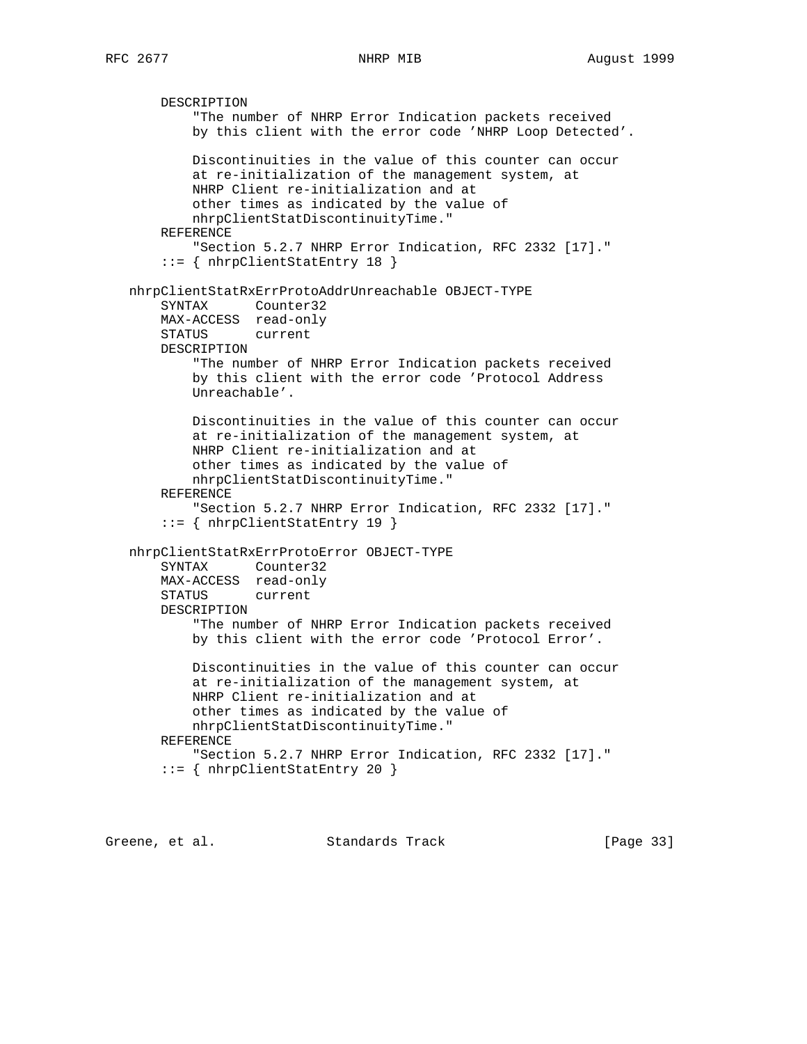```
       DESCRIPTION
           "The number of NHRP Error Indication packets received
           by this client with the error code 'NHRP Loop Detected'.

           Discontinuities in the value of this counter can occur
           at re-initialization of the management system, at
           NHRP Client re-initialization and at
           other times as indicated by the value of
           nhrpClientStatDiscontinuityTime."
       REFERENCE
           "Section 5.2.7 NHRP Error Indication, RFC 2332 [17]."
       ::= { nhrpClientStatEntry 18 }

   nhrpClientStatRxErrProtoAddrUnreachable OBJECT-TYPE
       SYNTAX      Counter32
       MAX-ACCESS  read-only
       STATUS      current
       DESCRIPTION
           "The number of NHRP Error Indication packets received
           by this client with the error code 'Protocol Address
           Unreachable'.

           Discontinuities in the value of this counter can occur
           at re-initialization of the management system, at
           NHRP Client re-initialization and at
           other times as indicated by the value of
           nhrpClientStatDiscontinuityTime."
       REFERENCE
           "Section 5.2.7 NHRP Error Indication, RFC 2332 [17]."
       ::= { nhrpClientStatEntry 19 }

   nhrpClientStatRxErrProtoError OBJECT-TYPE
       SYNTAX      Counter32
       MAX-ACCESS  read-only
       STATUS      current
       DESCRIPTION
           "The number of NHRP Error Indication packets received
           by this client with the error code 'Protocol Error'.

           Discontinuities in the value of this counter can occur
           at re-initialization of the management system, at
           NHRP Client re-initialization and at
           other times as indicated by the value of
           nhrpClientStatDiscontinuityTime."
       REFERENCE
           "Section 5.2.7 NHRP Error Indication, RFC 2332 [17]."
       ::= { nhrpClientStatEntry 20 }
```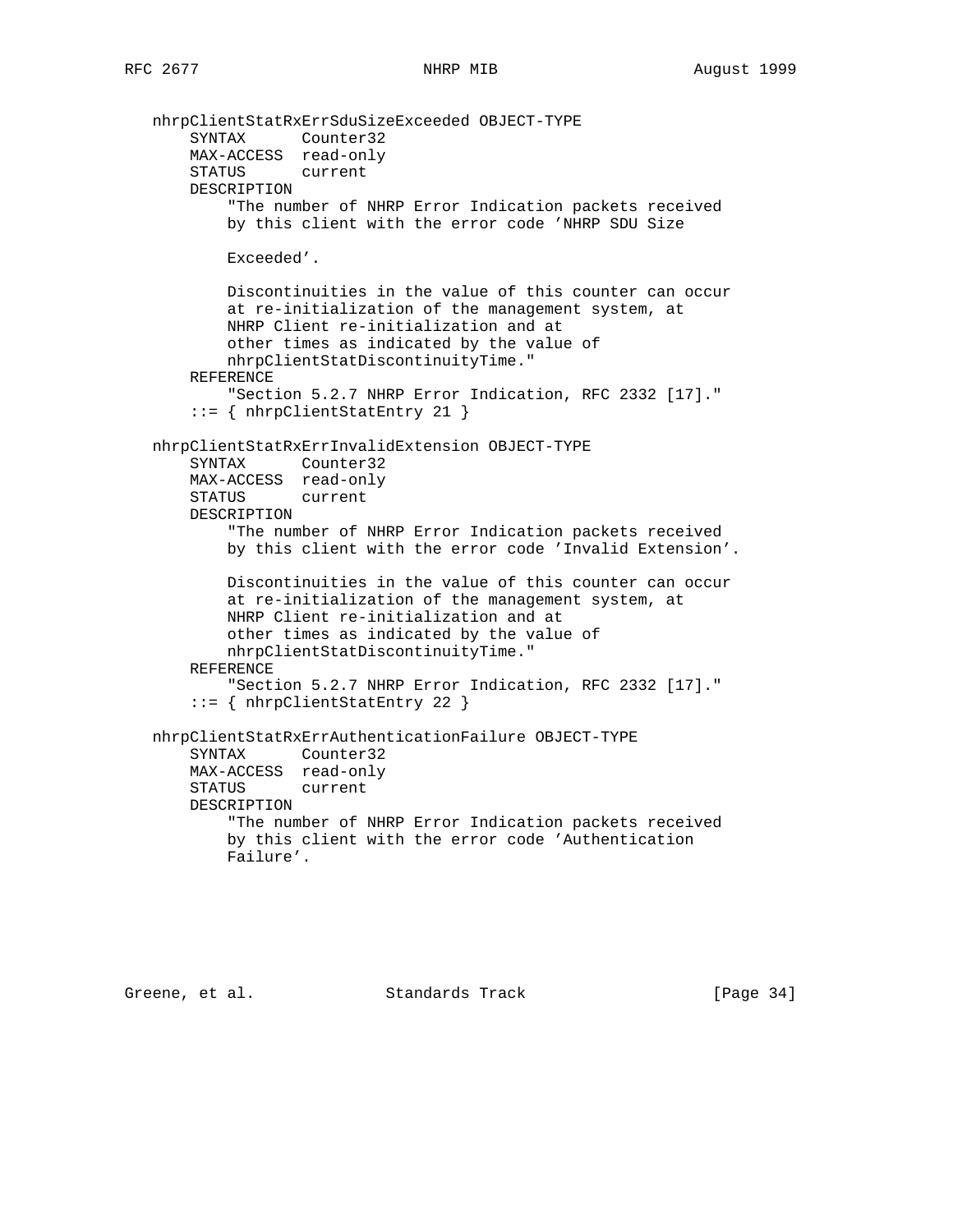```
   nhrpClientStatRxErrSduSizeExceeded OBJECT-TYPE
       SYNTAX      Counter32
       MAX-ACCESS  read-only
       STATUS      current
       DESCRIPTION
           "The number of NHRP Error Indication packets received
           by this client with the error code 'NHRP SDU Size

           Exceeded'.

           Discontinuities in the value of this counter can occur
           at re-initialization of the management system, at
           NHRP Client re-initialization and at
           other times as indicated by the value of
           nhrpClientStatDiscontinuityTime."
       REFERENCE
           "Section 5.2.7 NHRP Error Indication, RFC 2332 [17]."
       ::= { nhrpClientStatEntry 21 }

   nhrpClientStatRxErrInvalidExtension OBJECT-TYPE
       SYNTAX      Counter32
       MAX-ACCESS  read-only
       STATUS      current
       DESCRIPTION
           "The number of NHRP Error Indication packets received
           by this client with the error code 'Invalid Extension'.

           Discontinuities in the value of this counter can occur
           at re-initialization of the management system, at
           NHRP Client re-initialization and at
           other times as indicated by the value of
           nhrpClientStatDiscontinuityTime."
       REFERENCE
           "Section 5.2.7 NHRP Error Indication, RFC 2332 [17]."
       ::= { nhrpClientStatEntry 22 }

   nhrpClientStatRxErrAuthenticationFailure OBJECT-TYPE
       SYNTAX      Counter32
       MAX-ACCESS  read-only
       STATUS      current
       DESCRIPTION
           "The number of NHRP Error Indication packets received
           by this client with the error code 'Authentication
           Failure'.
```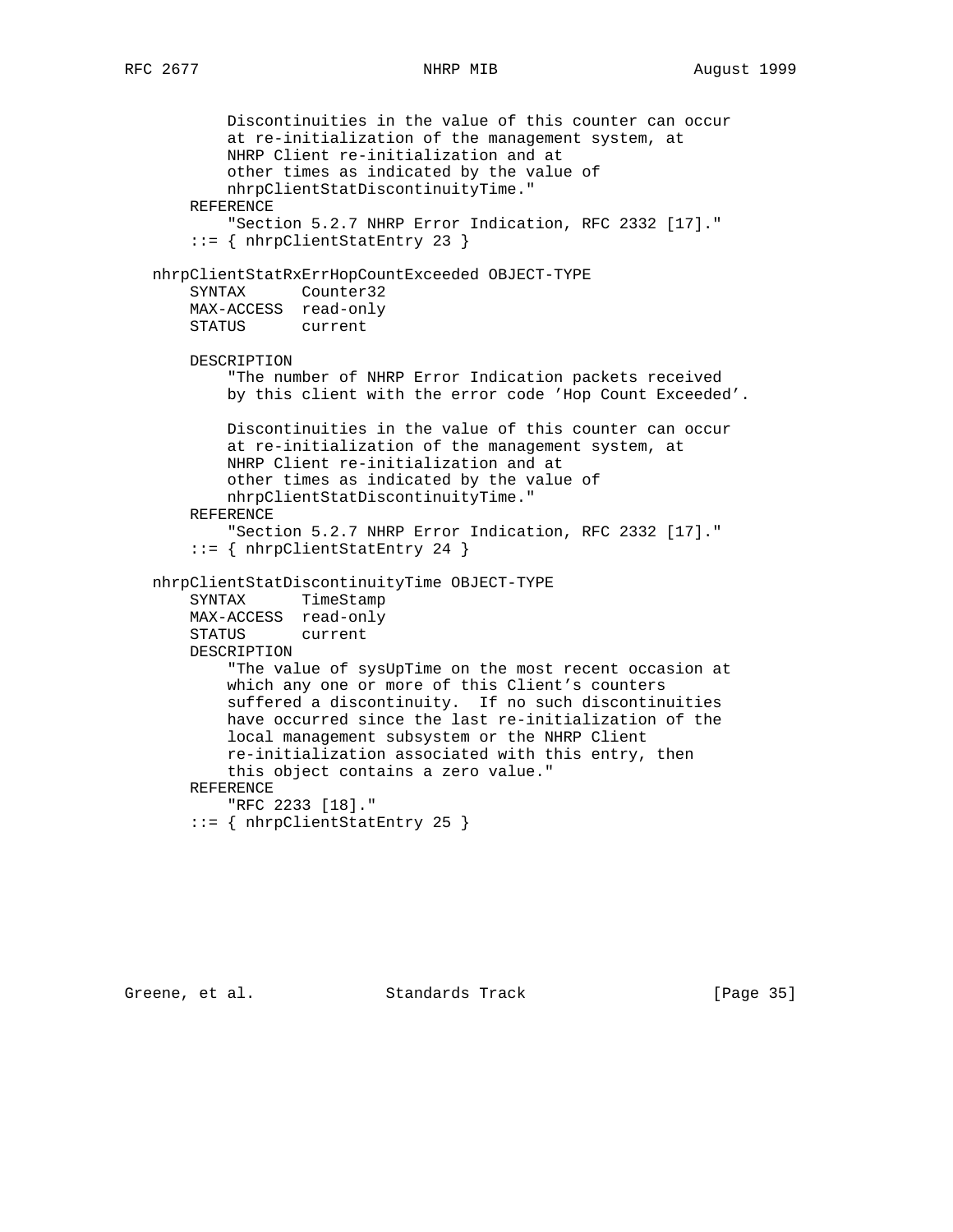```
           Discontinuities in the value of this counter can occur
           at re-initialization of the management system, at
           NHRP Client re-initialization and at
           other times as indicated by the value of
           nhrpClientStatDiscontinuityTime."
       REFERENCE
           "Section 5.2.7 NHRP Error Indication, RFC 2332 [17]."
       ::= { nhrpClientStatEntry 23 }

   nhrpClientStatRxErrHopCountExceeded OBJECT-TYPE
       SYNTAX      Counter32
       MAX-ACCESS  read-only
       STATUS      current

       DESCRIPTION
           "The number of NHRP Error Indication packets received
           by this client with the error code 'Hop Count Exceeded'.

           Discontinuities in the value of this counter can occur
           at re-initialization of the management system, at
           NHRP Client re-initialization and at
           other times as indicated by the value of
           nhrpClientStatDiscontinuityTime."
       REFERENCE
           "Section 5.2.7 NHRP Error Indication, RFC 2332 [17]."
       ::= { nhrpClientStatEntry 24 }

   nhrpClientStatDiscontinuityTime OBJECT-TYPE
       SYNTAX      TimeStamp
       MAX-ACCESS  read-only
       STATUS      current
       DESCRIPTION
           "The value of sysUpTime on the most recent occasion at
           which any one or more of this Client's counters
           suffered a discontinuity.  If no such discontinuities
           have occurred since the last re-initialization of the
           local management subsystem or the NHRP Client
           re-initialization associated with this entry, then
           this object contains a zero value."
       REFERENCE
           "RFC 2233 [18]."
       ::= { nhrpClientStatEntry 25 }
```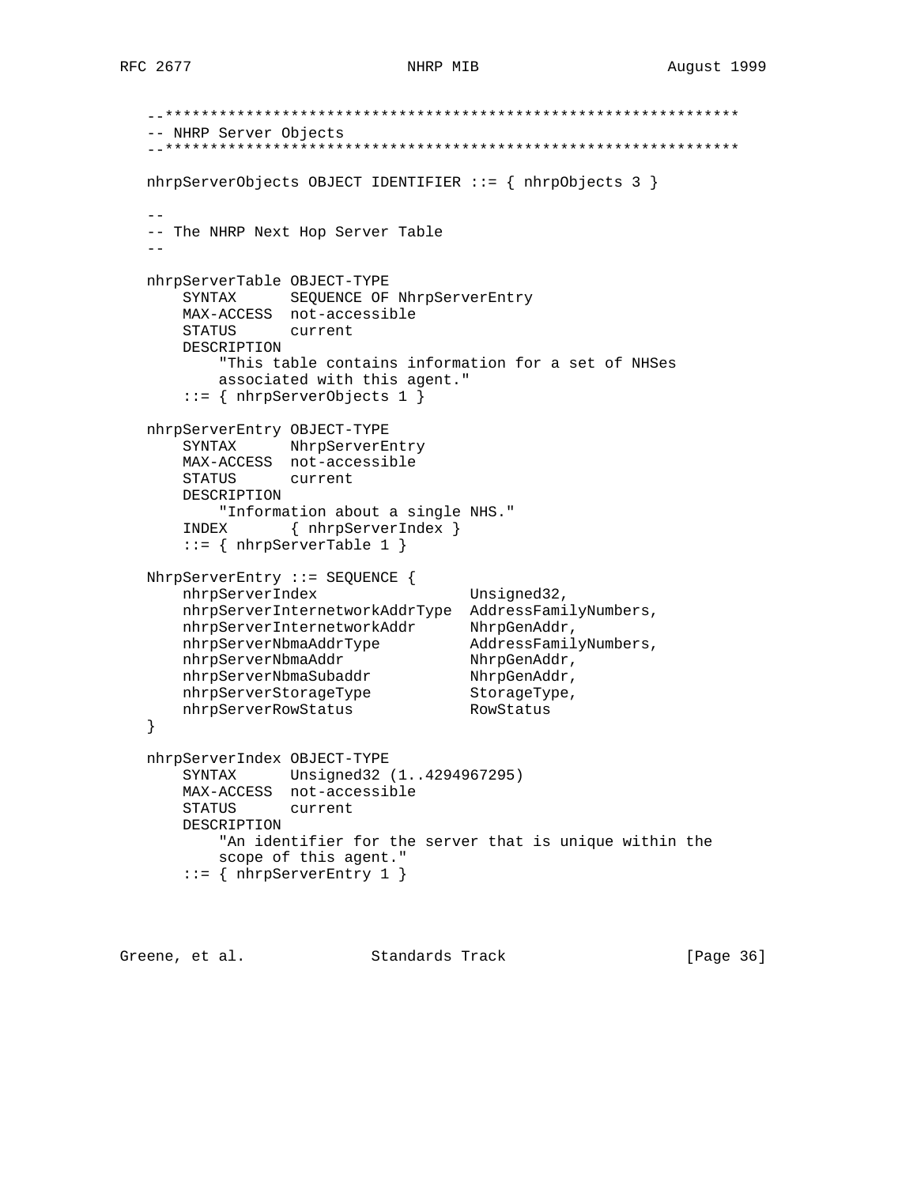```
   --****************************************************************
   -- NHRP Server Objects
   --****************************************************************

   nhrpServerObjects OBJECT IDENTIFIER ::= { nhrpObjects 3 }

   --
   -- The NHRP Next Hop Server Table
   --

   nhrpServerTable OBJECT-TYPE
       SYNTAX      SEQUENCE OF NhrpServerEntry
       MAX-ACCESS  not-accessible
       STATUS      current
       DESCRIPTION
           "This table contains information for a set of NHSes
           associated with this agent."
       ::= { nhrpServerObjects 1 }

   nhrpServerEntry OBJECT-TYPE
       SYNTAX      NhrpServerEntry
       MAX-ACCESS  not-accessible
       STATUS      current
       DESCRIPTION
           "Information about a single NHS."
       INDEX       { nhrpServerIndex }
       ::= { nhrpServerTable 1 }

   NhrpServerEntry ::= SEQUENCE {
       nhrpServerIndex                 Unsigned32,
       nhrpServerInternetworkAddrType  AddressFamilyNumbers,
       nhrpServerInternetworkAddr      NhrpGenAddr,
       nhrpServerNbmaAddrType          AddressFamilyNumbers,
       nhrpServerNbmaAddr              NhrpGenAddr,
       nhrpServerNbmaSubaddr           NhrpGenAddr,
       nhrpServerStorageType           StorageType,
       nhrpServerRowStatus             RowStatus
   }

   nhrpServerIndex OBJECT-TYPE
       SYNTAX      Unsigned32 (1..4294967295)
       MAX-ACCESS  not-accessible
       STATUS      current
       DESCRIPTION
           "An identifier for the server that is unique within the
           scope of this agent."
       ::= { nhrpServerEntry 1 }
```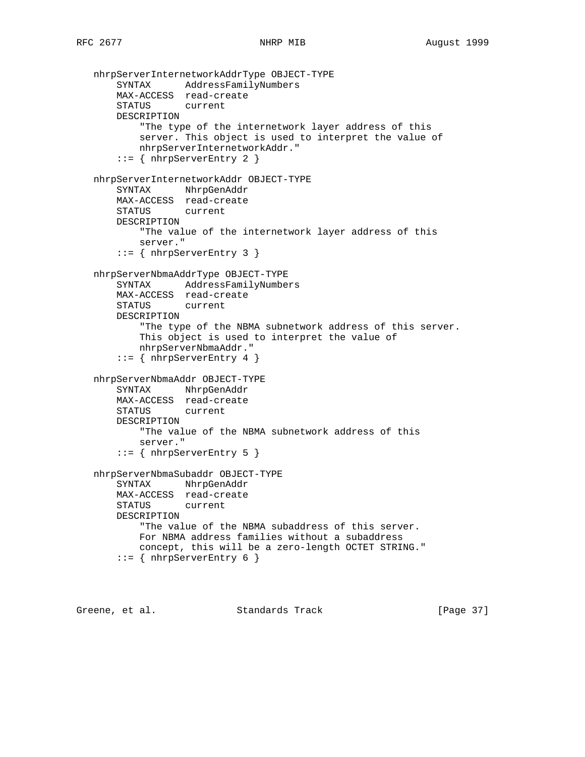```
   nhrpServerInternetworkAddrType OBJECT-TYPE
       SYNTAX      AddressFamilyNumbers
       MAX-ACCESS  read-create
       STATUS      current
       DESCRIPTION
           "The type of the internetwork layer address of this
           server. This object is used to interpret the value of
           nhrpServerInternetworkAddr."
       ::= { nhrpServerEntry 2 }

   nhrpServerInternetworkAddr OBJECT-TYPE
       SYNTAX      NhrpGenAddr
       MAX-ACCESS  read-create
       STATUS      current
       DESCRIPTION
           "The value of the internetwork layer address of this
           server."
       ::= { nhrpServerEntry 3 }

   nhrpServerNbmaAddrType OBJECT-TYPE
       SYNTAX      AddressFamilyNumbers
       MAX-ACCESS  read-create
       STATUS      current
       DESCRIPTION
           "The type of the NBMA subnetwork address of this server.
           This object is used to interpret the value of
           nhrpServerNbmaAddr."
       ::= { nhrpServerEntry 4 }

   nhrpServerNbmaAddr OBJECT-TYPE
       SYNTAX      NhrpGenAddr
       MAX-ACCESS  read-create
       STATUS      current
       DESCRIPTION
           "The value of the NBMA subnetwork address of this
           server."
       ::= { nhrpServerEntry 5 }

   nhrpServerNbmaSubaddr OBJECT-TYPE
       SYNTAX      NhrpGenAddr
       MAX-ACCESS  read-create
       STATUS      current
       DESCRIPTION
           "The value of the NBMA subaddress of this server.
           For NBMA address families without a subaddress
           concept, this will be a zero-length OCTET STRING."
       ::= { nhrpServerEntry 6 }
```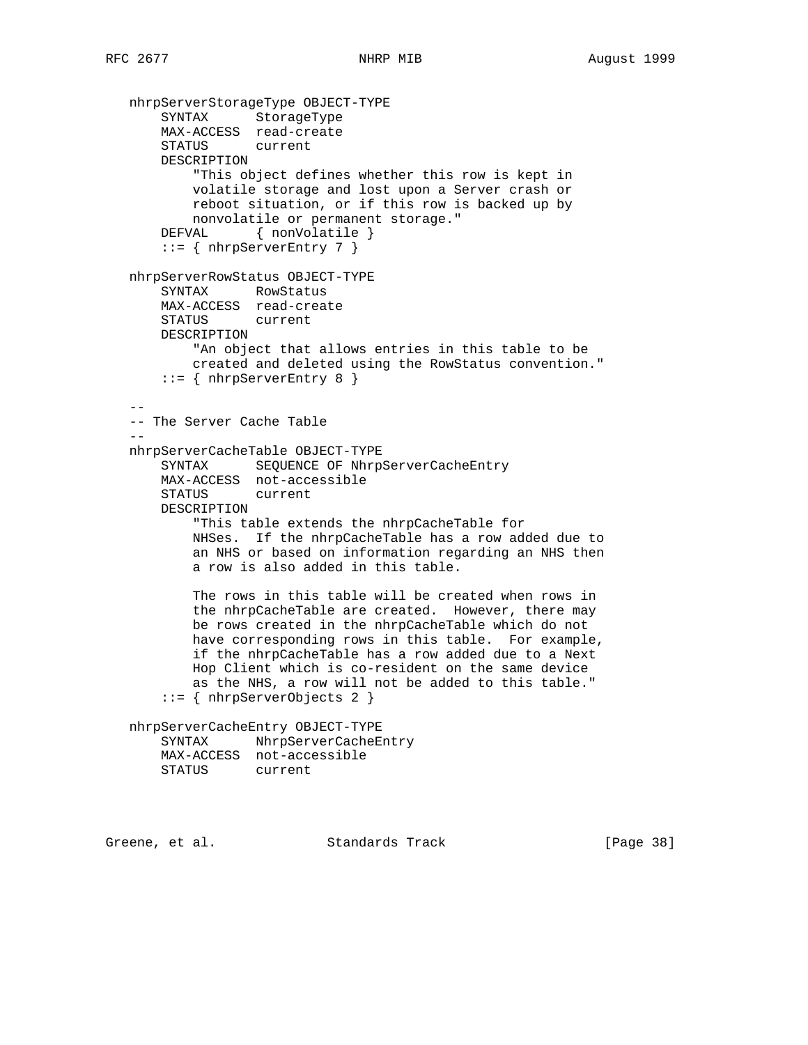```
   nhrpServerStorageType OBJECT-TYPE
       SYNTAX      StorageType
       MAX-ACCESS  read-create
       STATUS      current
       DESCRIPTION
           "This object defines whether this row is kept in
           volatile storage and lost upon a Server crash or
           reboot situation, or if this row is backed up by
           nonvolatile or permanent storage."
       DEFVAL      { nonVolatile }
       ::= { nhrpServerEntry 7 }

   nhrpServerRowStatus OBJECT-TYPE
       SYNTAX      RowStatus
       MAX-ACCESS  read-create
       STATUS      current
       DESCRIPTION
           "An object that allows entries in this table to be
           created and deleted using the RowStatus convention."
       ::= { nhrpServerEntry 8 }

   --
   -- The Server Cache Table
   --
   nhrpServerCacheTable OBJECT-TYPE
       SYNTAX      SEQUENCE OF NhrpServerCacheEntry
       MAX-ACCESS  not-accessible
       STATUS      current
       DESCRIPTION
           "This table extends the nhrpCacheTable for
           NHSes.  If the nhrpCacheTable has a row added due to
           an NHS or based on information regarding an NHS then
           a row is also added in this table.

           The rows in this table will be created when rows in
           the nhrpCacheTable are created.  However, there may
           be rows created in the nhrpCacheTable which do not
           have corresponding rows in this table.  For example,
           if the nhrpCacheTable has a row added due to a Next
           Hop Client which is co-resident on the same device
           as the NHS, a row will not be added to this table."
       ::= { nhrpServerObjects 2 }

   nhrpServerCacheEntry OBJECT-TYPE
       SYNTAX      NhrpServerCacheEntry
       MAX-ACCESS  not-accessible
       STATUS      current
```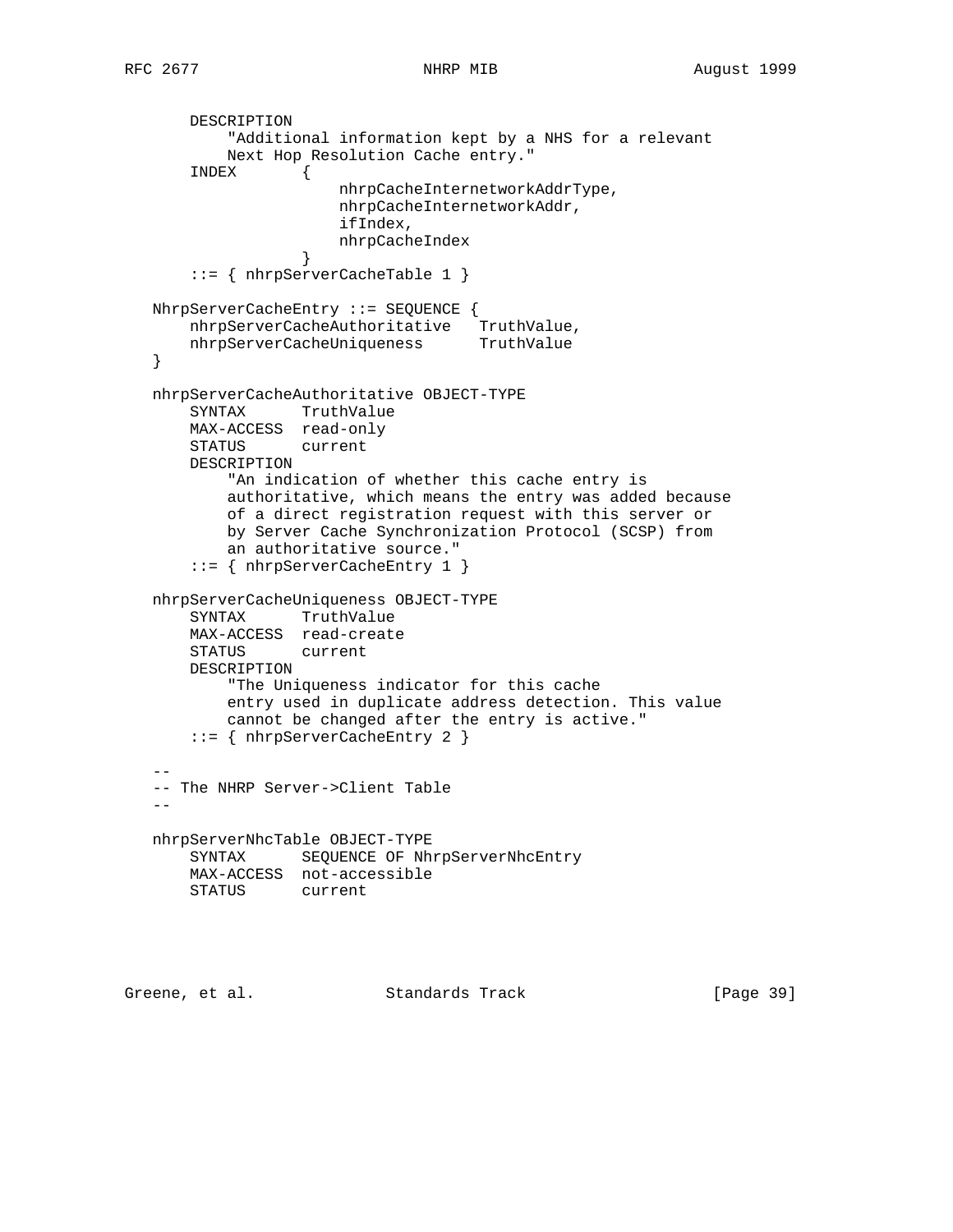```
        DESCRIPTION
            "Additional information kept by a NHS for a relevant
            Next Hop Resolution Cache entry."
        INDEX       {
                        nhrpCacheInternetworkAddrType,
                        nhrpCacheInternetworkAddr,
                        ifIndex,
                        nhrpCacheIndex
                    }
        ::= { nhrpServerCacheTable 1 }

    NhrpServerCacheEntry ::= SEQUENCE {
        nhrpServerCacheAuthoritative   TruthValue,
        nhrpServerCacheUniqueness      TruthValue
    }

    nhrpServerCacheAuthoritative OBJECT-TYPE
        SYNTAX      TruthValue
        MAX-ACCESS  read-only
        STATUS      current
        DESCRIPTION
            "An indication of whether this cache entry is
            authoritative, which means the entry was added because
            of a direct registration request with this server or
            by Server Cache Synchronization Protocol (SCSP) from
            an authoritative source."
        ::= { nhrpServerCacheEntry 1 }

    nhrpServerCacheUniqueness OBJECT-TYPE
        SYNTAX      TruthValue
        MAX-ACCESS  read-create
        STATUS      current
        DESCRIPTION
            "The Uniqueness indicator for this cache
            entry used in duplicate address detection. This value
            cannot be changed after the entry is active."
        ::= { nhrpServerCacheEntry 2 }

    --
    -- The NHRP Server->Client Table
    --

    nhrpServerNhcTable OBJECT-TYPE
        SYNTAX      SEQUENCE OF NhrpServerNhcEntry
        MAX-ACCESS  not-accessible
        STATUS      current
```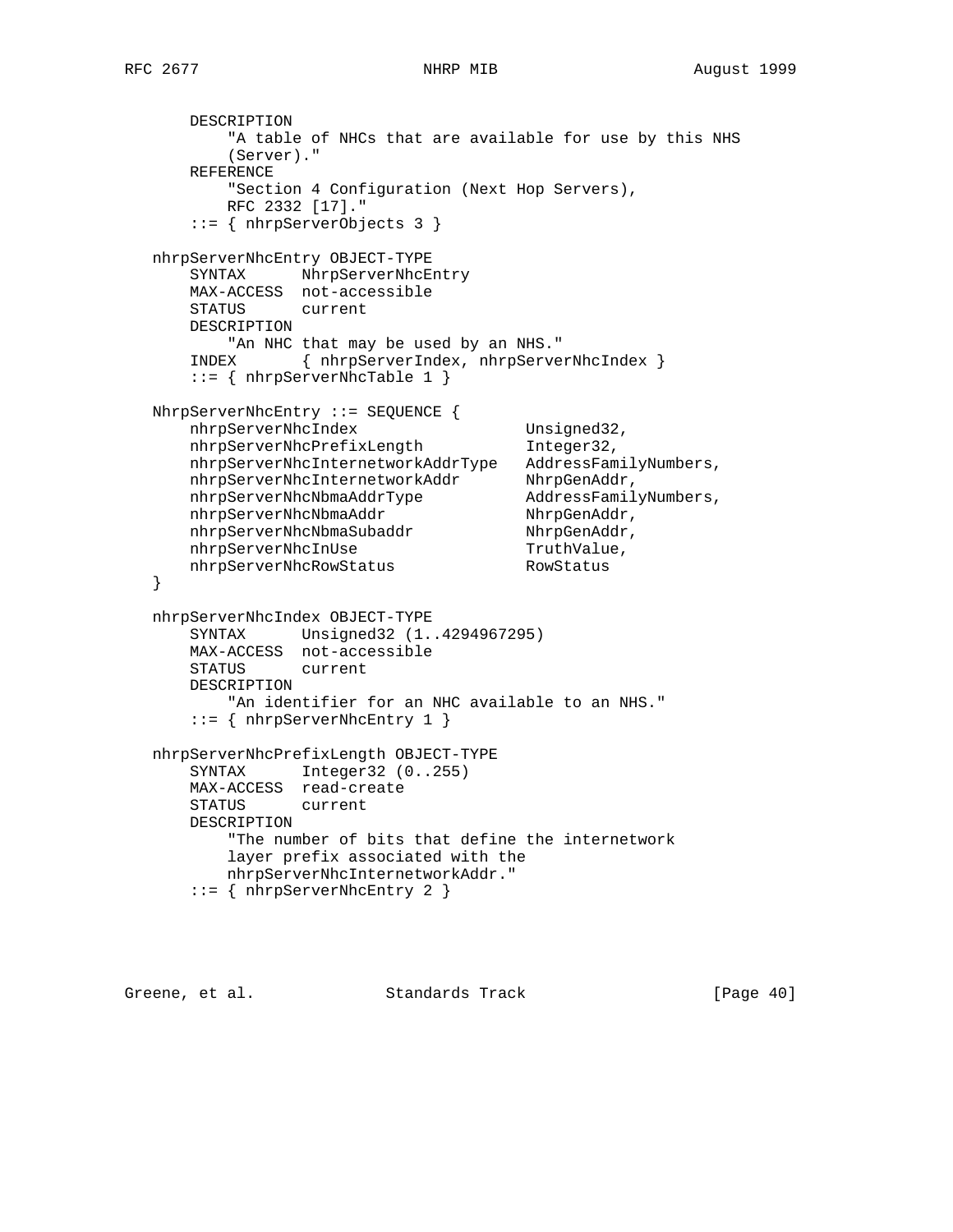```
       DESCRIPTION
           "A table of NHCs that are available for use by this NHS
           (Server)."
       REFERENCE
           "Section 4 Configuration (Next Hop Servers),
           RFC 2332 [17]."
       ::= { nhrpServerObjects 3 }

   nhrpServerNhcEntry OBJECT-TYPE
       SYNTAX      NhrpServerNhcEntry
       MAX-ACCESS  not-accessible
       STATUS      current
       DESCRIPTION
           "An NHC that may be used by an NHS."
       INDEX       { nhrpServerIndex, nhrpServerNhcIndex }
       ::= { nhrpServerNhcTable 1 }

   NhrpServerNhcEntry ::= SEQUENCE {
       nhrpServerNhcIndex                 Unsigned32,
       nhrpServerNhcPrefixLength          Integer32,
       nhrpServerNhcInternetworkAddrType   AddressFamilyNumbers,
       nhrpServerNhcInternetworkAddr       NhrpGenAddr,
       nhrpServerNhcNbmaAddrType           AddressFamilyNumbers,
       nhrpServerNhcNbmaAddr               NhrpGenAddr,
       nhrpServerNhcNbmaSubaddr            NhrpGenAddr,
       nhrpServerNhcInUse                  TruthValue,
       nhrpServerNhcRowStatus              RowStatus
   }

   nhrpServerNhcIndex OBJECT-TYPE
       SYNTAX      Unsigned32 (1..4294967295)
       MAX-ACCESS  not-accessible
       STATUS      current
       DESCRIPTION
           "An identifier for an NHC available to an NHS."
       ::= { nhrpServerNhcEntry 1 }

   nhrpServerNhcPrefixLength OBJECT-TYPE
       SYNTAX      Integer32 (0..255)
       MAX-ACCESS  read-create
       STATUS      current
       DESCRIPTION
           "The number of bits that define the internetwork
           layer prefix associated with the
           nhrpServerNhcInternetworkAddr."
       ::= { nhrpServerNhcEntry 2 }
```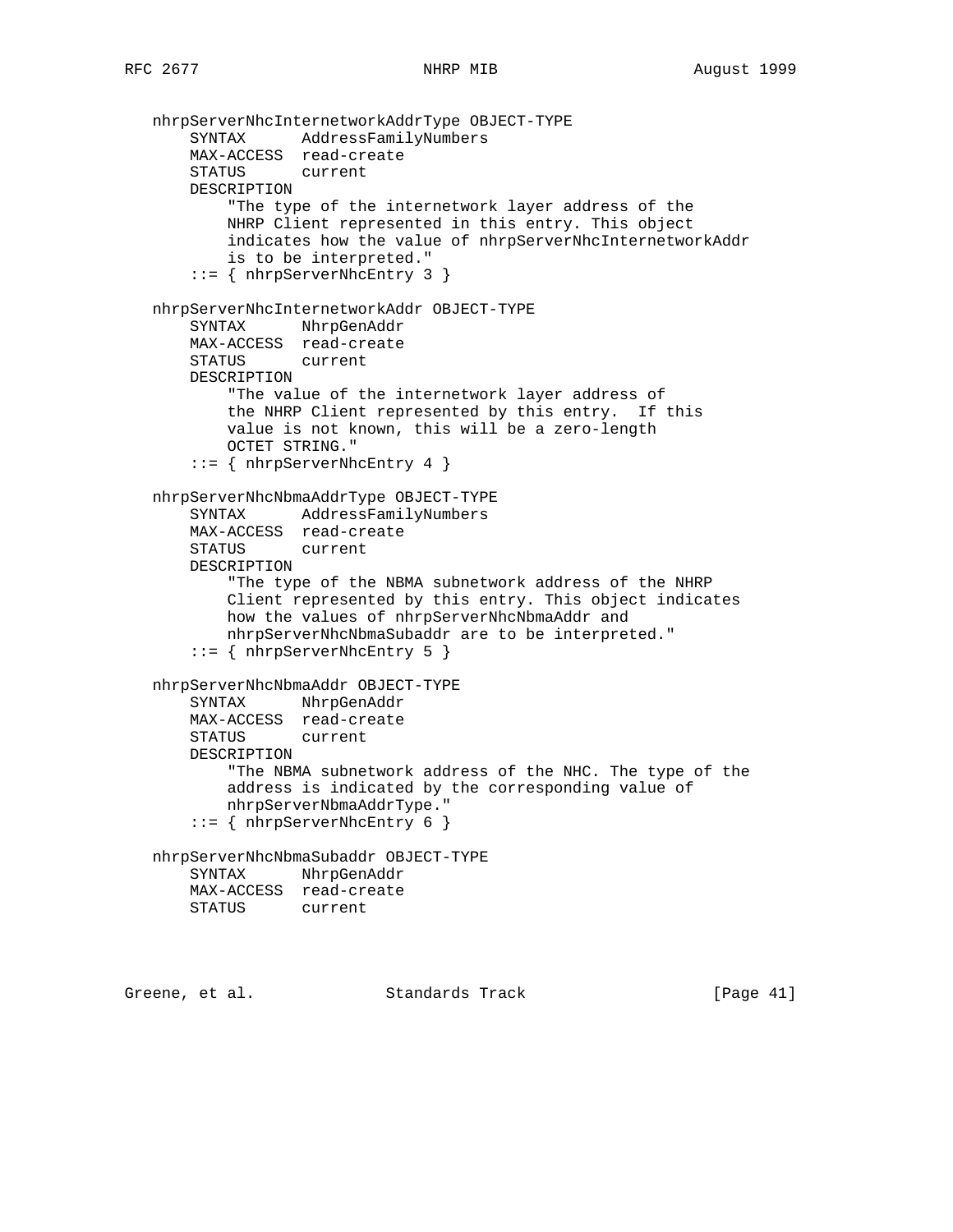```
   nhrpServerNhcInternetworkAddrType OBJECT-TYPE
       SYNTAX      AddressFamilyNumbers
       MAX-ACCESS  read-create
       STATUS      current
       DESCRIPTION
           "The type of the internetwork layer address of the
           NHRP Client represented in this entry. This object
           indicates how the value of nhrpServerNhcInternetworkAddr
           is to be interpreted."
       ::= { nhrpServerNhcEntry 3 }

   nhrpServerNhcInternetworkAddr OBJECT-TYPE
       SYNTAX      NhrpGenAddr
       MAX-ACCESS  read-create
       STATUS      current
       DESCRIPTION
           "The value of the internetwork layer address of
           the NHRP Client represented by this entry.  If this
           value is not known, this will be a zero-length
           OCTET STRING."
       ::= { nhrpServerNhcEntry 4 }

   nhrpServerNhcNbmaAddrType OBJECT-TYPE
       SYNTAX      AddressFamilyNumbers
       MAX-ACCESS  read-create
       STATUS      current
       DESCRIPTION
           "The type of the NBMA subnetwork address of the NHRP
           Client represented by this entry. This object indicates
           how the values of nhrpServerNhcNbmaAddr and
           nhrpServerNhcNbmaSubaddr are to be interpreted."
       ::= { nhrpServerNhcEntry 5 }

   nhrpServerNhcNbmaAddr OBJECT-TYPE
       SYNTAX      NhrpGenAddr
       MAX-ACCESS  read-create
       STATUS      current
       DESCRIPTION
           "The NBMA subnetwork address of the NHC. The type of the
           address is indicated by the corresponding value of
           nhrpServerNbmaAddrType."
       ::= { nhrpServerNhcEntry 6 }

   nhrpServerNhcNbmaSubaddr OBJECT-TYPE
       SYNTAX      NhrpGenAddr
       MAX-ACCESS  read-create
       STATUS      current
```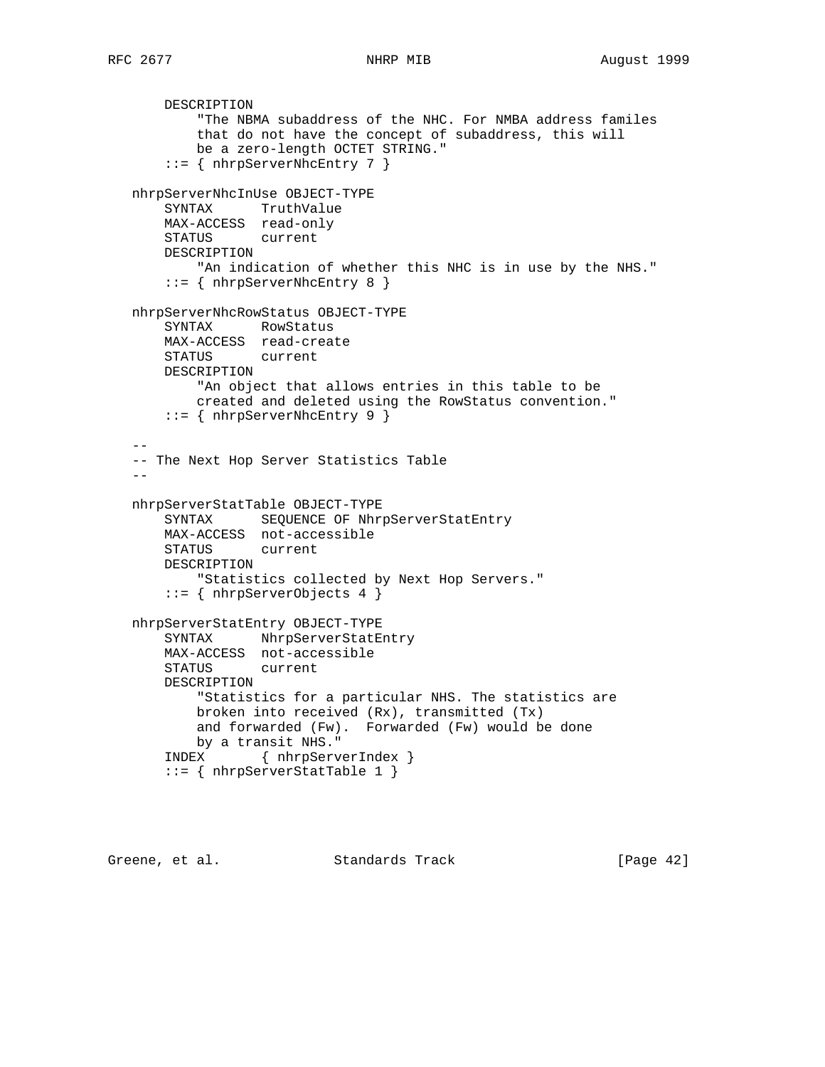```
       DESCRIPTION
           "The NBMA subaddress of the NHC. For NMBA address familes
           that do not have the concept of subaddress, this will
           be a zero-length OCTET STRING."
       ::= { nhrpServerNhcEntry 7 }

   nhrpServerNhcInUse OBJECT-TYPE
       SYNTAX      TruthValue
       MAX-ACCESS  read-only
       STATUS      current
       DESCRIPTION
           "An indication of whether this NHC is in use by the NHS."
       ::= { nhrpServerNhcEntry 8 }

   nhrpServerNhcRowStatus OBJECT-TYPE
       SYNTAX      RowStatus
       MAX-ACCESS  read-create
       STATUS      current
       DESCRIPTION
           "An object that allows entries in this table to be
           created and deleted using the RowStatus convention."
       ::= { nhrpServerNhcEntry 9 }

   --
   -- The Next Hop Server Statistics Table
   --

   nhrpServerStatTable OBJECT-TYPE
       SYNTAX      SEQUENCE OF NhrpServerStatEntry
       MAX-ACCESS  not-accessible
       STATUS      current
       DESCRIPTION
           "Statistics collected by Next Hop Servers."
       ::= { nhrpServerObjects 4 }

   nhrpServerStatEntry OBJECT-TYPE
       SYNTAX      NhrpServerStatEntry
       MAX-ACCESS  not-accessible
       STATUS      current
       DESCRIPTION
           "Statistics for a particular NHS. The statistics are
           broken into received (Rx), transmitted (Tx)
           and forwarded (Fw).  Forwarded (Fw) would be done
           by a transit NHS."
       INDEX       { nhrpServerIndex }
       ::= { nhrpServerStatTable 1 }
```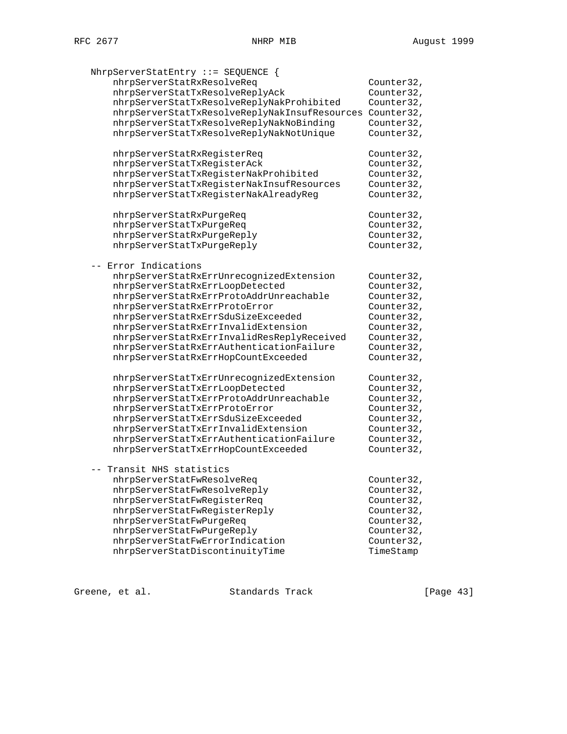```
   NhrpServerStatEntry ::= SEQUENCE {
       nhrpServerStatRxResolveReq                   Counter32,
       nhrpServerStatTxResolveReplyAck              Counter32,
       nhrpServerStatTxResolveReplyNakProhibited    Counter32,
       nhrpServerStatTxResolveReplyNakInsufResources Counter32,
       nhrpServerStatTxResolveReplyNakNoBinding     Counter32,
       nhrpServerStatTxResolveReplyNakNotUnique     Counter32,

       nhrpServerStatRxRegisterReq                  Counter32,
       nhrpServerStatTxRegisterAck                  Counter32,
       nhrpServerStatTxRegisterNakProhibited        Counter32,
       nhrpServerStatTxRegisterNakInsufResources    Counter32,
       nhrpServerStatTxRegisterNakAlreadyReg        Counter32,

       nhrpServerStatRxPurgeReq                     Counter32,
       nhrpServerStatTxPurgeReq                     Counter32,
       nhrpServerStatRxPurgeReply                   Counter32,
       nhrpServerStatTxPurgeReply                   Counter32,

   -- Error Indications
       nhrpServerStatRxErrUnrecognizedExtension     Counter32,
       nhrpServerStatRxErrLoopDetected              Counter32,
       nhrpServerStatRxErrProtoAddrUnreachable      Counter32,
       nhrpServerStatRxErrProtoError                Counter32,
       nhrpServerStatRxErrSduSizeExceeded           Counter32,
       nhrpServerStatRxErrInvalidExtension          Counter32,
       nhrpServerStatRxErrInvalidResReplyReceived   Counter32,
       nhrpServerStatRxErrAuthenticationFailure     Counter32,
       nhrpServerStatRxErrHopCountExceeded          Counter32,

       nhrpServerStatTxErrUnrecognizedExtension     Counter32,
       nhrpServerStatTxErrLoopDetected              Counter32,
       nhrpServerStatTxErrProtoAddrUnreachable      Counter32,
       nhrpServerStatTxErrProtoError                Counter32,
       nhrpServerStatTxErrSduSizeExceeded           Counter32,
       nhrpServerStatTxErrInvalidExtension          Counter32,
       nhrpServerStatTxErrAuthenticationFailure     Counter32,
       nhrpServerStatTxErrHopCountExceeded          Counter32,

   -- Transit NHS statistics
       nhrpServerStatFwResolveReq                   Counter32,
       nhrpServerStatFwResolveReply                 Counter32,
       nhrpServerStatFwRegisterReq                  Counter32,
       nhrpServerStatFwRegisterReply                Counter32,
       nhrpServerStatFwPurgeReq                     Counter32,
       nhrpServerStatFwPurgeReply                   Counter32,
       nhrpServerStatFwErrorIndication              Counter32,
       nhrpServerStatDiscontinuityTime              TimeStamp
```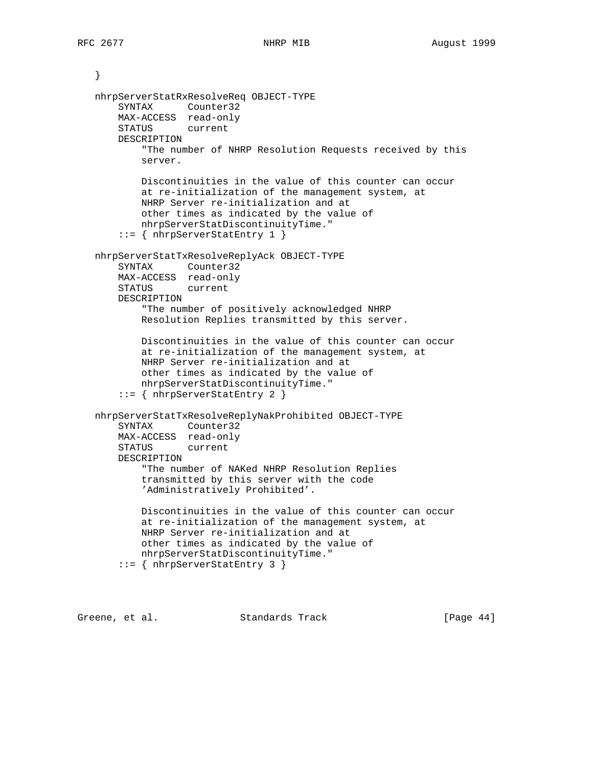```
   }

   nhrpServerStatRxResolveReq OBJECT-TYPE
       SYNTAX      Counter32
       MAX-ACCESS  read-only
       STATUS      current
       DESCRIPTION
           "The number of NHRP Resolution Requests received by this
           server.

           Discontinuities in the value of this counter can occur
           at re-initialization of the management system, at
           NHRP Server re-initialization and at
           other times as indicated by the value of
           nhrpServerStatDiscontinuityTime."
       ::= { nhrpServerStatEntry 1 }

   nhrpServerStatTxResolveReplyAck OBJECT-TYPE
       SYNTAX      Counter32
       MAX-ACCESS  read-only
       STATUS      current
       DESCRIPTION
           "The number of positively acknowledged NHRP
           Resolution Replies transmitted by this server.

           Discontinuities in the value of this counter can occur
           at re-initialization of the management system, at
           NHRP Server re-initialization and at
           other times as indicated by the value of
           nhrpServerStatDiscontinuityTime."
       ::= { nhrpServerStatEntry 2 }

   nhrpServerStatTxResolveReplyNakProhibited OBJECT-TYPE
       SYNTAX      Counter32
       MAX-ACCESS  read-only
       STATUS      current
       DESCRIPTION
           "The number of NAKed NHRP Resolution Replies
           transmitted by this server with the code
           'Administratively Prohibited'.

           Discontinuities in the value of this counter can occur
           at re-initialization of the management system, at
           NHRP Server re-initialization and at
           other times as indicated by the value of
           nhrpServerStatDiscontinuityTime."
       ::= { nhrpServerStatEntry 3 }
```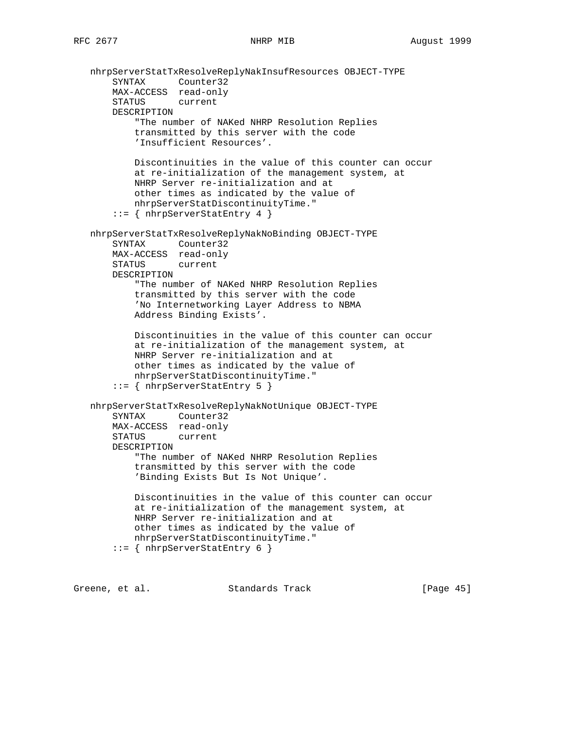```
   nhrpServerStatTxResolveReplyNakInsufResources OBJECT-TYPE
       SYNTAX      Counter32
       MAX-ACCESS  read-only
       STATUS      current
       DESCRIPTION
           "The number of NAKed NHRP Resolution Replies
           transmitted by this server with the code
           'Insufficient Resources'.

           Discontinuities in the value of this counter can occur
           at re-initialization of the management system, at
           NHRP Server re-initialization and at
           other times as indicated by the value of
           nhrpServerStatDiscontinuityTime."
       ::= { nhrpServerStatEntry 4 }

   nhrpServerStatTxResolveReplyNakNoBinding OBJECT-TYPE
       SYNTAX      Counter32
       MAX-ACCESS  read-only
       STATUS      current
       DESCRIPTION
           "The number of NAKed NHRP Resolution Replies
           transmitted by this server with the code
           'No Internetworking Layer Address to NBMA
           Address Binding Exists'.

           Discontinuities in the value of this counter can occur
           at re-initialization of the management system, at
           NHRP Server re-initialization and at
           other times as indicated by the value of
           nhrpServerStatDiscontinuityTime."
       ::= { nhrpServerStatEntry 5 }

   nhrpServerStatTxResolveReplyNakNotUnique OBJECT-TYPE
       SYNTAX      Counter32
       MAX-ACCESS  read-only
       STATUS      current
       DESCRIPTION
           "The number of NAKed NHRP Resolution Replies
           transmitted by this server with the code
           'Binding Exists But Is Not Unique'.

           Discontinuities in the value of this counter can occur
           at re-initialization of the management system, at
           NHRP Server re-initialization and at
           other times as indicated by the value of
           nhrpServerStatDiscontinuityTime."
       ::= { nhrpServerStatEntry 6 }
```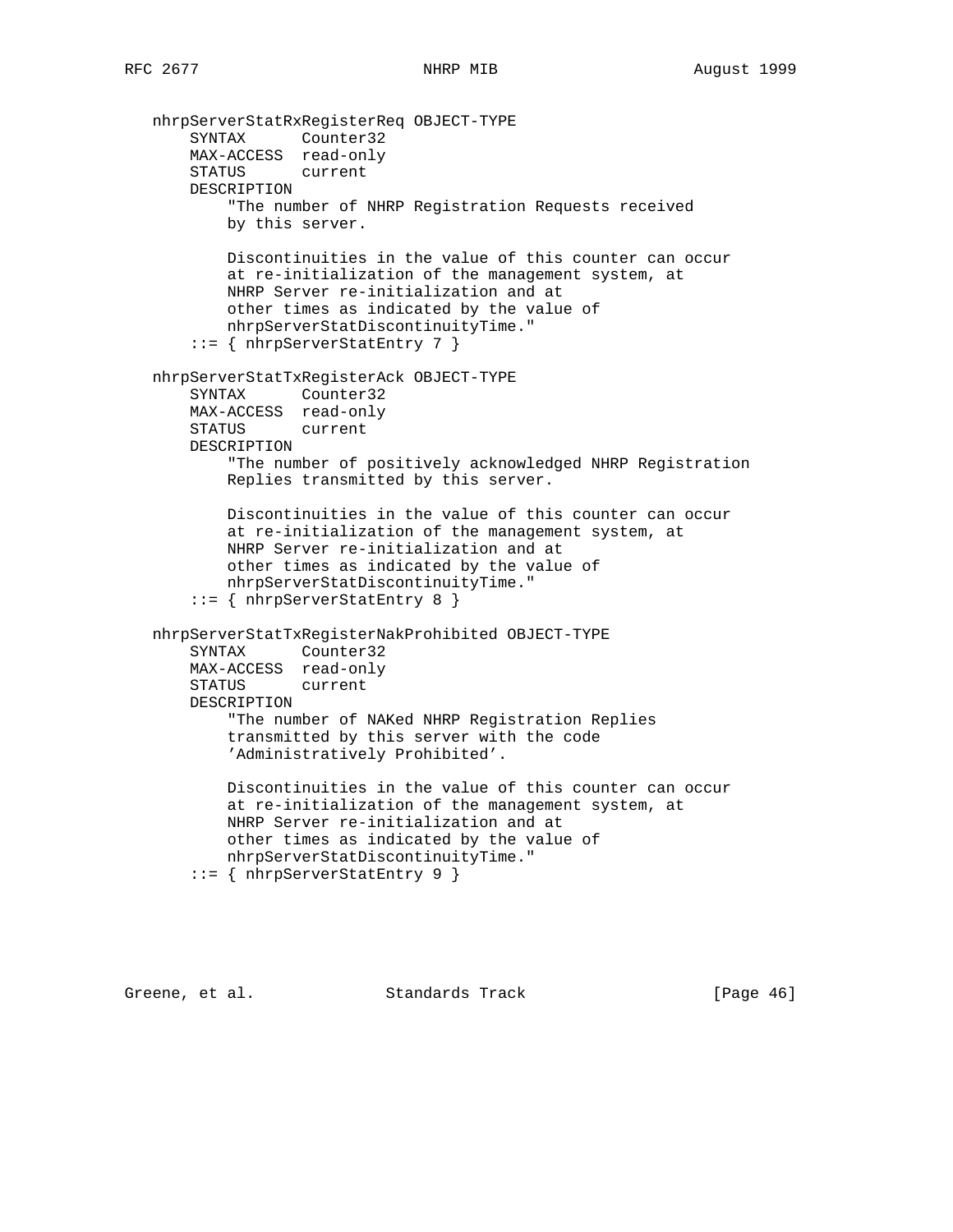```
   nhrpServerStatRxRegisterReq OBJECT-TYPE
       SYNTAX      Counter32
       MAX-ACCESS  read-only
       STATUS      current
       DESCRIPTION
           "The number of NHRP Registration Requests received
           by this server.

           Discontinuities in the value of this counter can occur
           at re-initialization of the management system, at
           NHRP Server re-initialization and at
           other times as indicated by the value of
           nhrpServerStatDiscontinuityTime."
       ::= { nhrpServerStatEntry 7 }

   nhrpServerStatTxRegisterAck OBJECT-TYPE
       SYNTAX      Counter32
       MAX-ACCESS  read-only
       STATUS      current
       DESCRIPTION
           "The number of positively acknowledged NHRP Registration
           Replies transmitted by this server.

           Discontinuities in the value of this counter can occur
           at re-initialization of the management system, at
           NHRP Server re-initialization and at
           other times as indicated by the value of
           nhrpServerStatDiscontinuityTime."
       ::= { nhrpServerStatEntry 8 }

   nhrpServerStatTxRegisterNakProhibited OBJECT-TYPE
       SYNTAX      Counter32
       MAX-ACCESS  read-only
       STATUS      current
       DESCRIPTION
           "The number of NAKed NHRP Registration Replies
           transmitted by this server with the code
           'Administratively Prohibited'.

           Discontinuities in the value of this counter can occur
           at re-initialization of the management system, at
           NHRP Server re-initialization and at
           other times as indicated by the value of
           nhrpServerStatDiscontinuityTime."
       ::= { nhrpServerStatEntry 9 }
```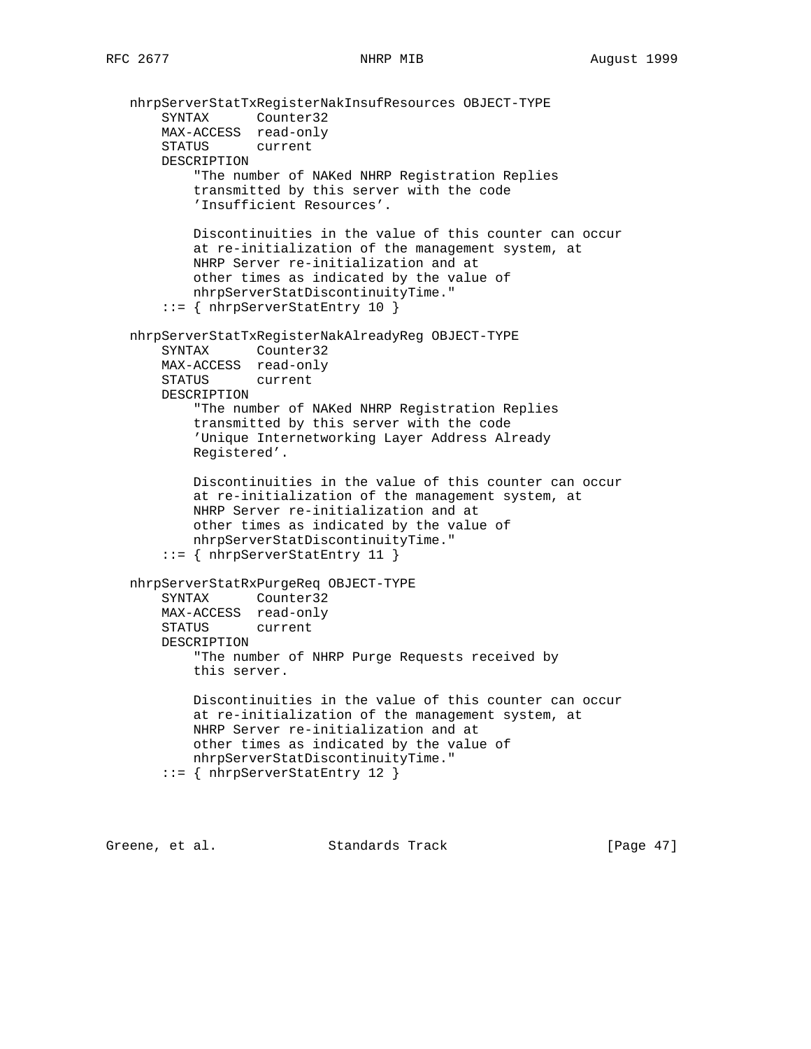```
   nhrpServerStatTxRegisterNakInsufResources OBJECT-TYPE
       SYNTAX      Counter32
       MAX-ACCESS  read-only
       STATUS      current
       DESCRIPTION
           "The number of NAKed NHRP Registration Replies
           transmitted by this server with the code
           'Insufficient Resources'.

           Discontinuities in the value of this counter can occur
           at re-initialization of the management system, at
           NHRP Server re-initialization and at
           other times as indicated by the value of
           nhrpServerStatDiscontinuityTime."
       ::= { nhrpServerStatEntry 10 }

   nhrpServerStatTxRegisterNakAlreadyReg OBJECT-TYPE
       SYNTAX      Counter32
       MAX-ACCESS  read-only
       STATUS      current
       DESCRIPTION
           "The number of NAKed NHRP Registration Replies
           transmitted by this server with the code
           'Unique Internetworking Layer Address Already
           Registered'.

           Discontinuities in the value of this counter can occur
           at re-initialization of the management system, at
           NHRP Server re-initialization and at
           other times as indicated by the value of
           nhrpServerStatDiscontinuityTime."
       ::= { nhrpServerStatEntry 11 }

   nhrpServerStatRxPurgeReq OBJECT-TYPE
       SYNTAX      Counter32
       MAX-ACCESS  read-only
       STATUS      current
       DESCRIPTION
           "The number of NHRP Purge Requests received by
           this server.

           Discontinuities in the value of this counter can occur
           at re-initialization of the management system, at
           NHRP Server re-initialization and at
           other times as indicated by the value of
           nhrpServerStatDiscontinuityTime."
       ::= { nhrpServerStatEntry 12 }
```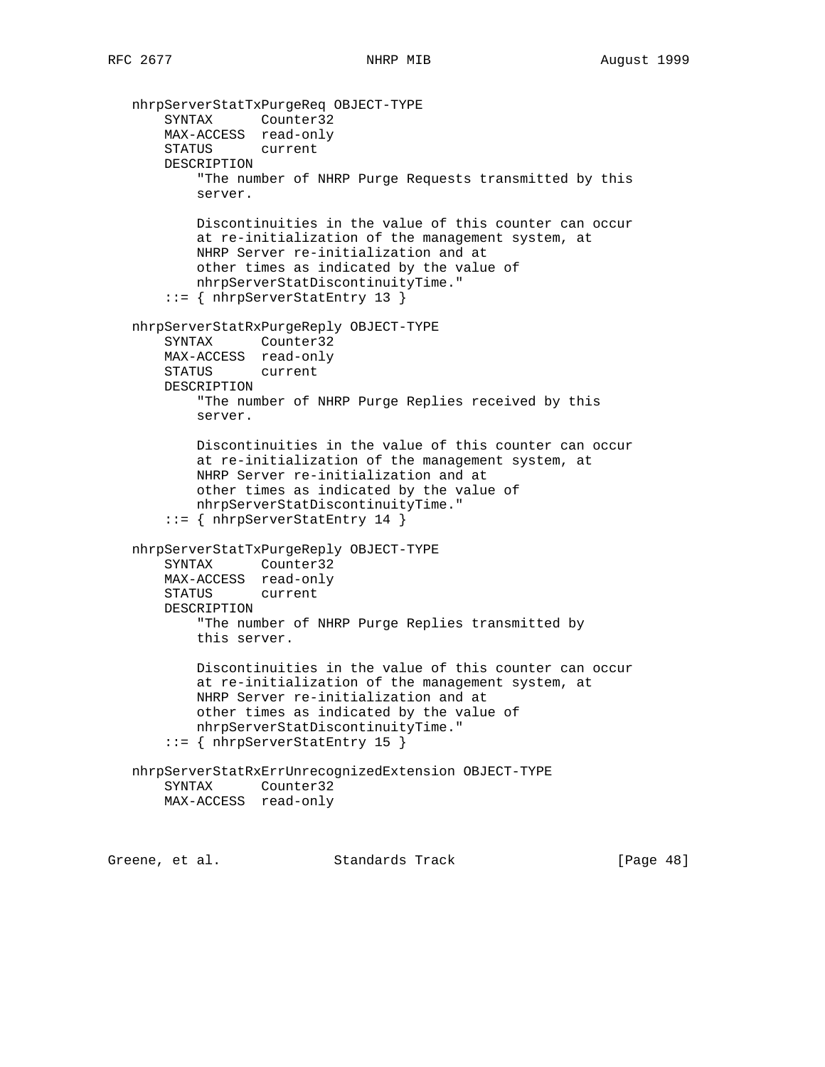```
   nhrpServerStatTxPurgeReq OBJECT-TYPE
       SYNTAX      Counter32
       MAX-ACCESS  read-only
       STATUS      current
       DESCRIPTION
           "The number of NHRP Purge Requests transmitted by this
           server.

           Discontinuities in the value of this counter can occur
           at re-initialization of the management system, at
           NHRP Server re-initialization and at
           other times as indicated by the value of
           nhrpServerStatDiscontinuityTime."
       ::= { nhrpServerStatEntry 13 }

   nhrpServerStatRxPurgeReply OBJECT-TYPE
       SYNTAX      Counter32
       MAX-ACCESS  read-only
       STATUS      current
       DESCRIPTION
           "The number of NHRP Purge Replies received by this
           server.

           Discontinuities in the value of this counter can occur
           at re-initialization of the management system, at
           NHRP Server re-initialization and at
           other times as indicated by the value of
           nhrpServerStatDiscontinuityTime."
       ::= { nhrpServerStatEntry 14 }

   nhrpServerStatTxPurgeReply OBJECT-TYPE
       SYNTAX      Counter32
       MAX-ACCESS  read-only
       STATUS      current
       DESCRIPTION
           "The number of NHRP Purge Replies transmitted by
           this server.

           Discontinuities in the value of this counter can occur
           at re-initialization of the management system, at
           NHRP Server re-initialization and at
           other times as indicated by the value of
           nhrpServerStatDiscontinuityTime."
       ::= { nhrpServerStatEntry 15 }

   nhrpServerStatRxErrUnrecognizedExtension OBJECT-TYPE
       SYNTAX      Counter32
       MAX-ACCESS  read-only
```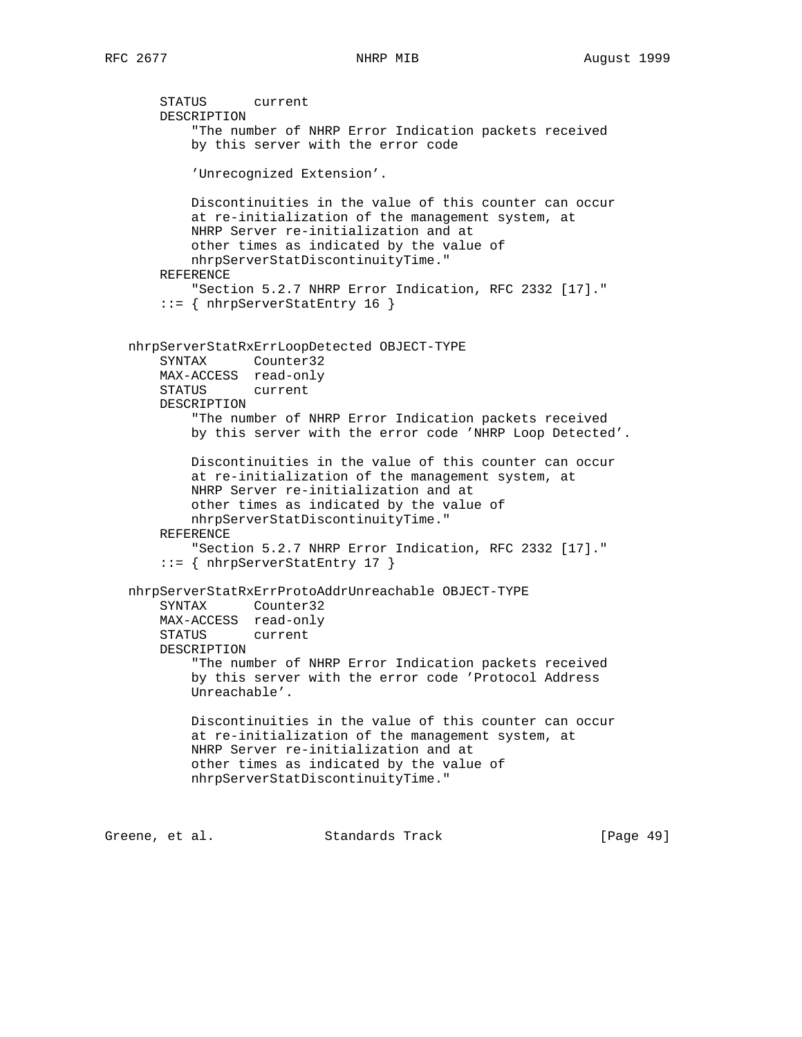```
        STATUS      current
        DESCRIPTION
            "The number of NHRP Error Indication packets received
            by this server with the error code

            'Unrecognized Extension'.

            Discontinuities in the value of this counter can occur
            at re-initialization of the management system, at
            NHRP Server re-initialization and at
            other times as indicated by the value of
            nhrpServerStatDiscontinuityTime."
        REFERENCE
            "Section 5.2.7 NHRP Error Indication, RFC 2332 [17]."
        ::= { nhrpServerStatEntry 16 }


    nhrpServerStatRxErrLoopDetected OBJECT-TYPE
        SYNTAX      Counter32
        MAX-ACCESS  read-only
        STATUS      current
        DESCRIPTION
            "The number of NHRP Error Indication packets received
            by this server with the error code 'NHRP Loop Detected'.

            Discontinuities in the value of this counter can occur
            at re-initialization of the management system, at
            NHRP Server re-initialization and at
            other times as indicated by the value of
            nhrpServerStatDiscontinuityTime."
        REFERENCE
            "Section 5.2.7 NHRP Error Indication, RFC 2332 [17]."
        ::= { nhrpServerStatEntry 17 }

    nhrpServerStatRxErrProtoAddrUnreachable OBJECT-TYPE
        SYNTAX      Counter32
        MAX-ACCESS  read-only
        STATUS      current
        DESCRIPTION
            "The number of NHRP Error Indication packets received
            by this server with the error code 'Protocol Address
            Unreachable'.

            Discontinuities in the value of this counter can occur
            at re-initialization of the management system, at
            NHRP Server re-initialization and at
            other times as indicated by the value of
            nhrpServerStatDiscontinuityTime."
```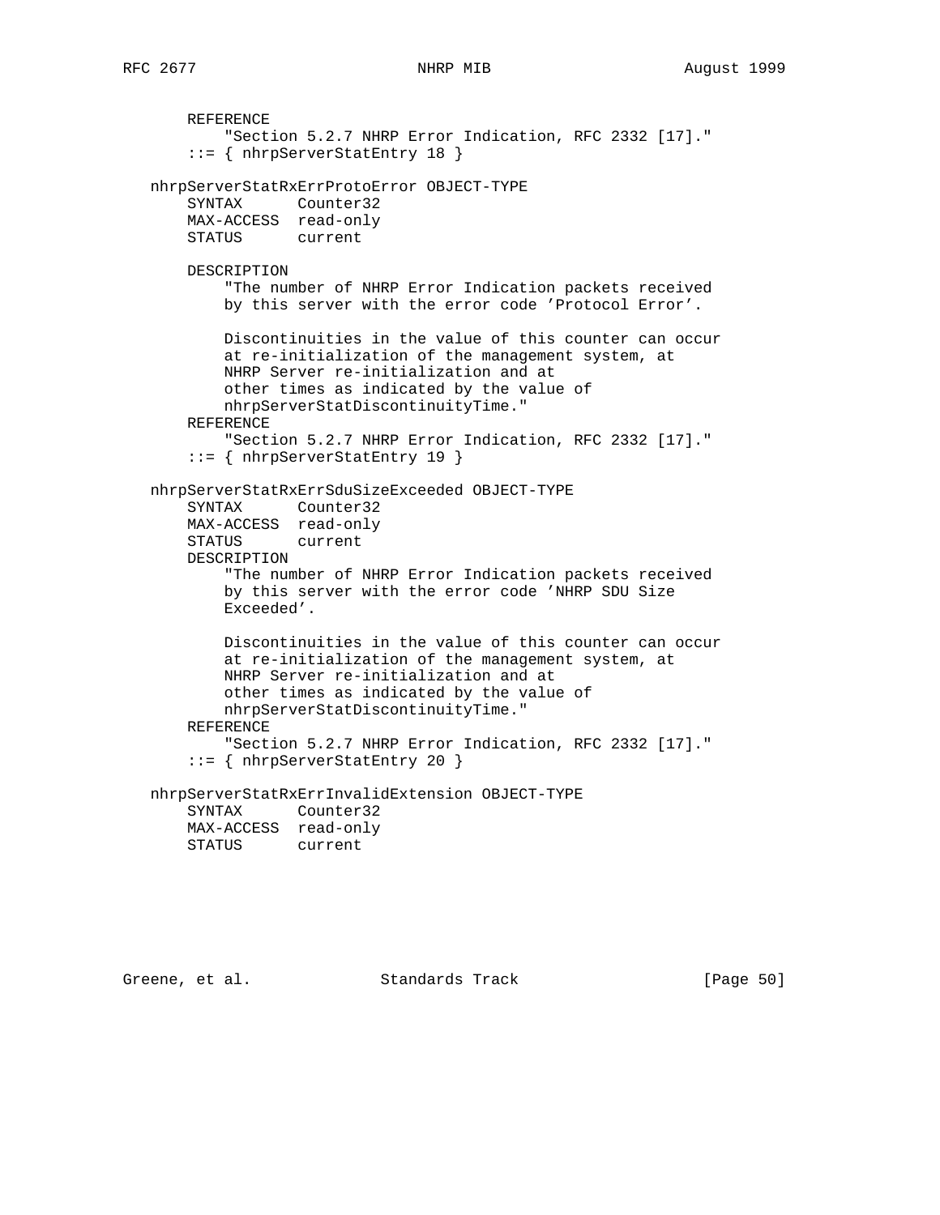```
       REFERENCE
           "Section 5.2.7 NHRP Error Indication, RFC 2332 [17]."
       ::= { nhrpServerStatEntry 18 }

   nhrpServerStatRxErrProtoError OBJECT-TYPE
       SYNTAX      Counter32
       MAX-ACCESS  read-only
       STATUS      current

       DESCRIPTION
           "The number of NHRP Error Indication packets received
           by this server with the error code 'Protocol Error'.

           Discontinuities in the value of this counter can occur
           at re-initialization of the management system, at
           NHRP Server re-initialization and at
           other times as indicated by the value of
           nhrpServerStatDiscontinuityTime."
       REFERENCE
           "Section 5.2.7 NHRP Error Indication, RFC 2332 [17]."
       ::= { nhrpServerStatEntry 19 }

   nhrpServerStatRxErrSduSizeExceeded OBJECT-TYPE
       SYNTAX      Counter32
       MAX-ACCESS  read-only
       STATUS      current
       DESCRIPTION
           "The number of NHRP Error Indication packets received
           by this server with the error code 'NHRP SDU Size
           Exceeded'.

           Discontinuities in the value of this counter can occur
           at re-initialization of the management system, at
           NHRP Server re-initialization and at
           other times as indicated by the value of
           nhrpServerStatDiscontinuityTime."
       REFERENCE
           "Section 5.2.7 NHRP Error Indication, RFC 2332 [17]."
       ::= { nhrpServerStatEntry 20 }

   nhrpServerStatRxErrInvalidExtension OBJECT-TYPE
       SYNTAX      Counter32
       MAX-ACCESS  read-only
       STATUS      current
```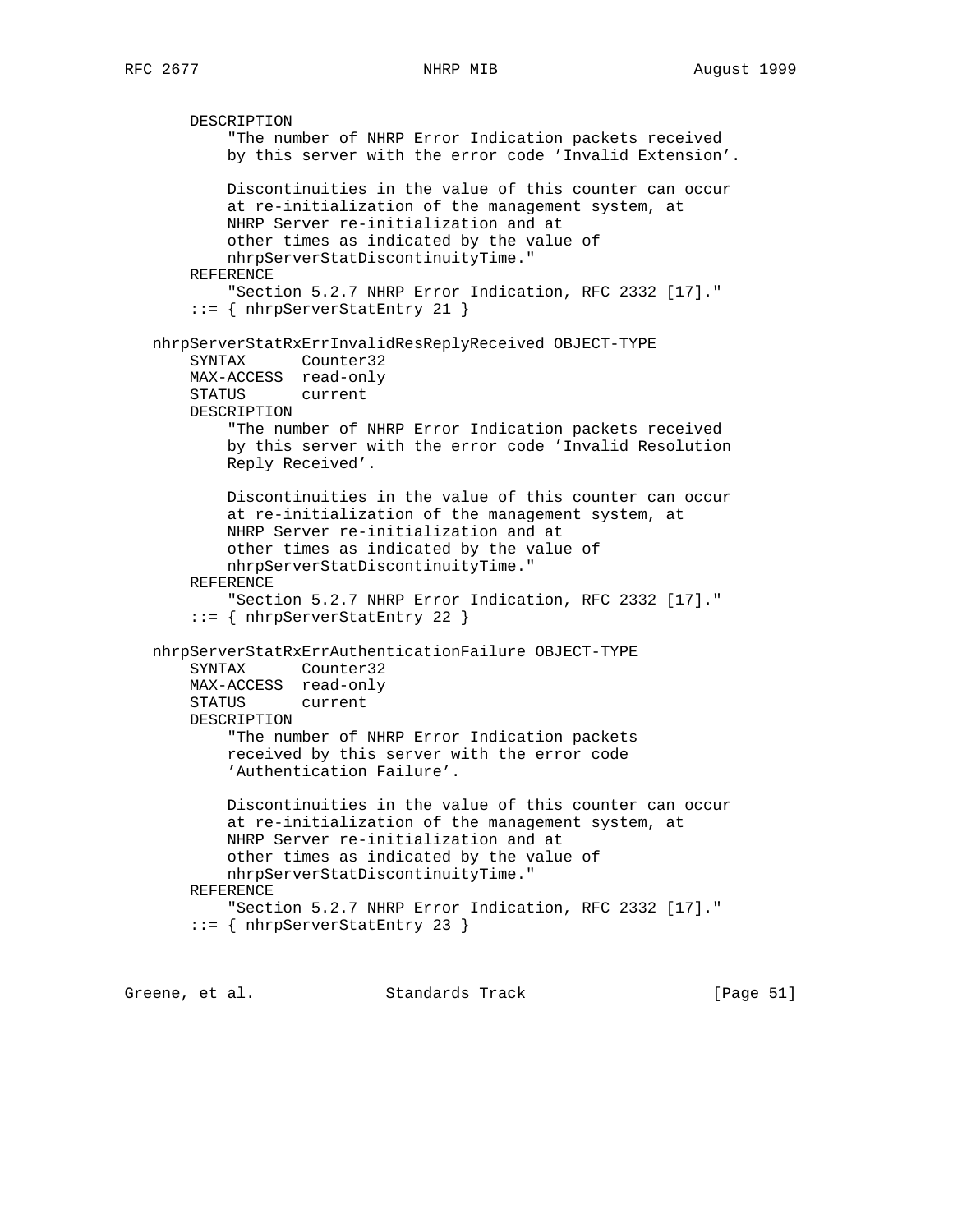```
       DESCRIPTION
           "The number of NHRP Error Indication packets received
           by this server with the error code 'Invalid Extension'.

           Discontinuities in the value of this counter can occur
           at re-initialization of the management system, at
           NHRP Server re-initialization and at
           other times as indicated by the value of
           nhrpServerStatDiscontinuityTime."
       REFERENCE
           "Section 5.2.7 NHRP Error Indication, RFC 2332 [17]."
       ::= { nhrpServerStatEntry 21 }

   nhrpServerStatRxErrInvalidResReplyReceived OBJECT-TYPE
       SYNTAX      Counter32
       MAX-ACCESS  read-only
       STATUS      current
       DESCRIPTION
           "The number of NHRP Error Indication packets received
           by this server with the error code 'Invalid Resolution
           Reply Received'.

           Discontinuities in the value of this counter can occur
           at re-initialization of the management system, at
           NHRP Server re-initialization and at
           other times as indicated by the value of
           nhrpServerStatDiscontinuityTime."
       REFERENCE
           "Section 5.2.7 NHRP Error Indication, RFC 2332 [17]."
       ::= { nhrpServerStatEntry 22 }

   nhrpServerStatRxErrAuthenticationFailure OBJECT-TYPE
       SYNTAX      Counter32
       MAX-ACCESS  read-only
       STATUS      current
       DESCRIPTION
           "The number of NHRP Error Indication packets
           received by this server with the error code
           'Authentication Failure'.

           Discontinuities in the value of this counter can occur
           at re-initialization of the management system, at
           NHRP Server re-initialization and at
           other times as indicated by the value of
           nhrpServerStatDiscontinuityTime."
       REFERENCE
           "Section 5.2.7 NHRP Error Indication, RFC 2332 [17]."
       ::= { nhrpServerStatEntry 23 }
```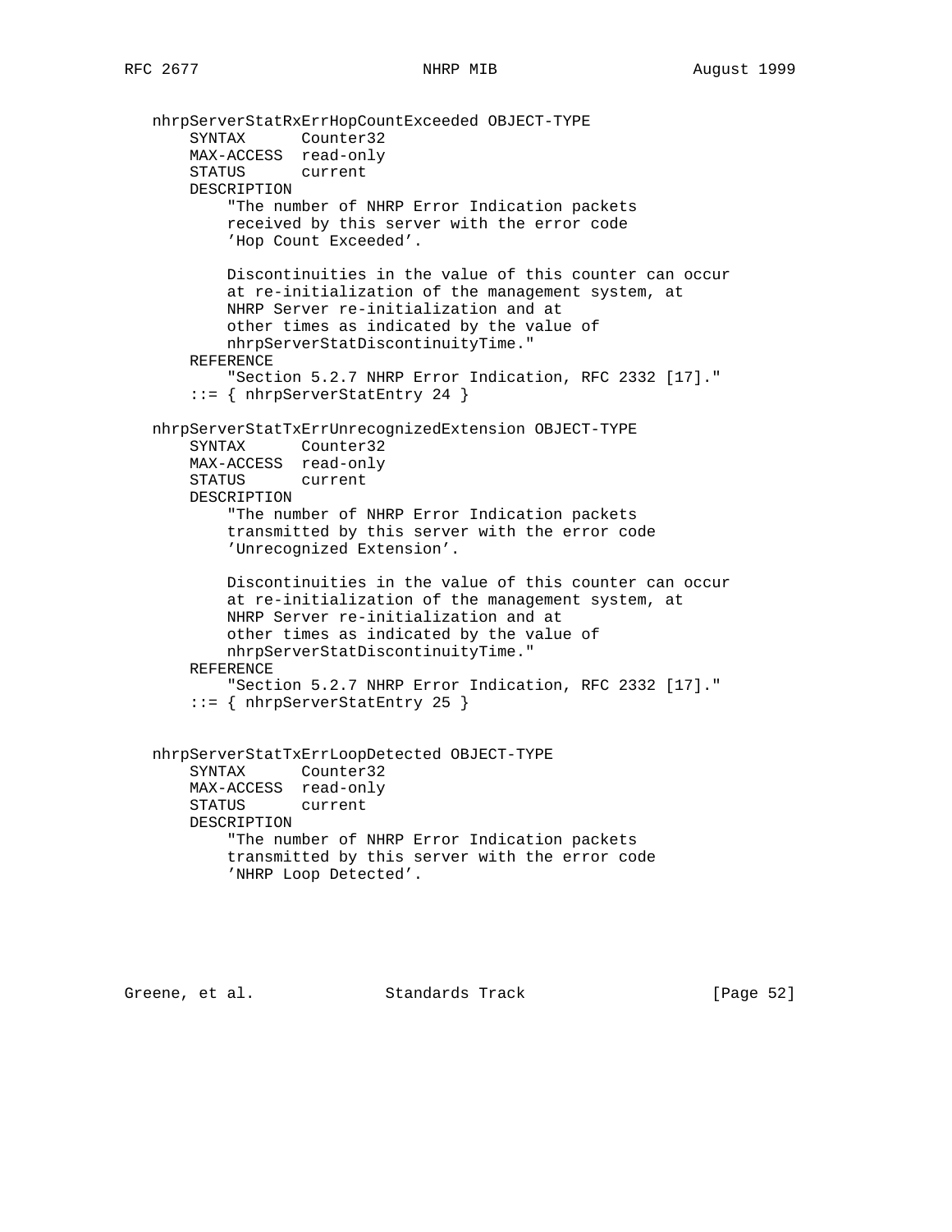```
   nhrpServerStatRxErrHopCountExceeded OBJECT-TYPE
       SYNTAX      Counter32
       MAX-ACCESS  read-only
       STATUS      current
       DESCRIPTION
           "The number of NHRP Error Indication packets
           received by this server with the error code
           'Hop Count Exceeded'.

           Discontinuities in the value of this counter can occur
           at re-initialization of the management system, at
           NHRP Server re-initialization and at
           other times as indicated by the value of
           nhrpServerStatDiscontinuityTime."
       REFERENCE
           "Section 5.2.7 NHRP Error Indication, RFC 2332 [17]."
       ::= { nhrpServerStatEntry 24 }

   nhrpServerStatTxErrUnrecognizedExtension OBJECT-TYPE
       SYNTAX      Counter32
       MAX-ACCESS  read-only
       STATUS      current
       DESCRIPTION
           "The number of NHRP Error Indication packets
           transmitted by this server with the error code
           'Unrecognized Extension'.

           Discontinuities in the value of this counter can occur
           at re-initialization of the management system, at
           NHRP Server re-initialization and at
           other times as indicated by the value of
           nhrpServerStatDiscontinuityTime."
       REFERENCE
           "Section 5.2.7 NHRP Error Indication, RFC 2332 [17]."
       ::= { nhrpServerStatEntry 25 }


   nhrpServerStatTxErrLoopDetected OBJECT-TYPE
       SYNTAX      Counter32
       MAX-ACCESS  read-only
       STATUS      current
       DESCRIPTION
           "The number of NHRP Error Indication packets
           transmitted by this server with the error code
           'NHRP Loop Detected'.
```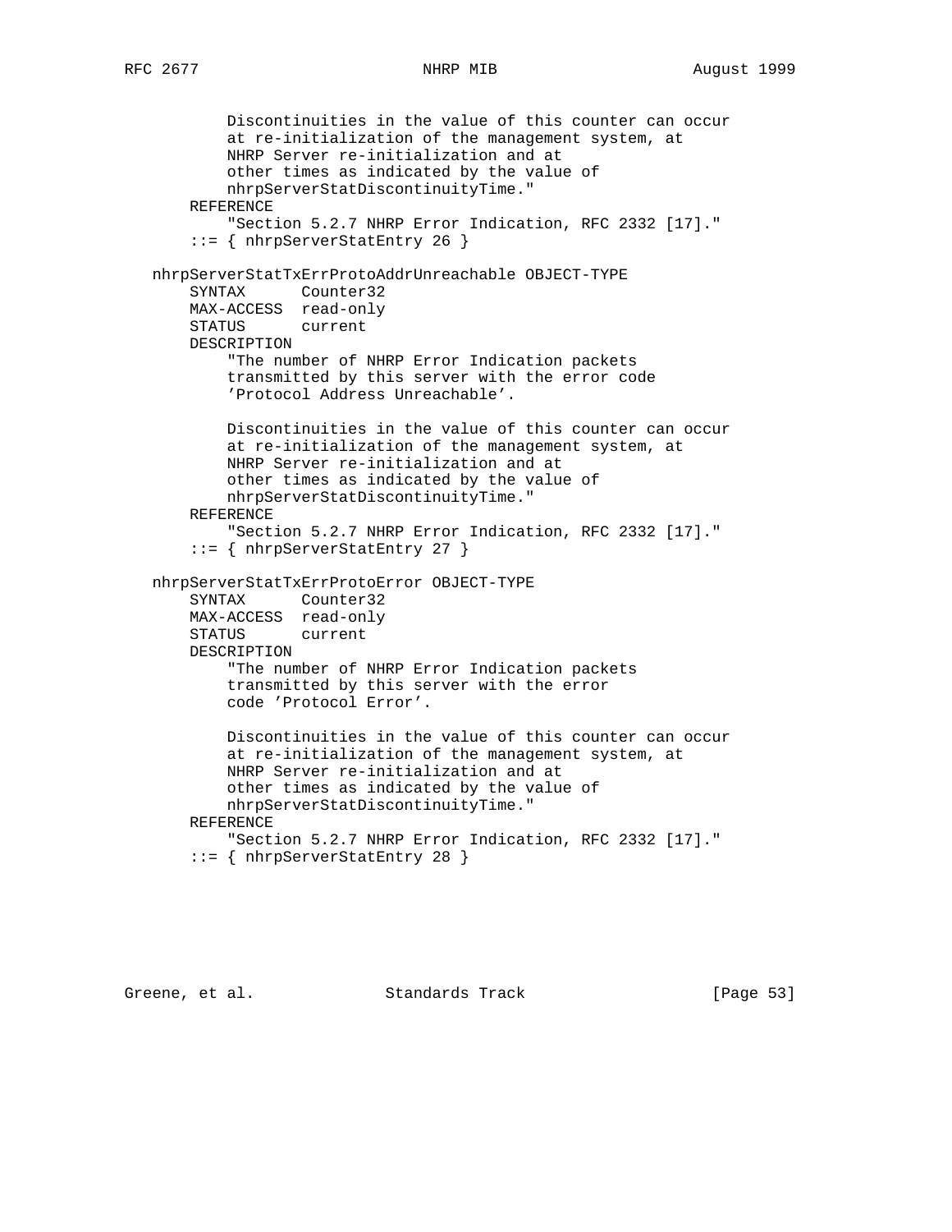```
           Discontinuities in the value of this counter can occur
           at re-initialization of the management system, at
           NHRP Server re-initialization and at
           other times as indicated by the value of
           nhrpServerStatDiscontinuityTime."
       REFERENCE
           "Section 5.2.7 NHRP Error Indication, RFC 2332 [17]."
       ::= { nhrpServerStatEntry 26 }

   nhrpServerStatTxErrProtoAddrUnreachable OBJECT-TYPE
       SYNTAX      Counter32
       MAX-ACCESS  read-only
       STATUS      current
       DESCRIPTION
           "The number of NHRP Error Indication packets
           transmitted by this server with the error code
           'Protocol Address Unreachable'.

           Discontinuities in the value of this counter can occur
           at re-initialization of the management system, at
           NHRP Server re-initialization and at
           other times as indicated by the value of
           nhrpServerStatDiscontinuityTime."
       REFERENCE
           "Section 5.2.7 NHRP Error Indication, RFC 2332 [17]."
       ::= { nhrpServerStatEntry 27 }

   nhrpServerStatTxErrProtoError OBJECT-TYPE
       SYNTAX      Counter32
       MAX-ACCESS  read-only
       STATUS      current
       DESCRIPTION
           "The number of NHRP Error Indication packets
           transmitted by this server with the error
           code 'Protocol Error'.

           Discontinuities in the value of this counter can occur
           at re-initialization of the management system, at
           NHRP Server re-initialization and at
           other times as indicated by the value of
           nhrpServerStatDiscontinuityTime."
       REFERENCE
           "Section 5.2.7 NHRP Error Indication, RFC 2332 [17]."
       ::= { nhrpServerStatEntry 28 }
```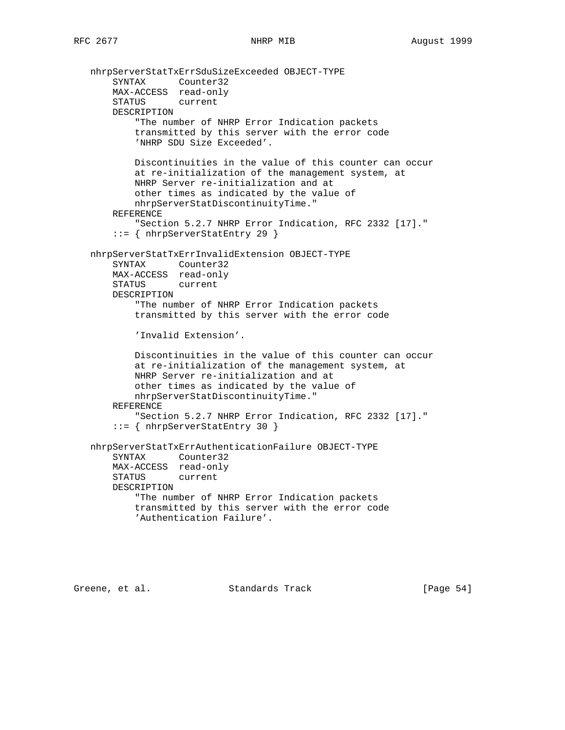```
   nhrpServerStatTxErrSduSizeExceeded OBJECT-TYPE
       SYNTAX      Counter32
       MAX-ACCESS  read-only
       STATUS      current
       DESCRIPTION
           "The number of NHRP Error Indication packets
           transmitted by this server with the error code
           'NHRP SDU Size Exceeded'.

           Discontinuities in the value of this counter can occur
           at re-initialization of the management system, at
           NHRP Server re-initialization and at
           other times as indicated by the value of
           nhrpServerStatDiscontinuityTime."
       REFERENCE
           "Section 5.2.7 NHRP Error Indication, RFC 2332 [17]."
       ::= { nhrpServerStatEntry 29 }

   nhrpServerStatTxErrInvalidExtension OBJECT-TYPE
       SYNTAX      Counter32
       MAX-ACCESS  read-only
       STATUS      current
       DESCRIPTION
           "The number of NHRP Error Indication packets
           transmitted by this server with the error code

           'Invalid Extension'.

           Discontinuities in the value of this counter can occur
           at re-initialization of the management system, at
           NHRP Server re-initialization and at
           other times as indicated by the value of
           nhrpServerStatDiscontinuityTime."
       REFERENCE
           "Section 5.2.7 NHRP Error Indication, RFC 2332 [17]."
       ::= { nhrpServerStatEntry 30 }

   nhrpServerStatTxErrAuthenticationFailure OBJECT-TYPE
       SYNTAX      Counter32
       MAX-ACCESS  read-only
       STATUS      current
       DESCRIPTION
           "The number of NHRP Error Indication packets
           transmitted by this server with the error code
           'Authentication Failure'.
```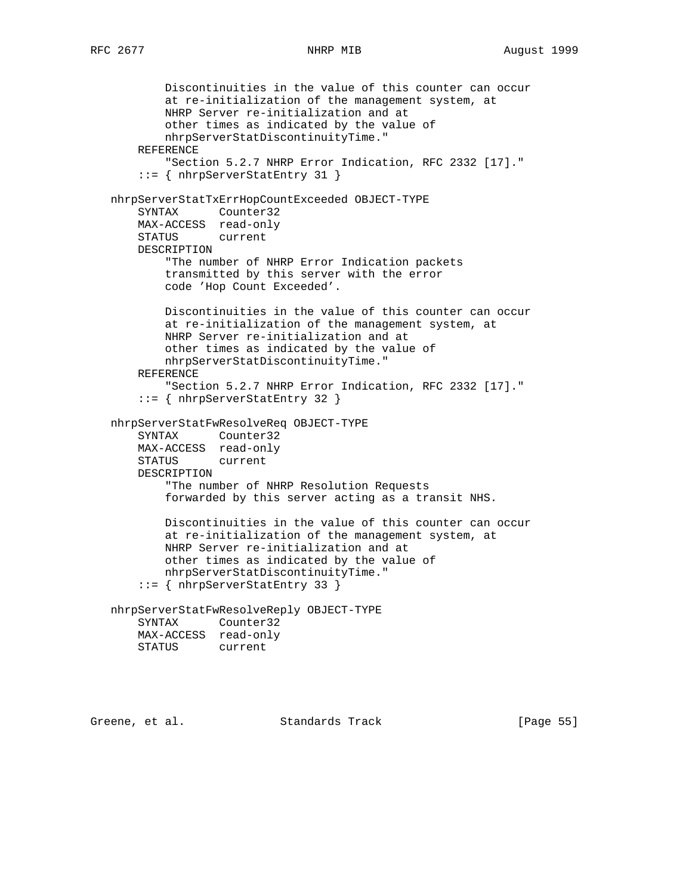```
           Discontinuities in the value of this counter can occur
           at re-initialization of the management system, at
           NHRP Server re-initialization and at
           other times as indicated by the value of
           nhrpServerStatDiscontinuityTime."
       REFERENCE
           "Section 5.2.7 NHRP Error Indication, RFC 2332 [17]."
       ::= { nhrpServerStatEntry 31 }

   nhrpServerStatTxErrHopCountExceeded OBJECT-TYPE
       SYNTAX      Counter32
       MAX-ACCESS  read-only
       STATUS      current
       DESCRIPTION
           "The number of NHRP Error Indication packets
           transmitted by this server with the error
           code 'Hop Count Exceeded'.

           Discontinuities in the value of this counter can occur
           at re-initialization of the management system, at
           NHRP Server re-initialization and at
           other times as indicated by the value of
           nhrpServerStatDiscontinuityTime."
       REFERENCE
           "Section 5.2.7 NHRP Error Indication, RFC 2332 [17]."
       ::= { nhrpServerStatEntry 32 }

   nhrpServerStatFwResolveReq OBJECT-TYPE
       SYNTAX      Counter32
       MAX-ACCESS  read-only
       STATUS      current
       DESCRIPTION
           "The number of NHRP Resolution Requests
           forwarded by this server acting as a transit NHS.

           Discontinuities in the value of this counter can occur
           at re-initialization of the management system, at
           NHRP Server re-initialization and at
           other times as indicated by the value of
           nhrpServerStatDiscontinuityTime."
       ::= { nhrpServerStatEntry 33 }

   nhrpServerStatFwResolveReply OBJECT-TYPE
       SYNTAX      Counter32
       MAX-ACCESS  read-only
       STATUS      current
```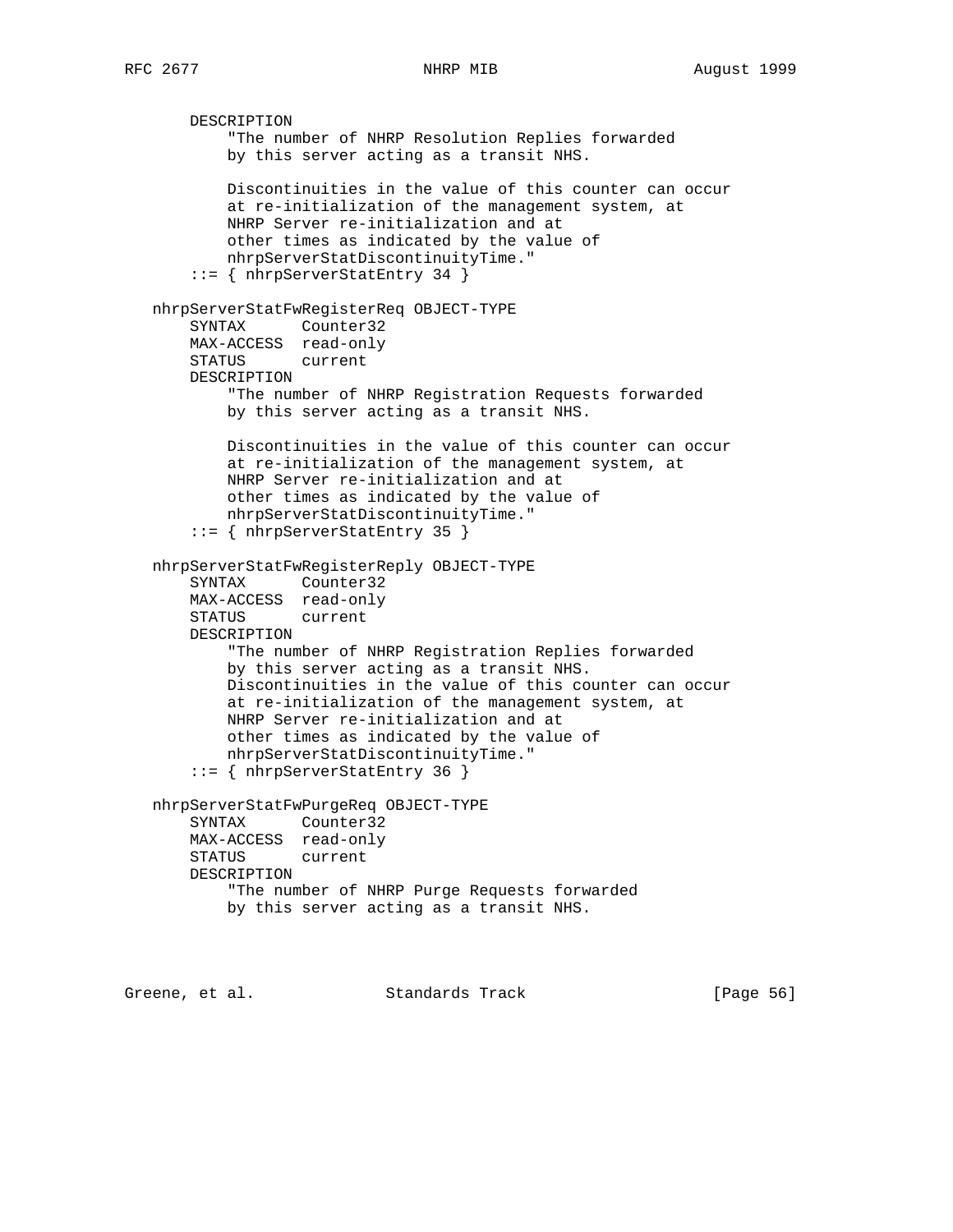```
       DESCRIPTION
           "The number of NHRP Resolution Replies forwarded
           by this server acting as a transit NHS.

           Discontinuities in the value of this counter can occur
           at re-initialization of the management system, at
           NHRP Server re-initialization and at
           other times as indicated by the value of
           nhrpServerStatDiscontinuityTime."
       ::= { nhrpServerStatEntry 34 }

   nhrpServerStatFwRegisterReq OBJECT-TYPE
       SYNTAX      Counter32
       MAX-ACCESS  read-only
       STATUS      current
       DESCRIPTION
           "The number of NHRP Registration Requests forwarded
           by this server acting as a transit NHS.

           Discontinuities in the value of this counter can occur
           at re-initialization of the management system, at
           NHRP Server re-initialization and at
           other times as indicated by the value of
           nhrpServerStatDiscontinuityTime."
       ::= { nhrpServerStatEntry 35 }

   nhrpServerStatFwRegisterReply OBJECT-TYPE
       SYNTAX      Counter32
       MAX-ACCESS  read-only
       STATUS      current
       DESCRIPTION
           "The number of NHRP Registration Replies forwarded
           by this server acting as a transit NHS.
           Discontinuities in the value of this counter can occur
           at re-initialization of the management system, at
           NHRP Server re-initialization and at
           other times as indicated by the value of
           nhrpServerStatDiscontinuityTime."
       ::= { nhrpServerStatEntry 36 }

   nhrpServerStatFwPurgeReq OBJECT-TYPE
       SYNTAX      Counter32
       MAX-ACCESS  read-only
       STATUS      current
       DESCRIPTION
           "The number of NHRP Purge Requests forwarded
           by this server acting as a transit NHS.
```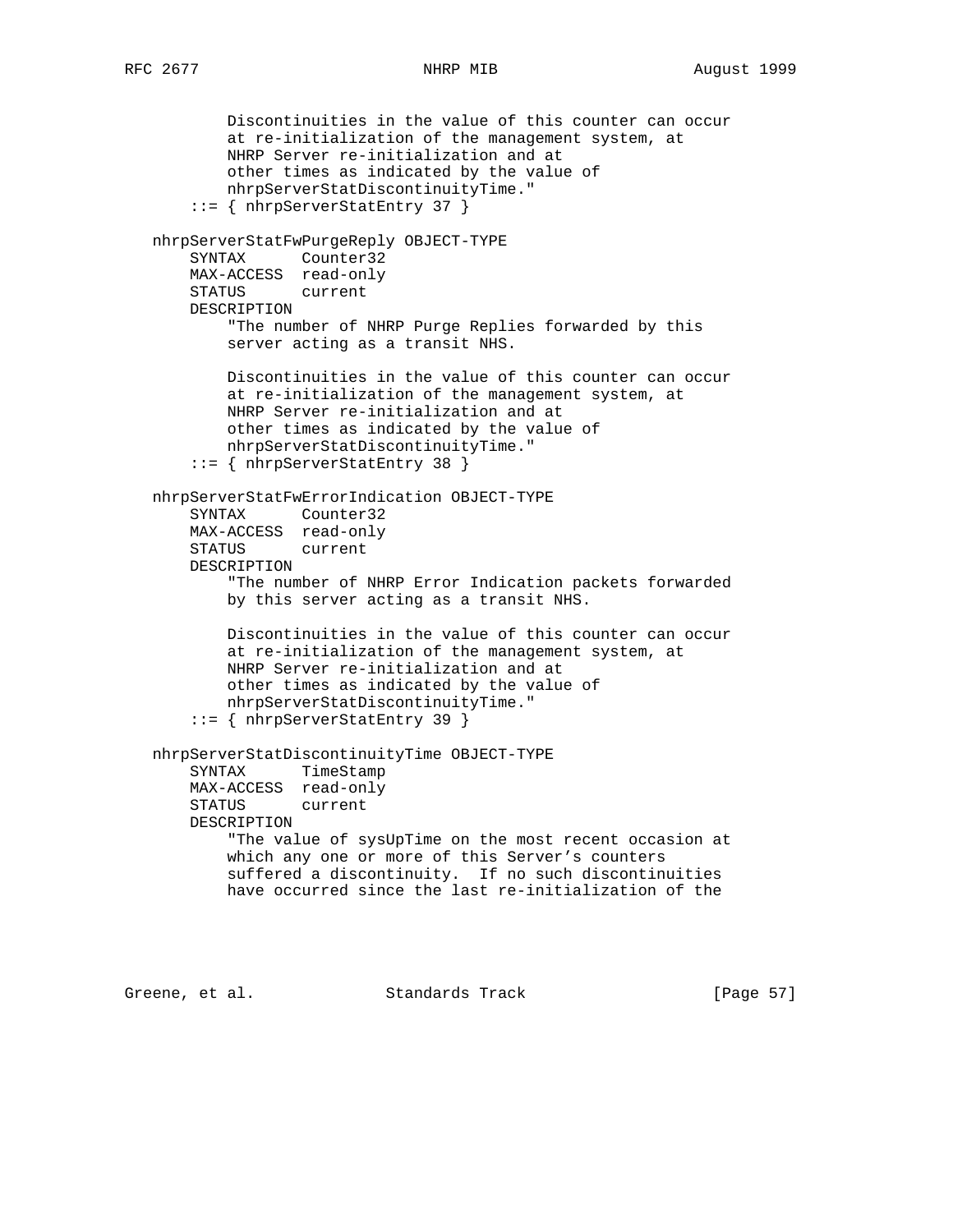```
          Discontinuities in the value of this counter can occur
          at re-initialization of the management system, at
          NHRP Server re-initialization and at
          other times as indicated by the value of
          nhrpServerStatDiscontinuityTime."
      ::= { nhrpServerStatEntry 37 }

  nhrpServerStatFwPurgeReply OBJECT-TYPE
      SYNTAX      Counter32
      MAX-ACCESS  read-only
      STATUS      current
      DESCRIPTION
          "The number of NHRP Purge Replies forwarded by this
          server acting as a transit NHS.

          Discontinuities in the value of this counter can occur
          at re-initialization of the management system, at
          NHRP Server re-initialization and at
          other times as indicated by the value of
          nhrpServerStatDiscontinuityTime."
      ::= { nhrpServerStatEntry 38 }

  nhrpServerStatFwErrorIndication OBJECT-TYPE
      SYNTAX      Counter32
      MAX-ACCESS  read-only
      STATUS      current
      DESCRIPTION
          "The number of NHRP Error Indication packets forwarded
          by this server acting as a transit NHS.

          Discontinuities in the value of this counter can occur
          at re-initialization of the management system, at
          NHRP Server re-initialization and at
          other times as indicated by the value of
          nhrpServerStatDiscontinuityTime."
      ::= { nhrpServerStatEntry 39 }

  nhrpServerStatDiscontinuityTime OBJECT-TYPE
      SYNTAX      TimeStamp
      MAX-ACCESS  read-only
      STATUS      current
      DESCRIPTION
          "The value of sysUpTime on the most recent occasion at
          which any one or more of this Server's counters
          suffered a discontinuity.  If no such discontinuities
          have occurred since the last re-initialization of the
```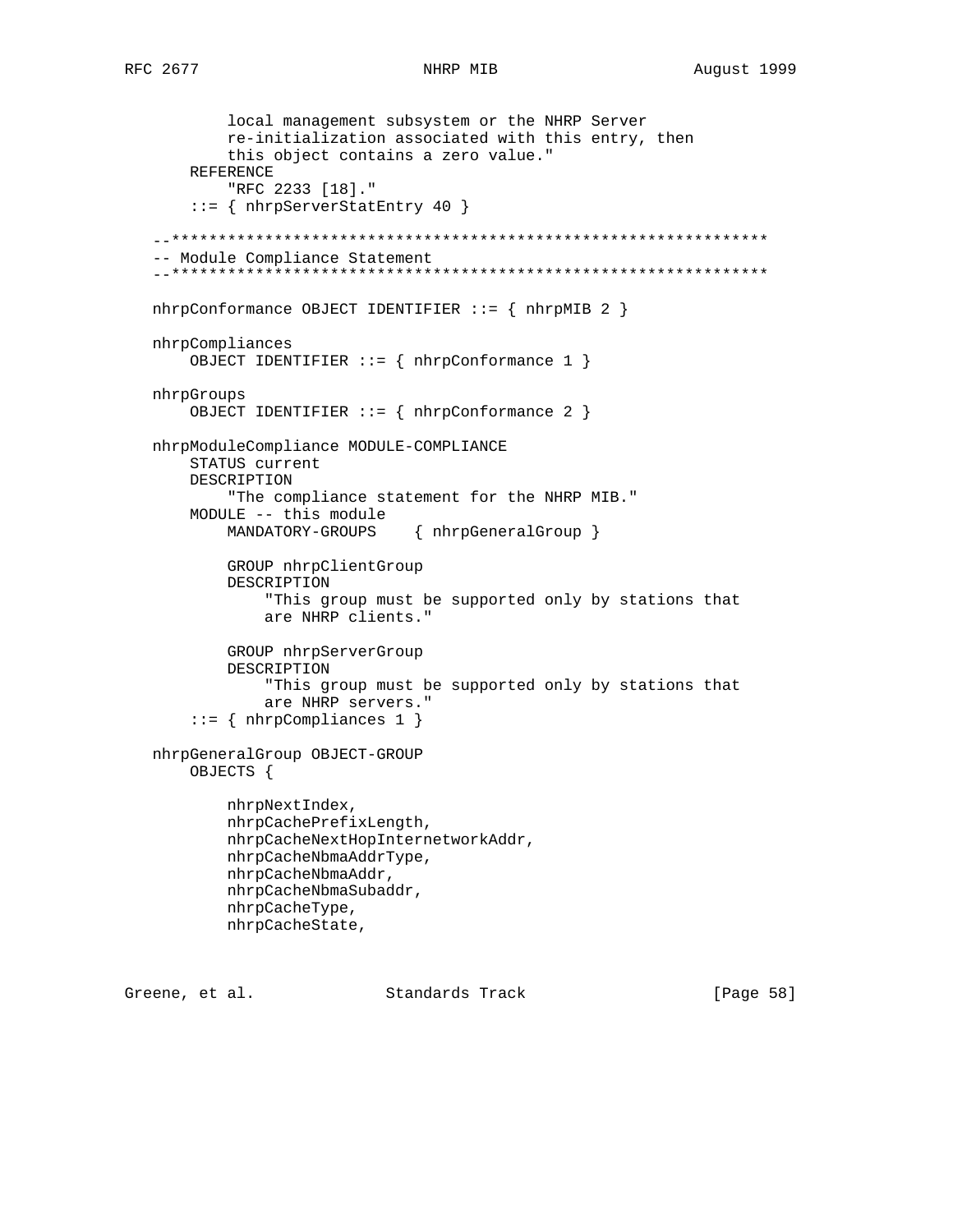```
          local management subsystem or the NHRP Server
          re-initialization associated with this entry, then
          this object contains a zero value."
      REFERENCE
          "RFC 2233 [18]."
      ::= { nhrpServerStatEntry 40 }

--****************************************************************
-- Module Compliance Statement
--****************************************************************

nhrpConformance OBJECT IDENTIFIER ::= { nhrpMIB 2 }

nhrpCompliances
    OBJECT IDENTIFIER ::= { nhrpConformance 1 }

nhrpGroups
    OBJECT IDENTIFIER ::= { nhrpConformance 2 }

nhrpModuleCompliance MODULE-COMPLIANCE
    STATUS current
    DESCRIPTION
        "The compliance statement for the NHRP MIB."
    MODULE -- this module
        MANDATORY-GROUPS    { nhrpGeneralGroup }

        GROUP nhrpClientGroup
        DESCRIPTION
            "This group must be supported only by stations that
            are NHRP clients."

        GROUP nhrpServerGroup
        DESCRIPTION
            "This group must be supported only by stations that
            are NHRP servers."
    ::= { nhrpCompliances 1 }

nhrpGeneralGroup OBJECT-GROUP
    OBJECTS {

        nhrpNextIndex,
        nhrpCachePrefixLength,
        nhrpCacheNextHopInternetworkAddr,
        nhrpCacheNbmaAddrType,
        nhrpCacheNbmaAddr,
        nhrpCacheNbmaSubaddr,
        nhrpCacheType,
        nhrpCacheState,
```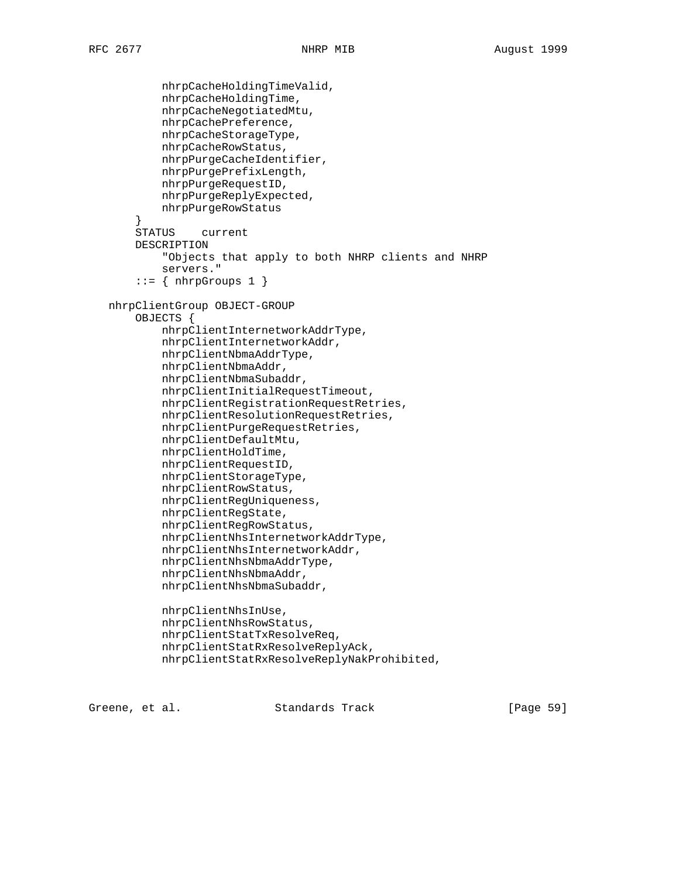```
           nhrpCacheHoldingTimeValid,
           nhrpCacheHoldingTime,
           nhrpCacheNegotiatedMtu,
           nhrpCachePreference,
           nhrpCacheStorageType,
           nhrpCacheRowStatus,
           nhrpPurgeCacheIdentifier,
           nhrpPurgePrefixLength,
           nhrpPurgeRequestID,
           nhrpPurgeReplyExpected,
           nhrpPurgeRowStatus
       }
       STATUS    current
       DESCRIPTION
           "Objects that apply to both NHRP clients and NHRP
           servers."
       ::= { nhrpGroups 1 }

   nhrpClientGroup OBJECT-GROUP
       OBJECTS {
           nhrpClientInternetworkAddrType,
           nhrpClientInternetworkAddr,
           nhrpClientNbmaAddrType,
           nhrpClientNbmaAddr,
           nhrpClientNbmaSubaddr,
           nhrpClientInitialRequestTimeout,
           nhrpClientRegistrationRequestRetries,
           nhrpClientResolutionRequestRetries,
           nhrpClientPurgeRequestRetries,
           nhrpClientDefaultMtu,
           nhrpClientHoldTime,
           nhrpClientRequestID,
           nhrpClientStorageType,
           nhrpClientRowStatus,
           nhrpClientRegUniqueness,
           nhrpClientRegState,
           nhrpClientRegRowStatus,
           nhrpClientNhsInternetworkAddrType,
           nhrpClientNhsInternetworkAddr,
           nhrpClientNhsNbmaAddrType,
           nhrpClientNhsNbmaAddr,
           nhrpClientNhsNbmaSubaddr,

           nhrpClientNhsInUse,
           nhrpClientNhsRowStatus,
           nhrpClientStatTxResolveReq,
           nhrpClientStatRxResolveReplyAck,
           nhrpClientStatRxResolveReplyNakProhibited,
```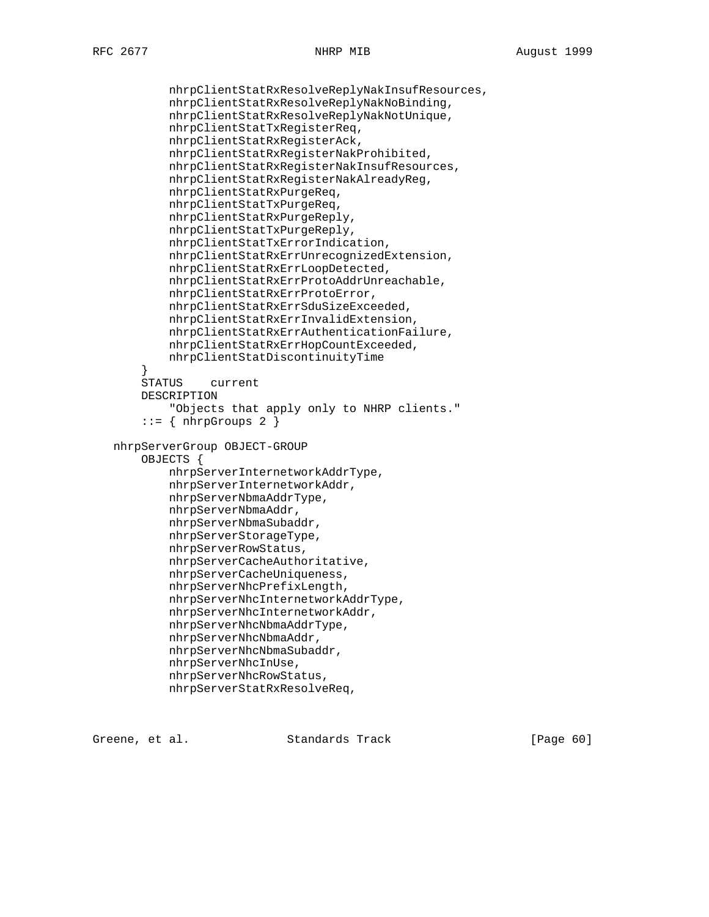```
          nhrpClientStatRxResolveReplyNakInsufResources,
          nhrpClientStatRxResolveReplyNakNoBinding,
          nhrpClientStatRxResolveReplyNakNotUnique,
          nhrpClientStatTxRegisterReq,
          nhrpClientStatRxRegisterAck,
          nhrpClientStatRxRegisterNakProhibited,
          nhrpClientStatRxRegisterNakInsufResources,
          nhrpClientStatRxRegisterNakAlreadyReg,
          nhrpClientStatRxPurgeReq,
          nhrpClientStatTxPurgeReq,
          nhrpClientStatRxPurgeReply,
          nhrpClientStatTxPurgeReply,
          nhrpClientStatTxErrorIndication,
          nhrpClientStatRxErrUnrecognizedExtension,
          nhrpClientStatRxErrLoopDetected,
          nhrpClientStatRxErrProtoAddrUnreachable,
          nhrpClientStatRxErrProtoError,
          nhrpClientStatRxErrSduSizeExceeded,
          nhrpClientStatRxErrInvalidExtension,
          nhrpClientStatRxErrAuthenticationFailure,
          nhrpClientStatRxErrHopCountExceeded,
          nhrpClientStatDiscontinuityTime
      }
      STATUS    current
      DESCRIPTION
          "Objects that apply only to NHRP clients."
      ::= { nhrpGroups 2 }

  nhrpServerGroup OBJECT-GROUP
      OBJECTS {
          nhrpServerInternetworkAddrType,
          nhrpServerInternetworkAddr,
          nhrpServerNbmaAddrType,
          nhrpServerNbmaAddr,
          nhrpServerNbmaSubaddr,
          nhrpServerStorageType,
          nhrpServerRowStatus,
          nhrpServerCacheAuthoritative,
          nhrpServerCacheUniqueness,
          nhrpServerNhcPrefixLength,
          nhrpServerNhcInternetworkAddrType,
          nhrpServerNhcInternetworkAddr,
          nhrpServerNhcNbmaAddrType,
          nhrpServerNhcNbmaAddr,
          nhrpServerNhcNbmaSubaddr,
          nhrpServerNhcInUse,
          nhrpServerNhcRowStatus,
          nhrpServerStatRxResolveReq,
```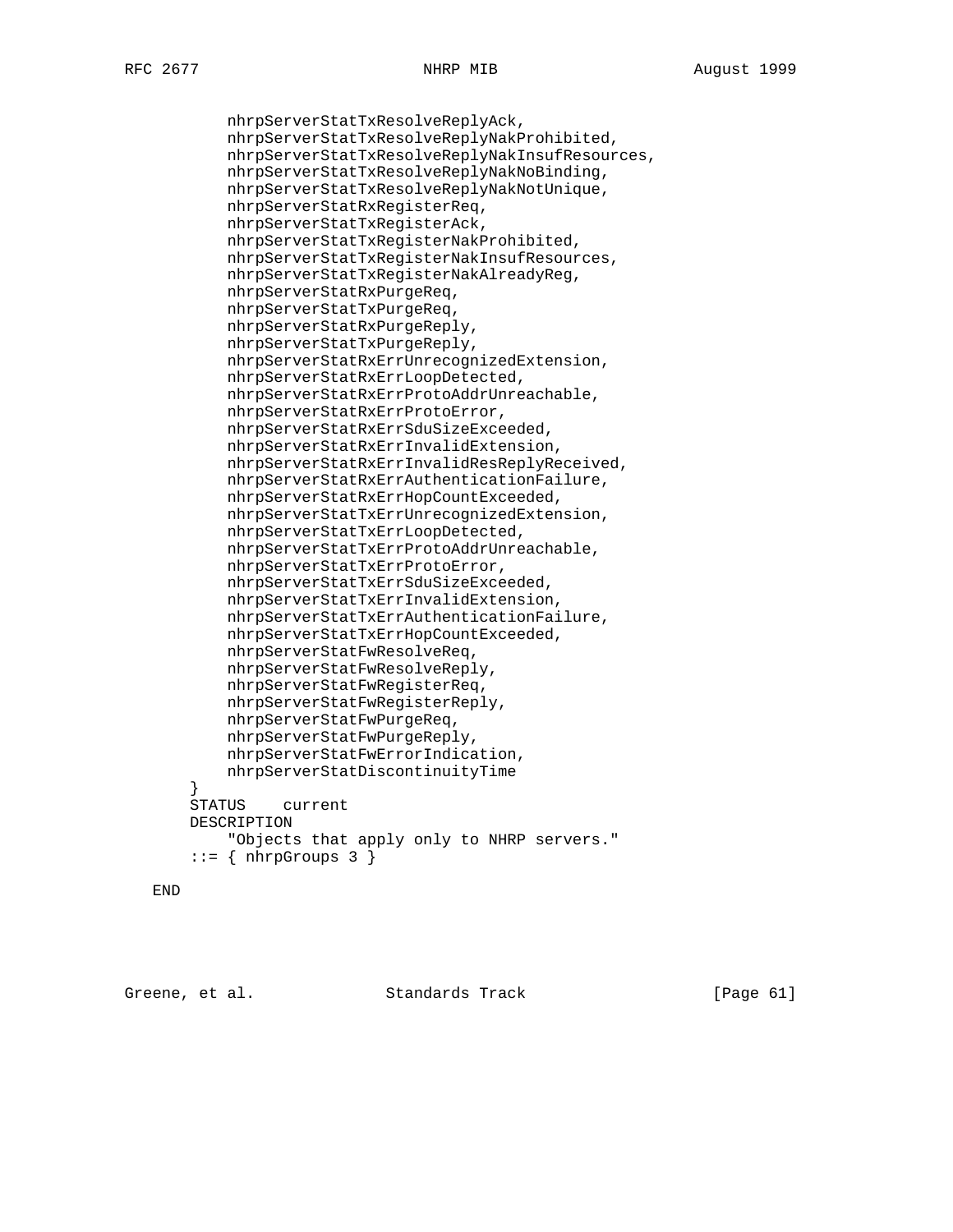```
            nhrpServerStatTxResolveReplyAck,
            nhrpServerStatTxResolveReplyNakProhibited,
            nhrpServerStatTxResolveReplyNakInsufResources,
            nhrpServerStatTxResolveReplyNakNoBinding,
            nhrpServerStatTxResolveReplyNakNotUnique,
            nhrpServerStatRxRegisterReq,
            nhrpServerStatTxRegisterAck,
            nhrpServerStatTxRegisterNakProhibited,
            nhrpServerStatTxRegisterNakInsufResources,
            nhrpServerStatTxRegisterNakAlreadyReg,
            nhrpServerStatRxPurgeReq,
            nhrpServerStatTxPurgeReq,
            nhrpServerStatRxPurgeReply,
            nhrpServerStatTxPurgeReply,
            nhrpServerStatRxErrUnrecognizedExtension,
            nhrpServerStatRxErrLoopDetected,
            nhrpServerStatRxErrProtoAddrUnreachable,
            nhrpServerStatRxErrProtoError,
            nhrpServerStatRxErrSduSizeExceeded,
            nhrpServerStatRxErrInvalidExtension,
            nhrpServerStatRxErrInvalidResReplyReceived,
            nhrpServerStatRxErrAuthenticationFailure,
            nhrpServerStatRxErrHopCountExceeded,
            nhrpServerStatTxErrUnrecognizedExtension,
            nhrpServerStatTxErrLoopDetected,
            nhrpServerStatTxErrProtoAddrUnreachable,
            nhrpServerStatTxErrProtoError,
            nhrpServerStatTxErrSduSizeExceeded,
            nhrpServerStatTxErrInvalidExtension,
            nhrpServerStatTxErrAuthenticationFailure,
            nhrpServerStatTxErrHopCountExceeded,
            nhrpServerStatFwResolveReq,
            nhrpServerStatFwResolveReply,
            nhrpServerStatFwRegisterReq,
            nhrpServerStatFwRegisterReply,
            nhrpServerStatFwPurgeReq,
            nhrpServerStatFwPurgeReply,
            nhrpServerStatFwErrorIndication,
            nhrpServerStatDiscontinuityTime
        }
        STATUS    current
        DESCRIPTION
            "Objects that apply only to NHRP servers."
        ::= { nhrpGroups 3 }

    END
```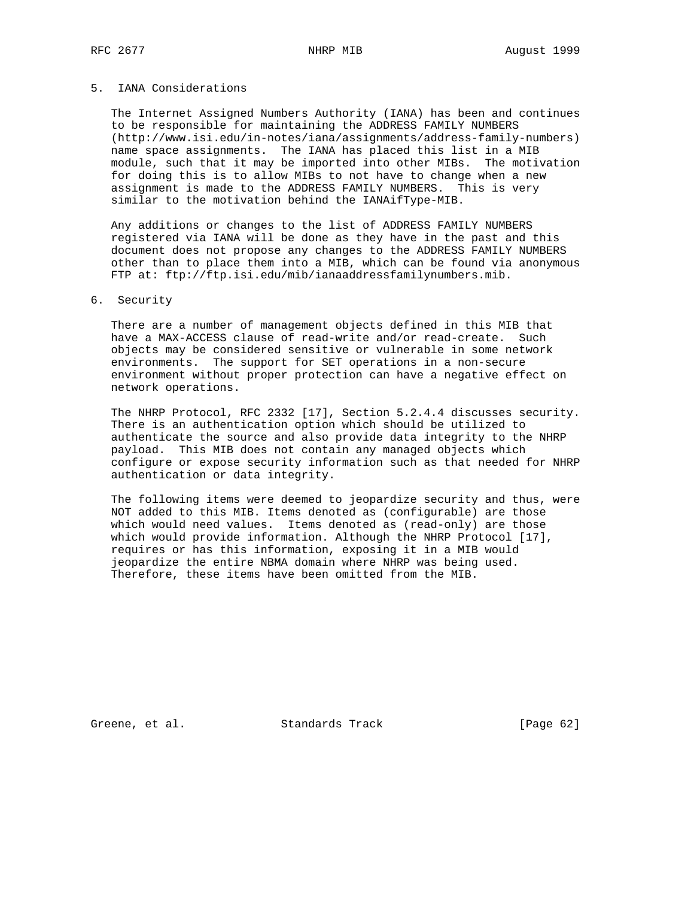## 5. IANA Considerations

The Internet Assigned Numbers Authority (IANA) has been and continues to be responsible for maintaining the ADDRESS FAMILY NUMBERS (http://www.isi.edu/in-notes/iana/assignments/address-family-numbers) name space assignments. The IANA has placed this list in a MIB module, such that it may be imported into other MIBs. The motivation for doing this is to allow MIBs to not have to change when a new assignment is made to the ADDRESS FAMILY NUMBERS. This is very similar to the motivation behind the IANAifType-MIB.

Any additions or changes to the list of ADDRESS FAMILY NUMBERS registered via IANA will be done as they have in the past and this document does not propose any changes to the ADDRESS FAMILY NUMBERS other than to place them into a MIB, which can be found via anonymous FTP at: ftp://ftp.isi.edu/mib/ianaaddressfamilynumbers.mib.

## 6. Security

There are a number of management objects defined in this MIB that have a MAX-ACCESS clause of read-write and/or read-create. Such objects may be considered sensitive or vulnerable in some network environments. The support for SET operations in a non-secure environment without proper protection can have a negative effect on network operations.

The NHRP Protocol, RFC 2332 [17], Section 5.2.4.4 discusses security. There is an authentication option which should be utilized to authenticate the source and also provide data integrity to the NHRP payload. This MIB does not contain any managed objects which configure or expose security information such as that needed for NHRP authentication or data integrity.

The following items were deemed to jeopardize security and thus, were NOT added to this MIB. Items denoted as (configurable) are those which would need values. Items denoted as (read-only) are those which would provide information. Although the NHRP Protocol [17], requires or has this information, exposing it in a MIB would jeopardize the entire NBMA domain where NHRP was being used. Therefore, these items have been omitted from the MIB.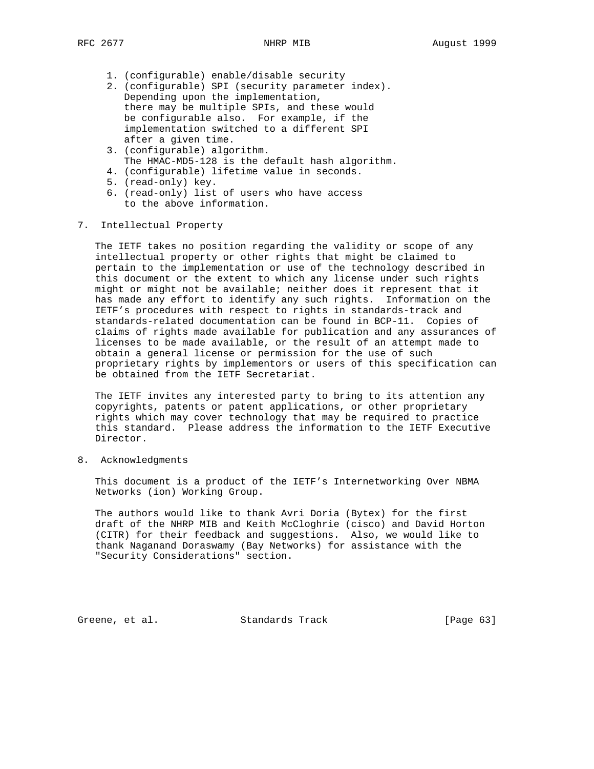1. (configurable) enable/disable security
2. (configurable) SPI (security parameter index). Depending upon the implementation, there may be multiple SPIs, and these would be configurable also. For example, if the implementation switched to a different SPI after a given time.
3. (configurable) algorithm. The HMAC-MD5-128 is the default hash algorithm.
4. (configurable) lifetime value in seconds.
5. (read-only) key.
6. (read-only) list of users who have access to the above information.

## 7. Intellectual Property

The IETF takes no position regarding the validity or scope of any intellectual property or other rights that might be claimed to pertain to the implementation or use of the technology described in this document or the extent to which any license under such rights might or might not be available; neither does it represent that it has made any effort to identify any such rights. Information on the IETF's procedures with respect to rights in standards-track and standards-related documentation can be found in BCP-11. Copies of claims of rights made available for publication and any assurances of licenses to be made available, or the result of an attempt made to obtain a general license or permission for the use of such proprietary rights by implementors or users of this specification can be obtained from the IETF Secretariat.

The IETF invites any interested party to bring to its attention any copyrights, patents or patent applications, or other proprietary rights which may cover technology that may be required to practice this standard. Please address the information to the IETF Executive Director.

## 8. Acknowledgments

This document is a product of the IETF's Internetworking Over NBMA Networks (ion) Working Group.

The authors would like to thank Avri Doria (Bytex) for the first draft of the NHRP MIB and Keith McCloghrie (cisco) and David Horton (CITR) for their feedback and suggestions. Also, we would like to thank Naganand Doraswamy (Bay Networks) for assistance with the "Security Considerations" section.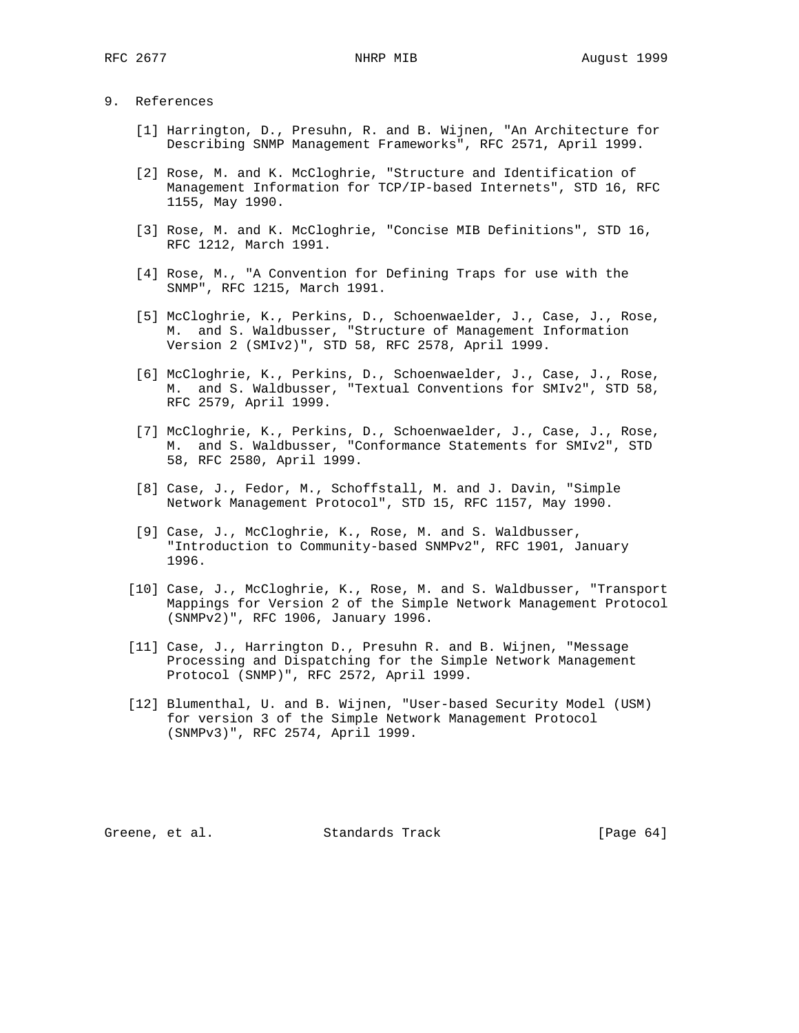## 9. References

[1] Harrington, D., Presuhn, R. and B. Wijnen, "An Architecture for Describing SNMP Management Frameworks", RFC 2571, April 1999.

[2] Rose, M. and K. McCloghrie, "Structure and Identification of Management Information for TCP/IP-based Internets", STD 16, RFC 1155, May 1990.

[3] Rose, M. and K. McCloghrie, "Concise MIB Definitions", STD 16, RFC 1212, March 1991.

[4] Rose, M., "A Convention for Defining Traps for use with the SNMP", RFC 1215, March 1991.

[5] McCloghrie, K., Perkins, D., Schoenwaelder, J., Case, J., Rose, M. and S. Waldbusser, "Structure of Management Information Version 2 (SMIv2)", STD 58, RFC 2578, April 1999.

[6] McCloghrie, K., Perkins, D., Schoenwaelder, J., Case, J., Rose, M. and S. Waldbusser, "Textual Conventions for SMIv2", STD 58, RFC 2579, April 1999.

[7] McCloghrie, K., Perkins, D., Schoenwaelder, J., Case, J., Rose, M. and S. Waldbusser, "Conformance Statements for SMIv2", STD 58, RFC 2580, April 1999.

[8] Case, J., Fedor, M., Schoffstall, M. and J. Davin, "Simple Network Management Protocol", STD 15, RFC 1157, May 1990.

[9] Case, J., McCloghrie, K., Rose, M. and S. Waldbusser, "Introduction to Community-based SNMPv2", RFC 1901, January 1996.

[10] Case, J., McCloghrie, K., Rose, M. and S. Waldbusser, "Transport Mappings for Version 2 of the Simple Network Management Protocol (SNMPv2)", RFC 1906, January 1996.

[11] Case, J., Harrington D., Presuhn R. and B. Wijnen, "Message Processing and Dispatching for the Simple Network Management Protocol (SNMP)", RFC 2572, April 1999.

[12] Blumenthal, U. and B. Wijnen, "User-based Security Model (USM) for version 3 of the Simple Network Management Protocol (SNMPv3)", RFC 2574, April 1999.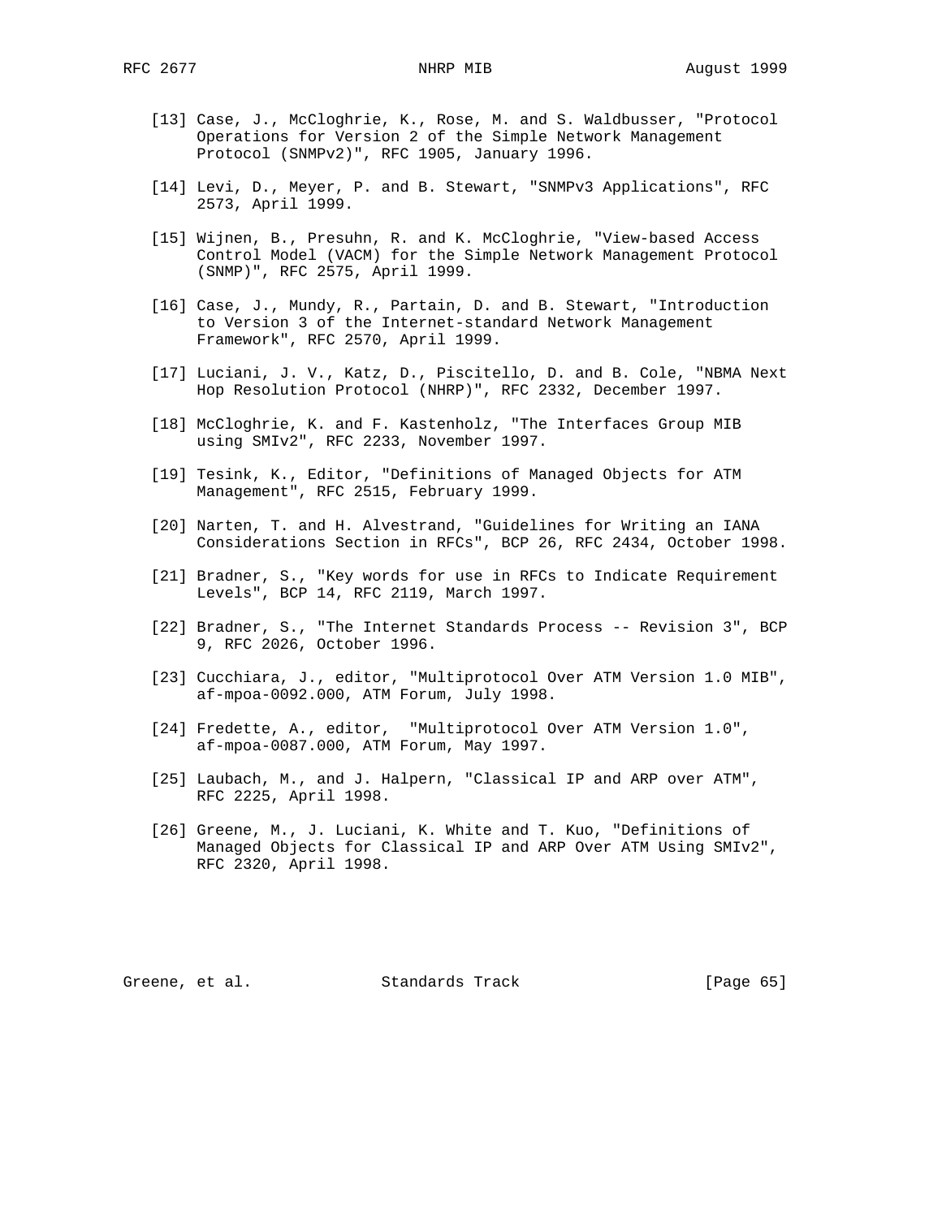[13] Case, J., McCloghrie, K., Rose, M. and S. Waldbusser, "Protocol Operations for Version 2 of the Simple Network Management Protocol (SNMPv2)", RFC 1905, January 1996.

[14] Levi, D., Meyer, P. and B. Stewart, "SNMPv3 Applications", RFC 2573, April 1999.

[15] Wijnen, B., Presuhn, R. and K. McCloghrie, "View-based Access Control Model (VACM) for the Simple Network Management Protocol (SNMP)", RFC 2575, April 1999.

[16] Case, J., Mundy, R., Partain, D. and B. Stewart, "Introduction to Version 3 of the Internet-standard Network Management Framework", RFC 2570, April 1999.

[17] Luciani, J. V., Katz, D., Piscitello, D. and B. Cole, "NBMA Next Hop Resolution Protocol (NHRP)", RFC 2332, December 1997.

[18] McCloghrie, K. and F. Kastenholz, "The Interfaces Group MIB using SMIv2", RFC 2233, November 1997.

[19] Tesink, K., Editor, "Definitions of Managed Objects for ATM Management", RFC 2515, February 1999.

[20] Narten, T. and H. Alvestrand, "Guidelines for Writing an IANA Considerations Section in RFCs", BCP 26, RFC 2434, October 1998.

[21] Bradner, S., "Key words for use in RFCs to Indicate Requirement Levels", BCP 14, RFC 2119, March 1997.

[22] Bradner, S., "The Internet Standards Process -- Revision 3", BCP 9, RFC 2026, October 1996.

[23] Cucchiara, J., editor, "Multiprotocol Over ATM Version 1.0 MIB", af-mpoa-0092.000, ATM Forum, July 1998.

[24] Fredette, A., editor, "Multiprotocol Over ATM Version 1.0", af-mpoa-0087.000, ATM Forum, May 1997.

[25] Laubach, M., and J. Halpern, "Classical IP and ARP over ATM", RFC 2225, April 1998.

[26] Greene, M., J. Luciani, K. White and T. Kuo, "Definitions of Managed Objects for Classical IP and ARP Over ATM Using SMIv2", RFC 2320, April 1998.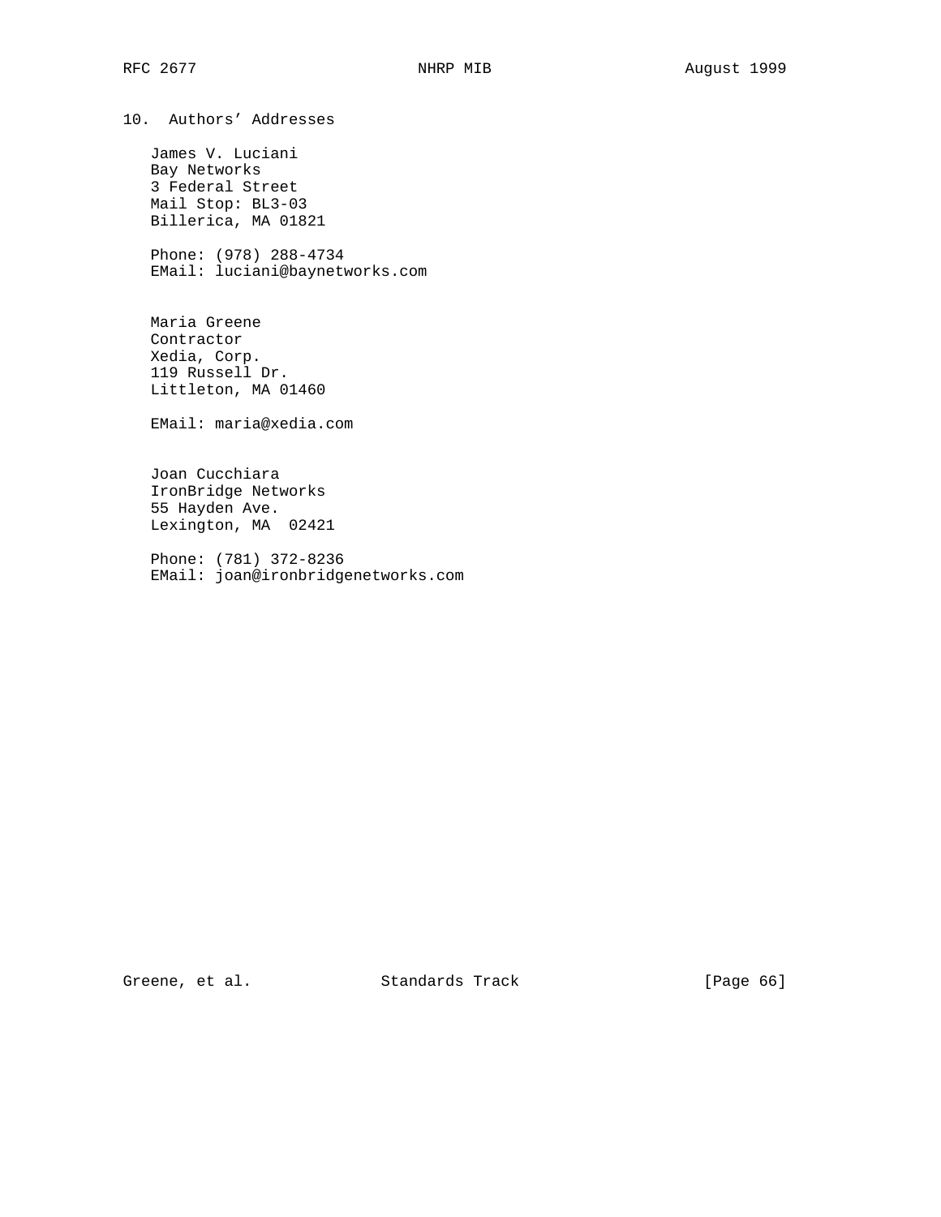## 10. Authors' Addresses

James V. Luciani
Bay Networks
3 Federal Street
Mail Stop: BL3-03
Billerica, MA 01821

Phone: (978) 288-4734
EMail: luciani@baynetworks.com

Maria Greene
Contractor
Xedia, Corp.
119 Russell Dr.
Littleton, MA 01460

EMail: maria@xedia.com

Joan Cucchiara
IronBridge Networks
55 Hayden Ave.
Lexington, MA  02421

Phone: (781) 372-8236
EMail: joan@ironbridgenetworks.com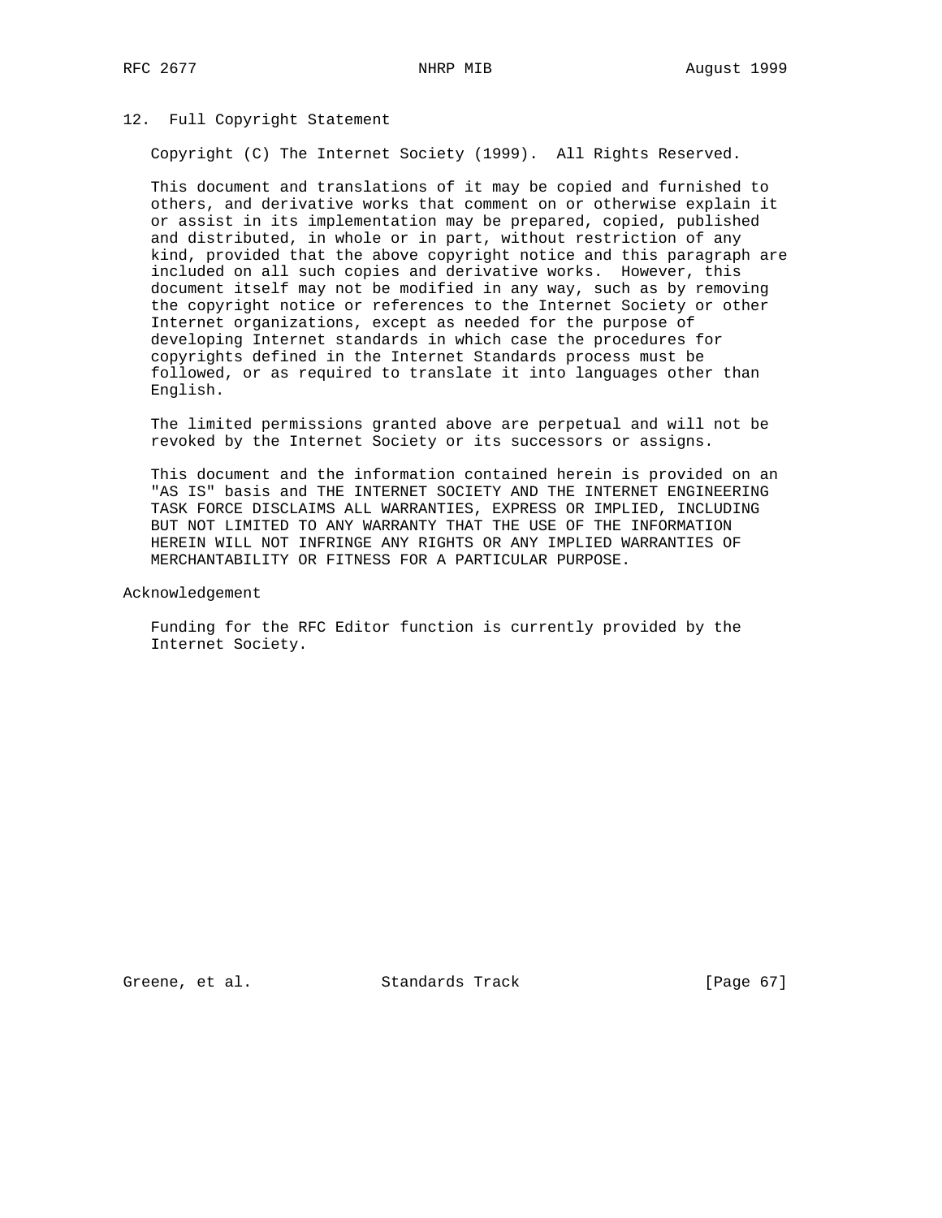## 12. Full Copyright Statement

Copyright (C) The Internet Society (1999). All Rights Reserved.

This document and translations of it may be copied and furnished to others, and derivative works that comment on or otherwise explain it or assist in its implementation may be prepared, copied, published and distributed, in whole or in part, without restriction of any kind, provided that the above copyright notice and this paragraph are included on all such copies and derivative works. However, this document itself may not be modified in any way, such as by removing the copyright notice or references to the Internet Society or other Internet organizations, except as needed for the purpose of developing Internet standards in which case the procedures for copyrights defined in the Internet Standards process must be followed, or as required to translate it into languages other than English.

The limited permissions granted above are perpetual and will not be revoked by the Internet Society or its successors or assigns.

This document and the information contained herein is provided on an "AS IS" basis and THE INTERNET SOCIETY AND THE INTERNET ENGINEERING TASK FORCE DISCLAIMS ALL WARRANTIES, EXPRESS OR IMPLIED, INCLUDING BUT NOT LIMITED TO ANY WARRANTY THAT THE USE OF THE INFORMATION HEREIN WILL NOT INFRINGE ANY RIGHTS OR ANY IMPLIED WARRANTIES OF MERCHANTABILITY OR FITNESS FOR A PARTICULAR PURPOSE.

## Acknowledgement

Funding for the RFC Editor function is currently provided by the Internet Society.